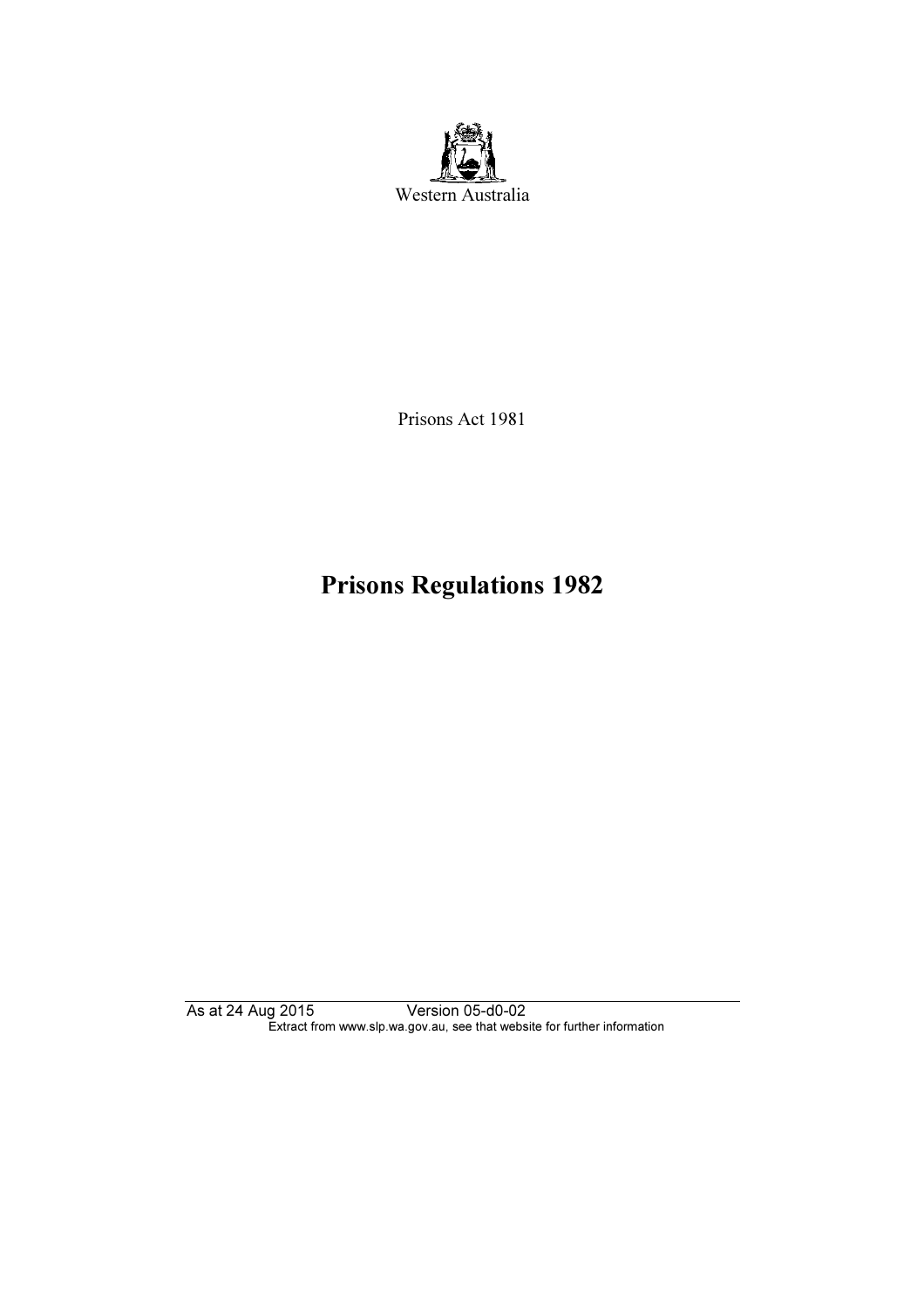Western Australia

Prisons Act 1981

# Prisons Regulations 1982

As at 24 Aug 2015 Version 05-d0-02
Extract from www.slp.wa.gov.au, see that website for further information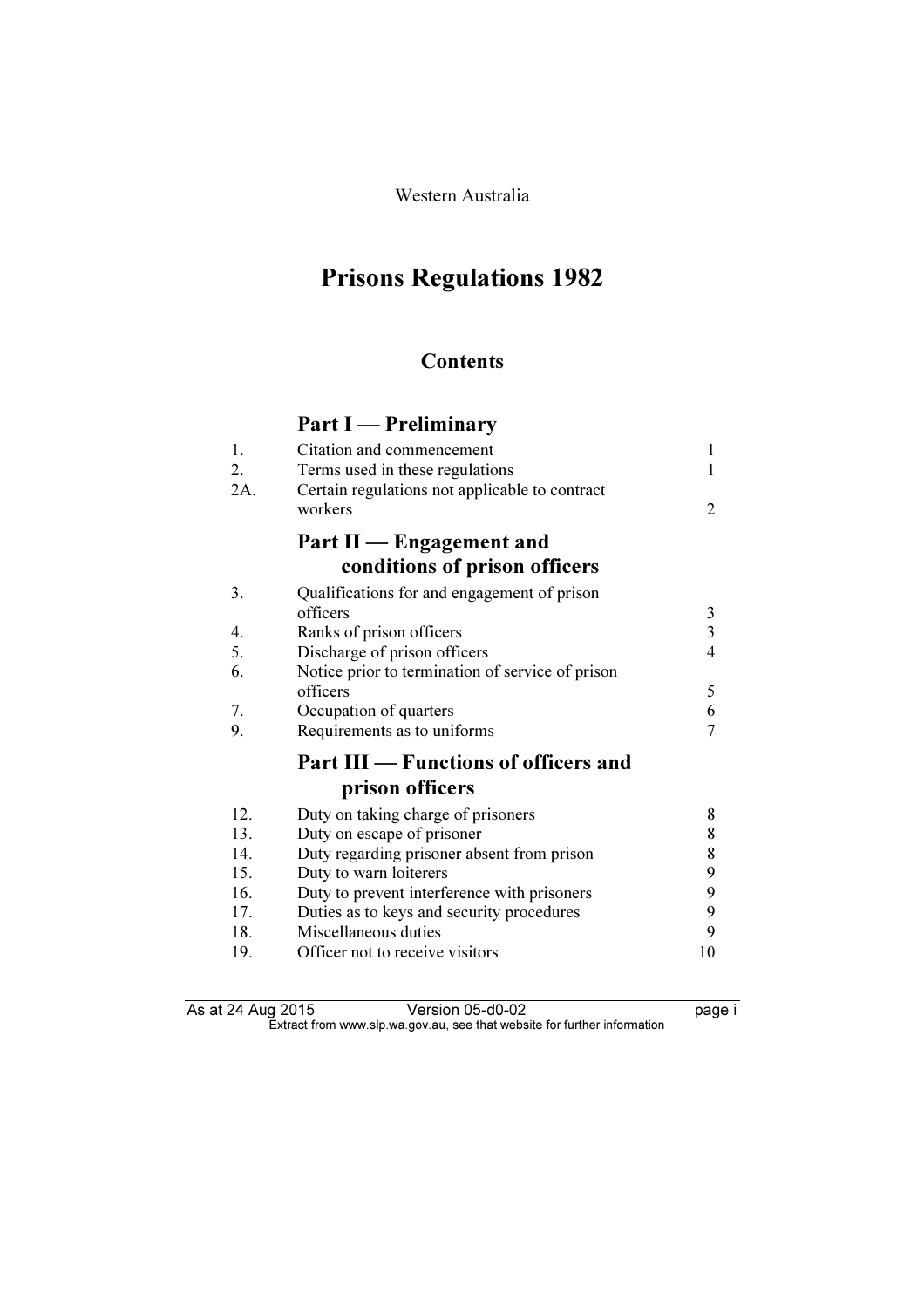Western Australia

# Prisons Regulations 1982

## Contents

### Part I — Preliminary

| | | |
|---|---|---|
| 1. | Citation and commencement | 1 |
| 2. | Terms used in these regulations | 1 |
| 2A. | Certain regulations not applicable to contract workers | 2 |

### Part II — Engagement and conditions of prison officers

| | | |
|---|---|---|
| 3. | Qualifications for and engagement of prison officers | 3 |
| 4. | Ranks of prison officers | 3 |
| 5. | Discharge of prison officers | 4 |
| 6. | Notice prior to termination of service of prison officers | 5 |
| 7. | Occupation of quarters | 6 |
| 9. | Requirements as to uniforms | 7 |

### Part III — Functions of officers and prison officers

| | | |
|---|---|---|
| 12. | Duty on taking charge of prisoners | 8 |
| 13. | Duty on escape of prisoner | 8 |
| 14. | Duty regarding prisoner absent from prison | 8 |
| 15. | Duty to warn loiterers | 9 |
| 16. | Duty to prevent interference with prisoners | 9 |
| 17. | Duties as to keys and security procedures | 9 |
| 18. | Miscellaneous duties | 9 |
| 19. | Officer not to receive visitors | 10 |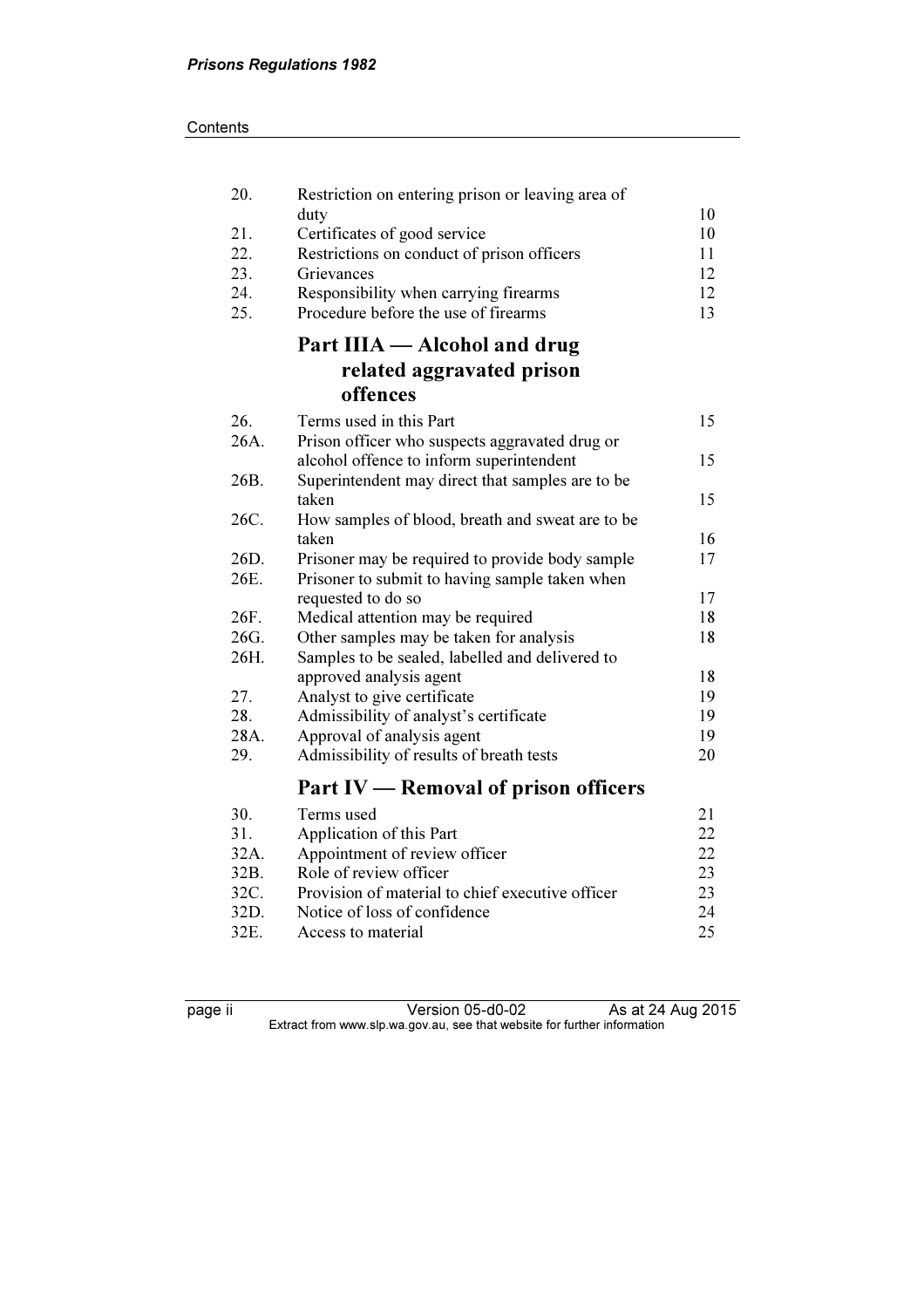| | | |
|---|---|---|
| 20. | Restriction on entering prison or leaving area of duty | 10 |
| 21. | Certificates of good service | 10 |
| 22. | Restrictions on conduct of prison officers | 11 |
| 23. | Grievances | 12 |
| 24. | Responsibility when carrying firearms | 12 |
| 25. | Procedure before the use of firearms | 13 |

## Part IIIA — Alcohol and drug related aggravated prison offences

| | | |
|---|---|---|
| 26. | Terms used in this Part | 15 |
| 26A. | Prison officer who suspects aggravated drug or alcohol offence to inform superintendent | 15 |
| 26B. | Superintendent may direct that samples are to be taken | 15 |
| 26C. | How samples of blood, breath and sweat are to be taken | 16 |
| 26D. | Prisoner may be required to provide body sample | 17 |
| 26E. | Prisoner to submit to having sample taken when requested to do so | 17 |
| 26F. | Medical attention may be required | 18 |
| 26G. | Other samples may be taken for analysis | 18 |
| 26H. | Samples to be sealed, labelled and delivered to approved analysis agent | 18 |
| 27. | Analyst to give certificate | 19 |
| 28. | Admissibility of analyst's certificate | 19 |
| 28A. | Approval of analysis agent | 19 |
| 29. | Admissibility of results of breath tests | 20 |

## Part IV — Removal of prison officers

| | | |
|---|---|---|
| 30. | Terms used | 21 |
| 31. | Application of this Part | 22 |
| 32A. | Appointment of review officer | 22 |
| 32B. | Role of review officer | 23 |
| 32C. | Provision of material to chief executive officer | 23 |
| 32D. | Notice of loss of confidence | 24 |
| 32E. | Access to material | 25 |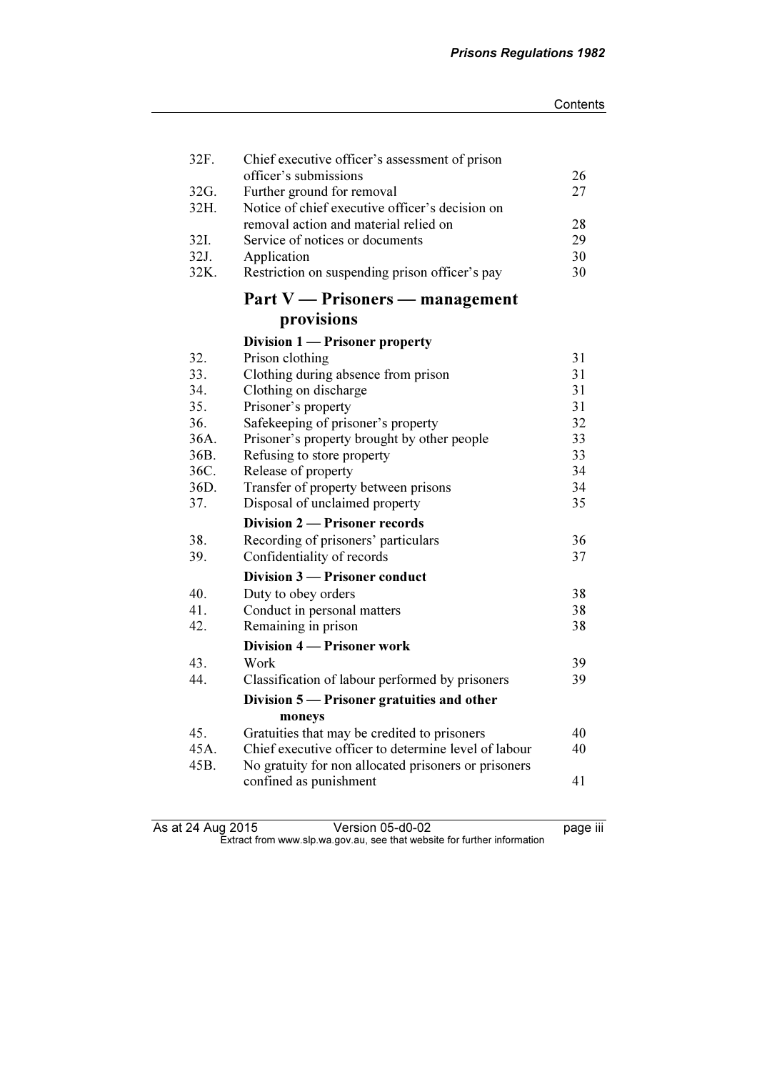| | | |
|---|---|---|
| 32F. | Chief executive officer's assessment of prison officer's submissions | 26 |
| 32G. | Further ground for removal | 27 |
| 32H. | Notice of chief executive officer's decision on removal action and material relied on | 28 |
| 32I. | Service of notices or documents | 29 |
| 32J. | Application | 30 |
| 32K. | Restriction on suspending prison officer's pay | 30 |

## Part V — Prisoners — management provisions

### Division 1 — Prisoner property

| | | |
|---|---|---|
| 32. | Prison clothing | 31 |
| 33. | Clothing during absence from prison | 31 |
| 34. | Clothing on discharge | 31 |
| 35. | Prisoner's property | 31 |
| 36. | Safekeeping of prisoner's property | 32 |
| 36A. | Prisoner's property brought by other people | 33 |
| 36B. | Refusing to store property | 33 |
| 36C. | Release of property | 34 |
| 36D. | Transfer of property between prisons | 34 |
| 37. | Disposal of unclaimed property | 35 |

### Division 2 — Prisoner records

| | | |
|---|---|---|
| 38. | Recording of prisoners' particulars | 36 |
| 39. | Confidentiality of records | 37 |

### Division 3 — Prisoner conduct

| | | |
|---|---|---|
| 40. | Duty to obey orders | 38 |
| 41. | Conduct in personal matters | 38 |
| 42. | Remaining in prison | 38 |

### Division 4 — Prisoner work

| | | |
|---|---|---|
| 43. | Work | 39 |
| 44. | Classification of labour performed by prisoners | 39 |

### Division 5 — Prisoner gratuities and other moneys

| | | |
|---|---|---|
| 45. | Gratuities that may be credited to prisoners | 40 |
| 45A. | Chief executive officer to determine level of labour | 40 |
| 45B. | No gratuity for non allocated prisoners or prisoners confined as punishment | 41 |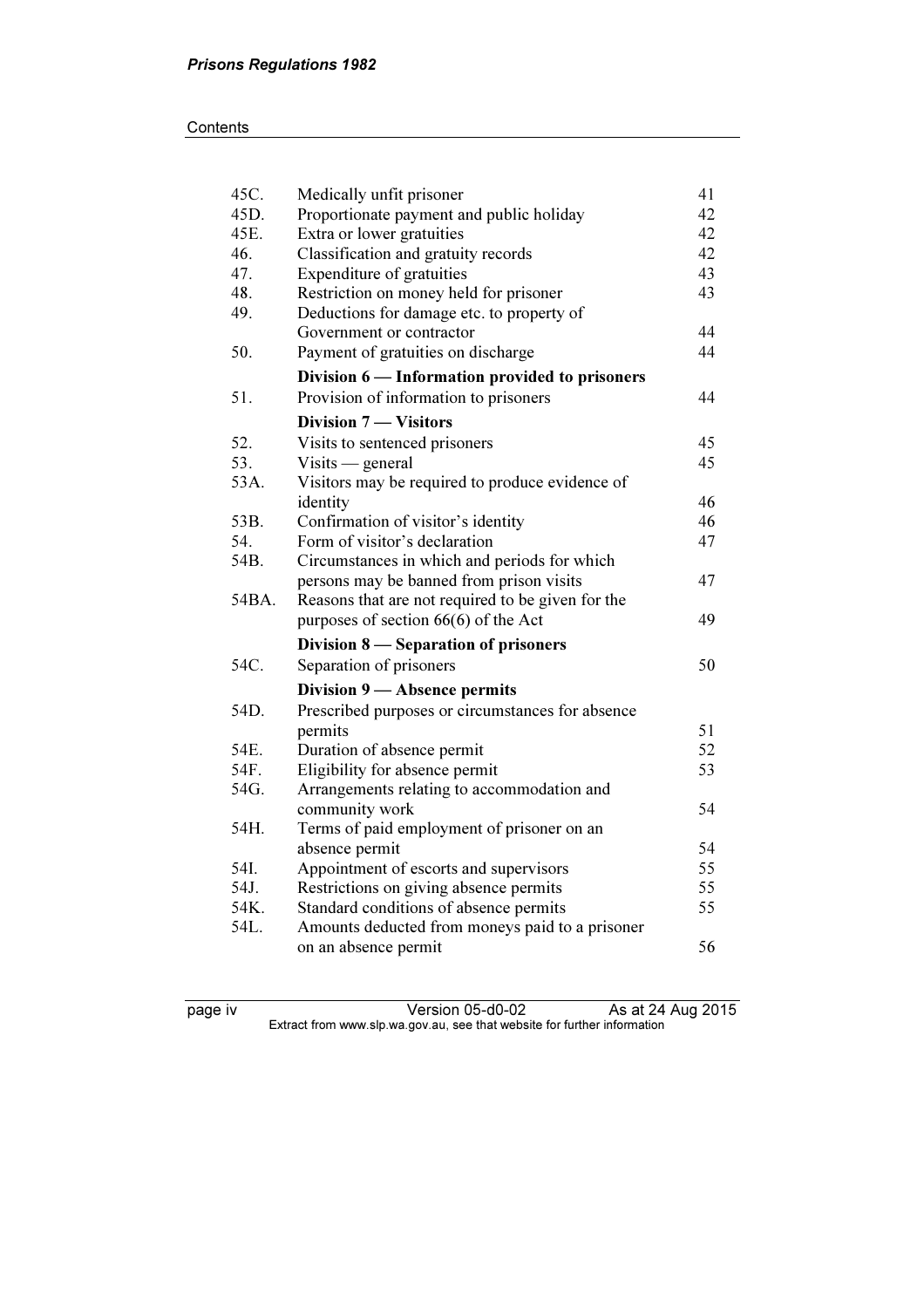| | | |
|---|---|---|
| 45C. | Medically unfit prisoner | 41 |
| 45D. | Proportionate payment and public holiday | 42 |
| 45E. | Extra or lower gratuities | 42 |
| 46. | Classification and gratuity records | 42 |
| 47. | Expenditure of gratuities | 43 |
| 48. | Restriction on money held for prisoner | 43 |
| 49. | Deductions for damage etc. to property of Government or contractor | 44 |
| 50. | Payment of gratuities on discharge | 44 |
| | **Division 6 — Information provided to prisoners** | |
| 51. | Provision of information to prisoners | 44 |
| | **Division 7 — Visitors** | |
| 52. | Visits to sentenced prisoners | 45 |
| 53. | Visits — general | 45 |
| 53A. | Visitors may be required to produce evidence of identity | 46 |
| 53B. | Confirmation of visitor's identity | 46 |
| 54. | Form of visitor's declaration | 47 |
| 54B. | Circumstances in which and periods for which persons may be banned from prison visits | 47 |
| 54BA. | Reasons that are not required to be given for the purposes of section 66(6) of the Act | 49 |
| | **Division 8 — Separation of prisoners** | |
| 54C. | Separation of prisoners | 50 |
| | **Division 9 — Absence permits** | |
| 54D. | Prescribed purposes or circumstances for absence permits | 51 |
| 54E. | Duration of absence permit | 52 |
| 54F. | Eligibility for absence permit | 53 |
| 54G. | Arrangements relating to accommodation and community work | 54 |
| 54H. | Terms of paid employment of prisoner on an absence permit | 54 |
| 54I. | Appointment of escorts and supervisors | 55 |
| 54J. | Restrictions on giving absence permits | 55 |
| 54K. | Standard conditions of absence permits | 55 |
| 54L. | Amounts deducted from moneys paid to a prisoner on an absence permit | 56 |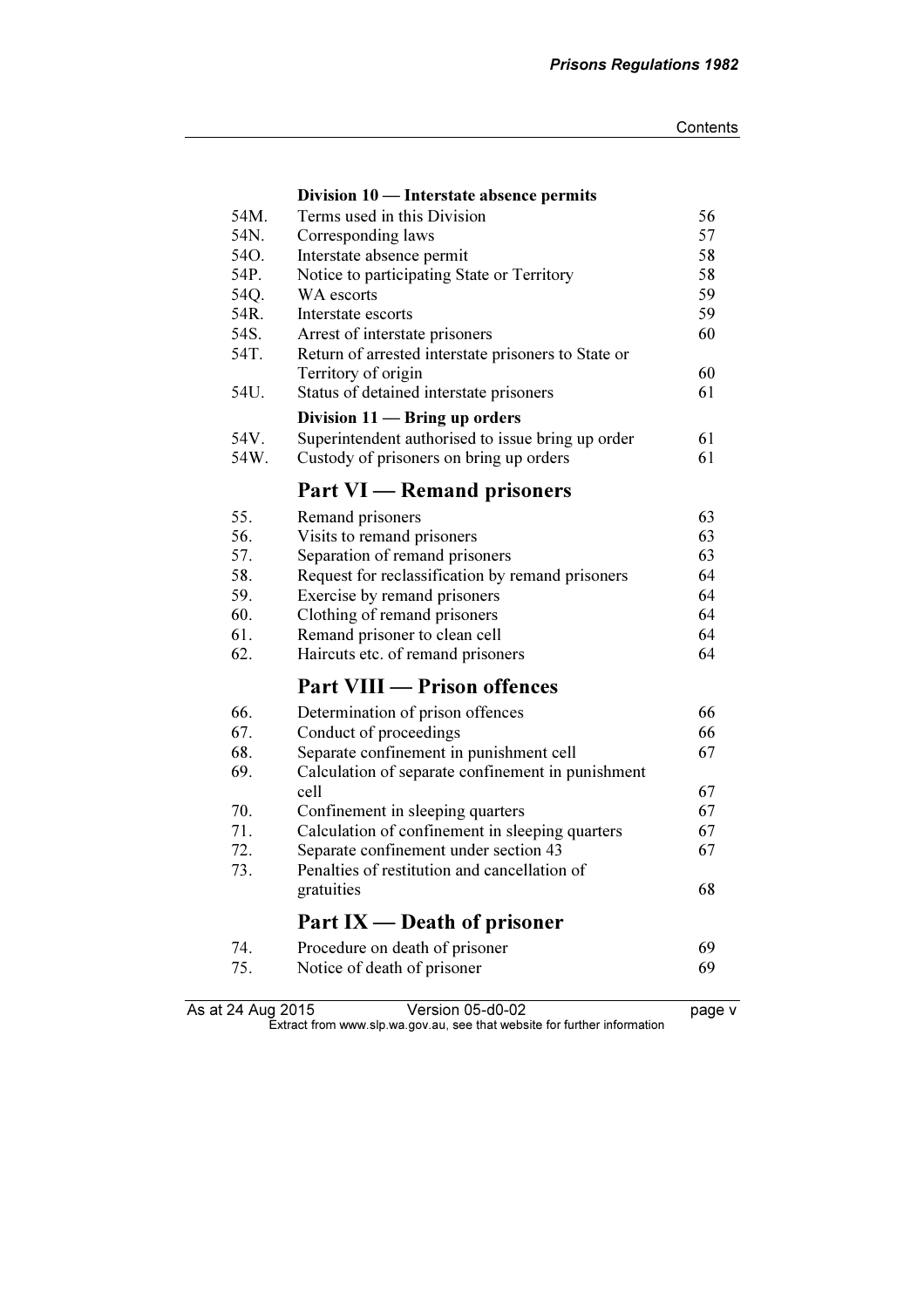**Division 10 — Interstate absence permits**

| | | |
|---|---|---|
| 54M. | Terms used in this Division | 56 |
| 54N. | Corresponding laws | 57 |
| 54O. | Interstate absence permit | 58 |
| 54P. | Notice to participating State or Territory | 58 |
| 54Q. | WA escorts | 59 |
| 54R. | Interstate escorts | 59 |
| 54S. | Arrest of interstate prisoners | 60 |
| 54T. | Return of arrested interstate prisoners to State or Territory of origin | 60 |
| 54U. | Status of detained interstate prisoners | 61 |

**Division 11 — Bring up orders**

| | | |
|---|---|---|
| 54V. | Superintendent authorised to issue bring up order | 61 |
| 54W. | Custody of prisoners on bring up orders | 61 |

## Part VI — Remand prisoners

| | | |
|---|---|---|
| 55. | Remand prisoners | 63 |
| 56. | Visits to remand prisoners | 63 |
| 57. | Separation of remand prisoners | 63 |
| 58. | Request for reclassification by remand prisoners | 64 |
| 59. | Exercise by remand prisoners | 64 |
| 60. | Clothing of remand prisoners | 64 |
| 61. | Remand prisoner to clean cell | 64 |
| 62. | Haircuts etc. of remand prisoners | 64 |

## Part VIII — Prison offences

| | | |
|---|---|---|
| 66. | Determination of prison offences | 66 |
| 67. | Conduct of proceedings | 66 |
| 68. | Separate confinement in punishment cell | 67 |
| 69. | Calculation of separate confinement in punishment cell | 67 |
| 70. | Confinement in sleeping quarters | 67 |
| 71. | Calculation of confinement in sleeping quarters | 67 |
| 72. | Separate confinement under section 43 | 67 |
| 73. | Penalties of restitution and cancellation of gratuities | 68 |

## Part IX — Death of prisoner

| | | |
|---|---|---|
| 74. | Procedure on death of prisoner | 69 |
| 75. | Notice of death of prisoner | 69 |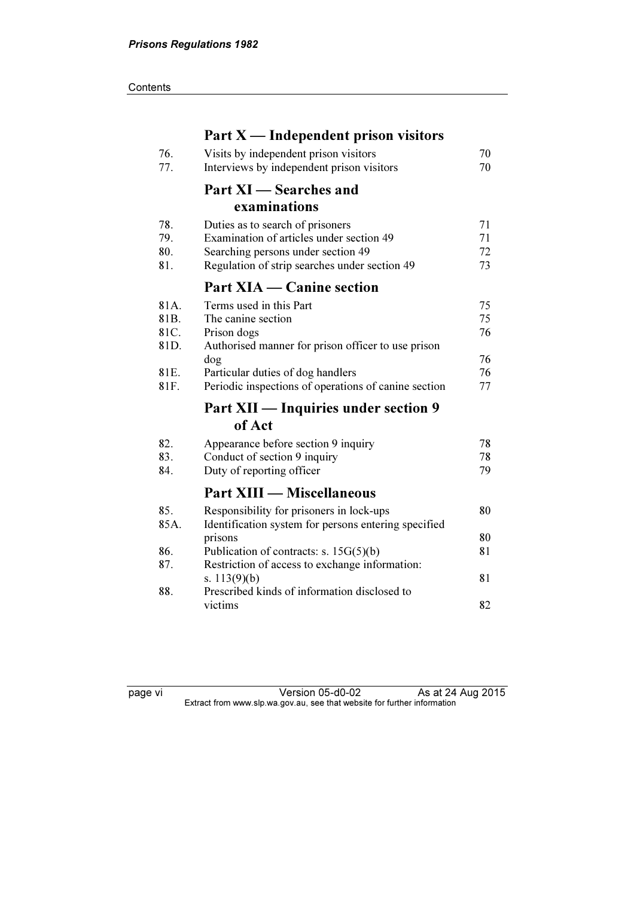## Part X — Independent prison visitors

| | | |
|---|---|---|
| 76. | Visits by independent prison visitors | 70 |
| 77. | Interviews by independent prison visitors | 70 |

## Part XI — Searches and examinations

| | | |
|---|---|---|
| 78. | Duties as to search of prisoners | 71 |
| 79. | Examination of articles under section 49 | 71 |
| 80. | Searching persons under section 49 | 72 |
| 81. | Regulation of strip searches under section 49 | 73 |

## Part XIA — Canine section

| | | |
|---|---|---|
| 81A. | Terms used in this Part | 75 |
| 81B. | The canine section | 75 |
| 81C. | Prison dogs | 76 |
| 81D. | Authorised manner for prison officer to use prison dog | 76 |
| 81E. | Particular duties of dog handlers | 76 |
| 81F. | Periodic inspections of operations of canine section | 77 |

## Part XII — Inquiries under section 9 of Act

| | | |
|---|---|---|
| 82. | Appearance before section 9 inquiry | 78 |
| 83. | Conduct of section 9 inquiry | 78 |
| 84. | Duty of reporting officer | 79 |

## Part XIII — Miscellaneous

| | | |
|---|---|---|
| 85. | Responsibility for prisoners in lock-ups | 80 |
| 85A. | Identification system for persons entering specified prisons | 80 |
| 86. | Publication of contracts: s. 15G(5)(b) | 81 |
| 87. | Restriction of access to exchange information: s. 113(9)(b) | 81 |
| 88. | Prescribed kinds of information disclosed to victims | 82 |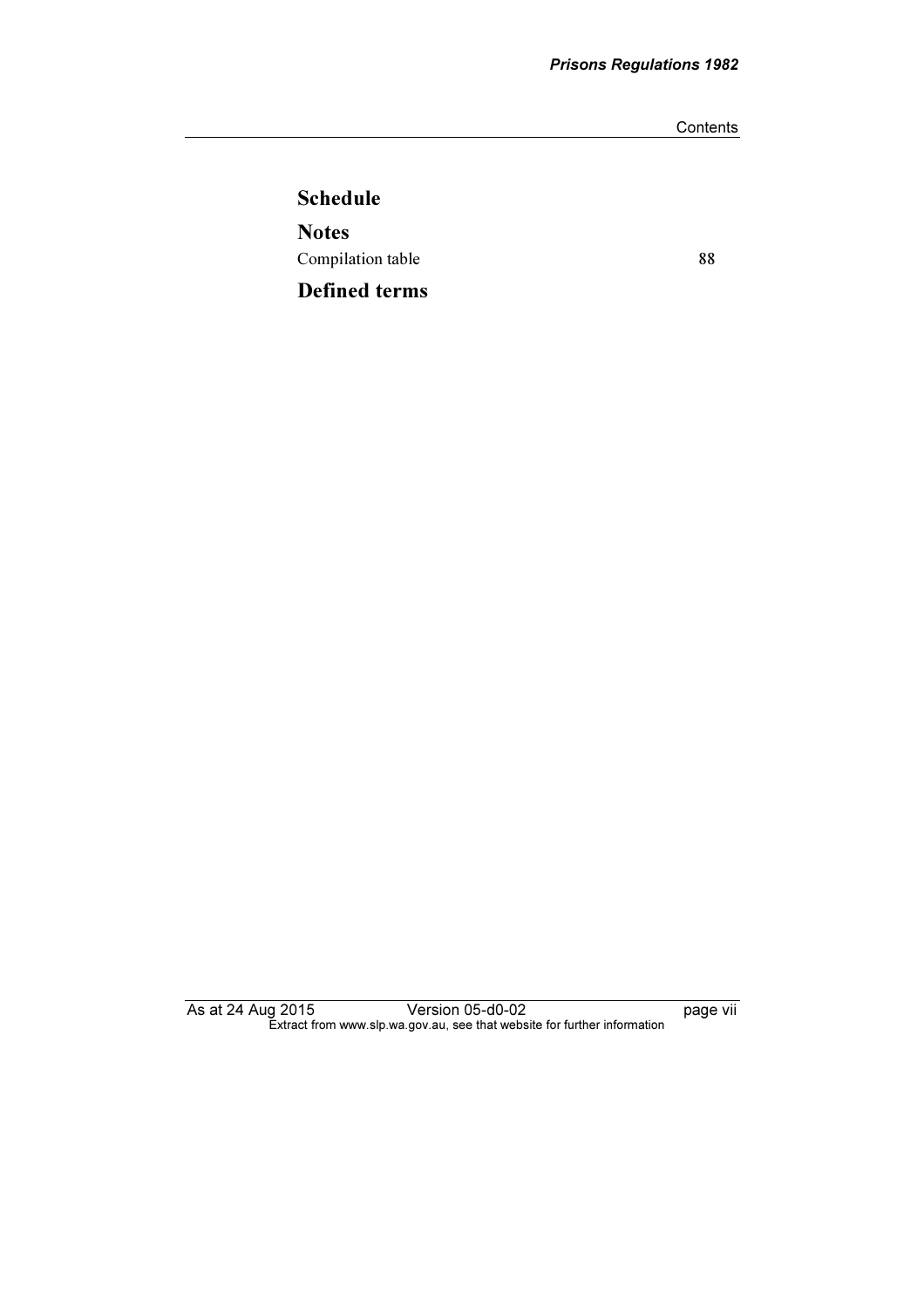## Schedule

## Notes

Compilation table 88

## Defined terms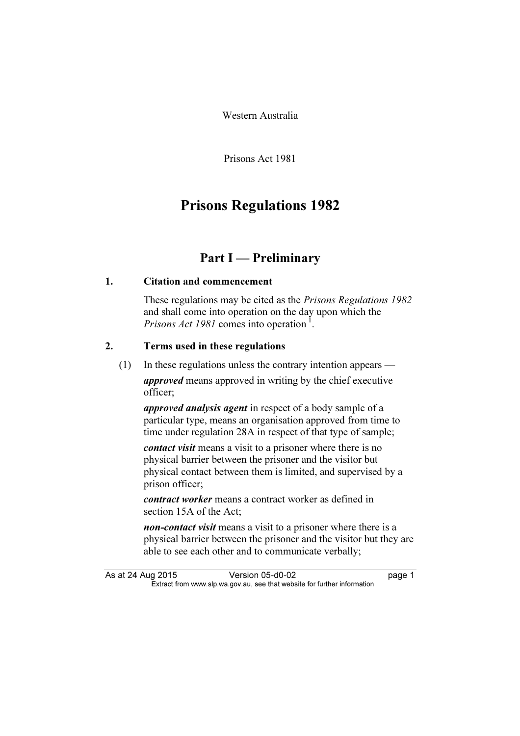Western Australia

Prisons Act 1981

# Prisons Regulations 1982

## Part I — Preliminary

### 1. Citation and commencement

These regulations may be cited as the *Prisons Regulations 1982* and shall come into operation on the day upon which the *Prisons Act 1981* comes into operation [1].

### 2. Terms used in these regulations

(1) In these regulations unless the contrary intention appears —

***approved*** means approved in writing by the chief executive officer;

***approved analysis agent*** in respect of a body sample of a particular type, means an organisation approved from time to time under regulation 28A in respect of that type of sample;

***contact visit*** means a visit to a prisoner where there is no physical barrier between the prisoner and the visitor but physical contact between them is limited, and supervised by a prison officer;

***contract worker*** means a contract worker as defined in section 15A of the Act;

***non-contact visit*** means a visit to a prisoner where there is a physical barrier between the prisoner and the visitor but they are able to see each other and to communicate verbally;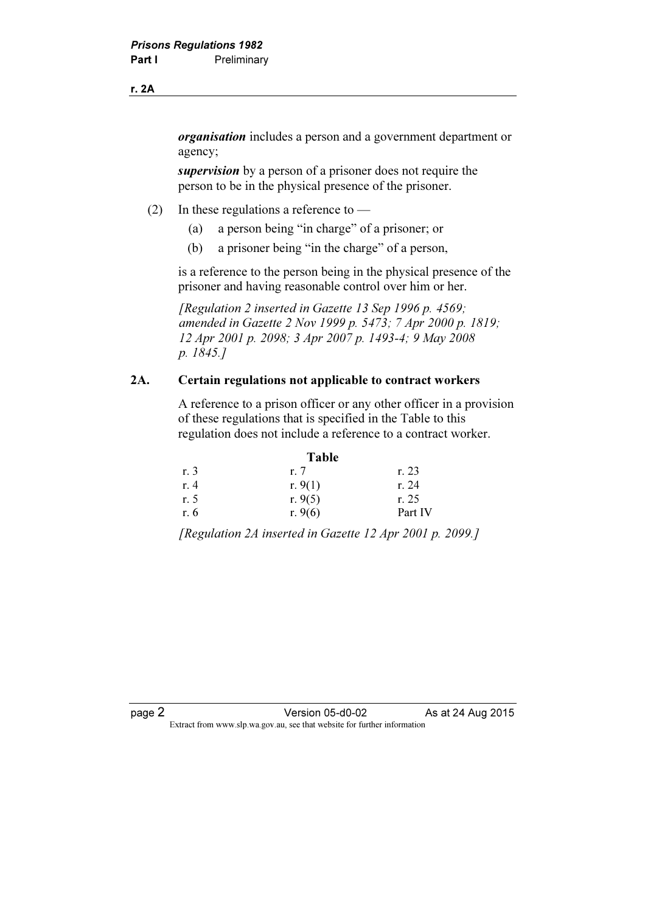***organisation*** includes a person and a government department or agency;

***supervision*** by a person of a prisoner does not require the person to be in the physical presence of the prisoner.

(2) In these regulations a reference to —

(a) a person being "in charge" of a prisoner; or

(b) a prisoner being "in the charge" of a person,

is a reference to the person being in the physical presence of the prisoner and having reasonable control over him or her.

*[Regulation 2 inserted in Gazette 13 Sep 1996 p. 4569; amended in Gazette 2 Nov 1999 p. 5473; 7 Apr 2000 p. 1819; 12 Apr 2001 p. 2098; 3 Apr 2007 p. 1493-4; 9 May 2008 p. 1845.]*

### 2A. Certain regulations not applicable to contract workers

A reference to a prison officer or any other officer in a provision of these regulations that is specified in the Table to this regulation does not include a reference to a contract worker.

**Table**

| | | |
|---|---|---|
| r. 3 | r. 7 | r. 23 |
| r. 4 | r. 9(1) | r. 24 |
| r. 5 | r. 9(5) | r. 25 |
| r. 6 | r. 9(6) | Part IV |

*[Regulation 2A inserted in Gazette 12 Apr 2001 p. 2099.]*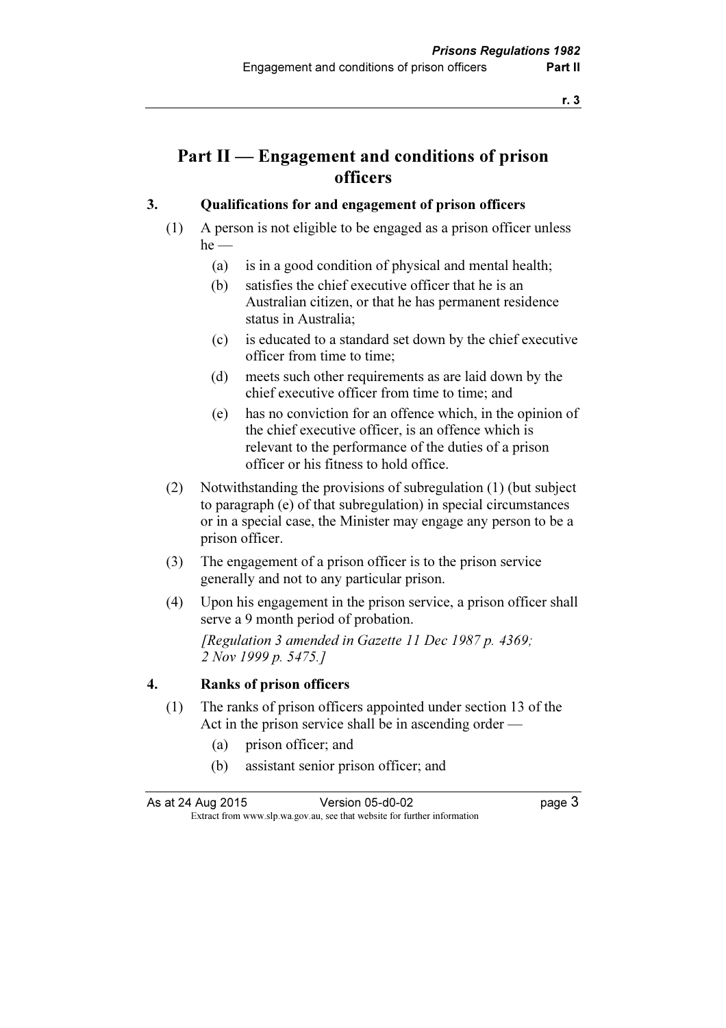# Part II — Engagement and conditions of prison officers

## 3. Qualifications for and engagement of prison officers

(1) A person is not eligible to be engaged as a prison officer unless he —

- (a) is in a good condition of physical and mental health;
- (b) satisfies the chief executive officer that he is an Australian citizen, or that he has permanent residence status in Australia;
- (c) is educated to a standard set down by the chief executive officer from time to time;
- (d) meets such other requirements as are laid down by the chief executive officer from time to time; and
- (e) has no conviction for an offence which, in the opinion of the chief executive officer, is an offence which is relevant to the performance of the duties of a prison officer or his fitness to hold office.

(2) Notwithstanding the provisions of subregulation (1) (but subject to paragraph (e) of that subregulation) in special circumstances or in a special case, the Minister may engage any person to be a prison officer.

(3) The engagement of a prison officer is to the prison service generally and not to any particular prison.

(4) Upon his engagement in the prison service, a prison officer shall serve a 9 month period of probation.

*[Regulation 3 amended in Gazette 11 Dec 1987 p. 4369; 2 Nov 1999 p. 5475.]*

## 4. Ranks of prison officers

(1) The ranks of prison officers appointed under section 13 of the Act in the prison service shall be in ascending order —

- (a) prison officer; and
- (b) assistant senior prison officer; and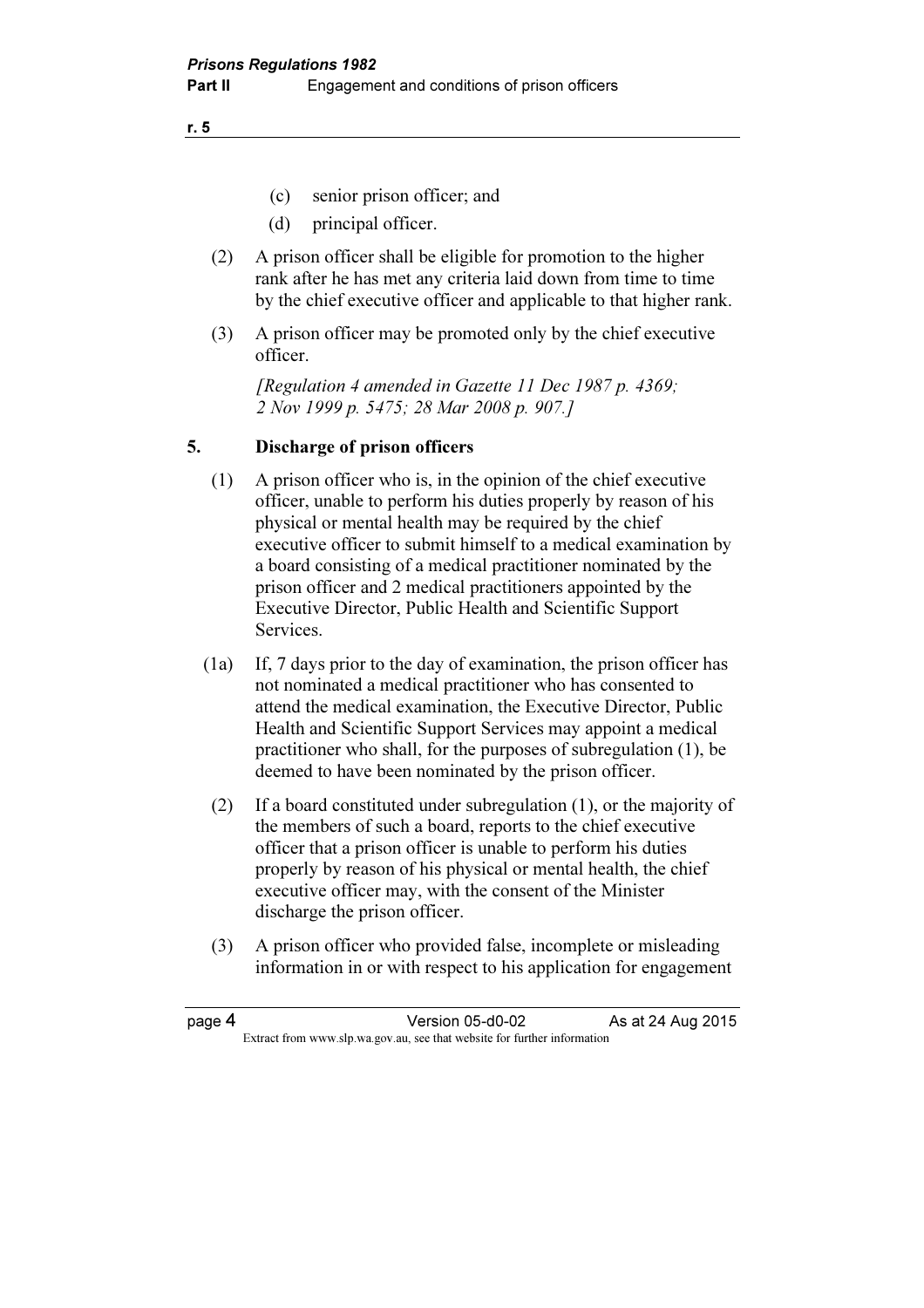(c) senior prison officer; and

(d) principal officer.

(2) A prison officer shall be eligible for promotion to the higher rank after he has met any criteria laid down from time to time by the chief executive officer and applicable to that higher rank.

(3) A prison officer may be promoted only by the chief executive officer.

*[Regulation 4 amended in Gazette 11 Dec 1987 p. 4369; 2 Nov 1999 p. 5475; 28 Mar 2008 p. 907.]*

## 5. Discharge of prison officers

(1) A prison officer who is, in the opinion of the chief executive officer, unable to perform his duties properly by reason of his physical or mental health may be required by the chief executive officer to submit himself to a medical examination by a board consisting of a medical practitioner nominated by the prison officer and 2 medical practitioners appointed by the Executive Director, Public Health and Scientific Support Services.

(1a) If, 7 days prior to the day of examination, the prison officer has not nominated a medical practitioner who has consented to attend the medical examination, the Executive Director, Public Health and Scientific Support Services may appoint a medical practitioner who shall, for the purposes of subregulation (1), be deemed to have been nominated by the prison officer.

(2) If a board constituted under subregulation (1), or the majority of the members of such a board, reports to the chief executive officer that a prison officer is unable to perform his duties properly by reason of his physical or mental health, the chief executive officer may, with the consent of the Minister discharge the prison officer.

(3) A prison officer who provided false, incomplete or misleading information in or with respect to his application for engagement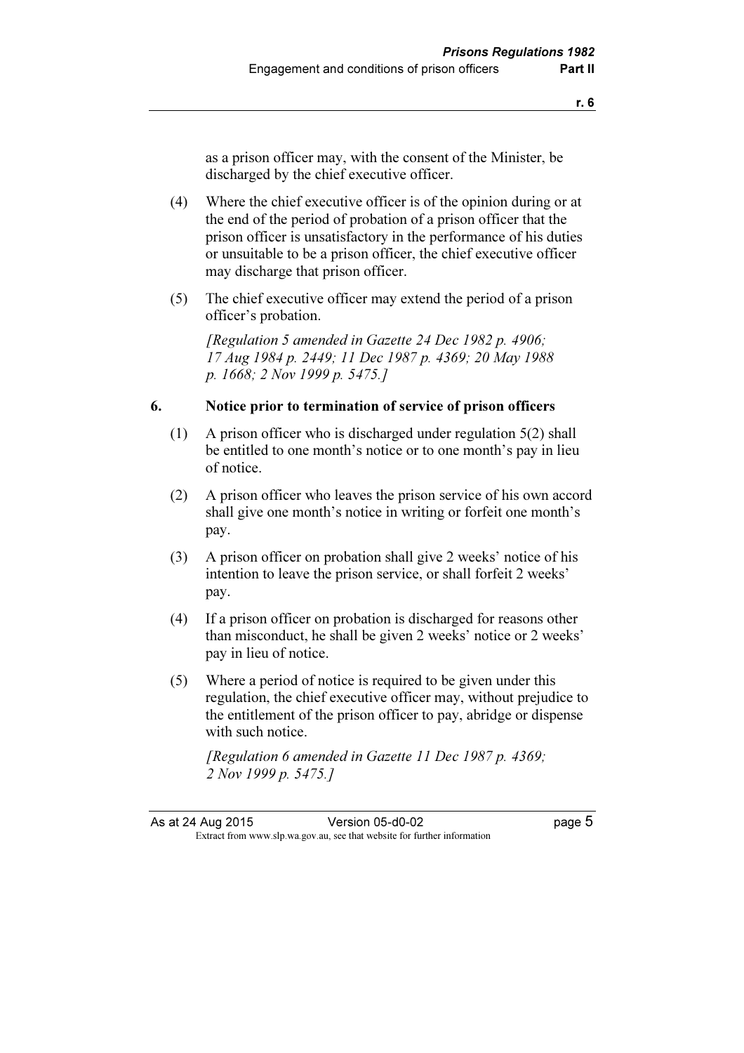as a prison officer may, with the consent of the Minister, be discharged by the chief executive officer.

(4) Where the chief executive officer is of the opinion during or at the end of the period of probation of a prison officer that the prison officer is unsatisfactory in the performance of his duties or unsuitable to be a prison officer, the chief executive officer may discharge that prison officer.

(5) The chief executive officer may extend the period of a prison officer's probation.

*[Regulation 5 amended in Gazette 24 Dec 1982 p. 4906; 17 Aug 1984 p. 2449; 11 Dec 1987 p. 4369; 20 May 1988 p. 1668; 2 Nov 1999 p. 5475.]*

## 6. Notice prior to termination of service of prison officers

(1) A prison officer who is discharged under regulation 5(2) shall be entitled to one month's notice or to one month's pay in lieu of notice.

(2) A prison officer who leaves the prison service of his own accord shall give one month's notice in writing or forfeit one month's pay.

(3) A prison officer on probation shall give 2 weeks' notice of his intention to leave the prison service, or shall forfeit 2 weeks' pay.

(4) If a prison officer on probation is discharged for reasons other than misconduct, he shall be given 2 weeks' notice or 2 weeks' pay in lieu of notice.

(5) Where a period of notice is required to be given under this regulation, the chief executive officer may, without prejudice to the entitlement of the prison officer to pay, abridge or dispense with such notice.

*[Regulation 6 amended in Gazette 11 Dec 1987 p. 4369; 2 Nov 1999 p. 5475.]*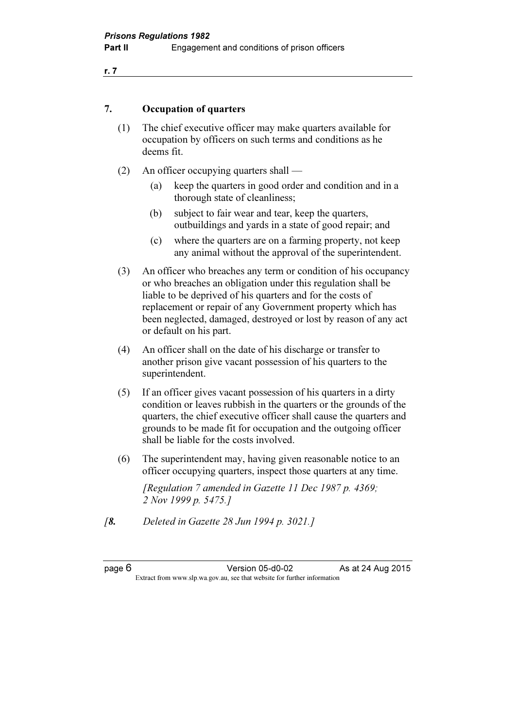## 7. Occupation of quarters

(1) The chief executive officer may make quarters available for occupation by officers on such terms and conditions as he deems fit.

(2) An officer occupying quarters shall —

(a) keep the quarters in good order and condition and in a thorough state of cleanliness;

(b) subject to fair wear and tear, keep the quarters, outbuildings and yards in a state of good repair; and

(c) where the quarters are on a farming property, not keep any animal without the approval of the superintendent.

(3) An officer who breaches any term or condition of his occupancy or who breaches an obligation under this regulation shall be liable to be deprived of his quarters and for the costs of replacement or repair of any Government property which has been neglected, damaged, destroyed or lost by reason of any act or default on his part.

(4) An officer shall on the date of his discharge or transfer to another prison give vacant possession of his quarters to the superintendent.

(5) If an officer gives vacant possession of his quarters in a dirty condition or leaves rubbish in the quarters or the grounds of the quarters, the chief executive officer shall cause the quarters and grounds to be made fit for occupation and the outgoing officer shall be liable for the costs involved.

(6) The superintendent may, having given reasonable notice to an officer occupying quarters, inspect those quarters at any time.

*[Regulation 7 amended in Gazette 11 Dec 1987 p. 4369; 2 Nov 1999 p. 5475.]*

*[**8.** Deleted in Gazette 28 Jun 1994 p. 3021.]*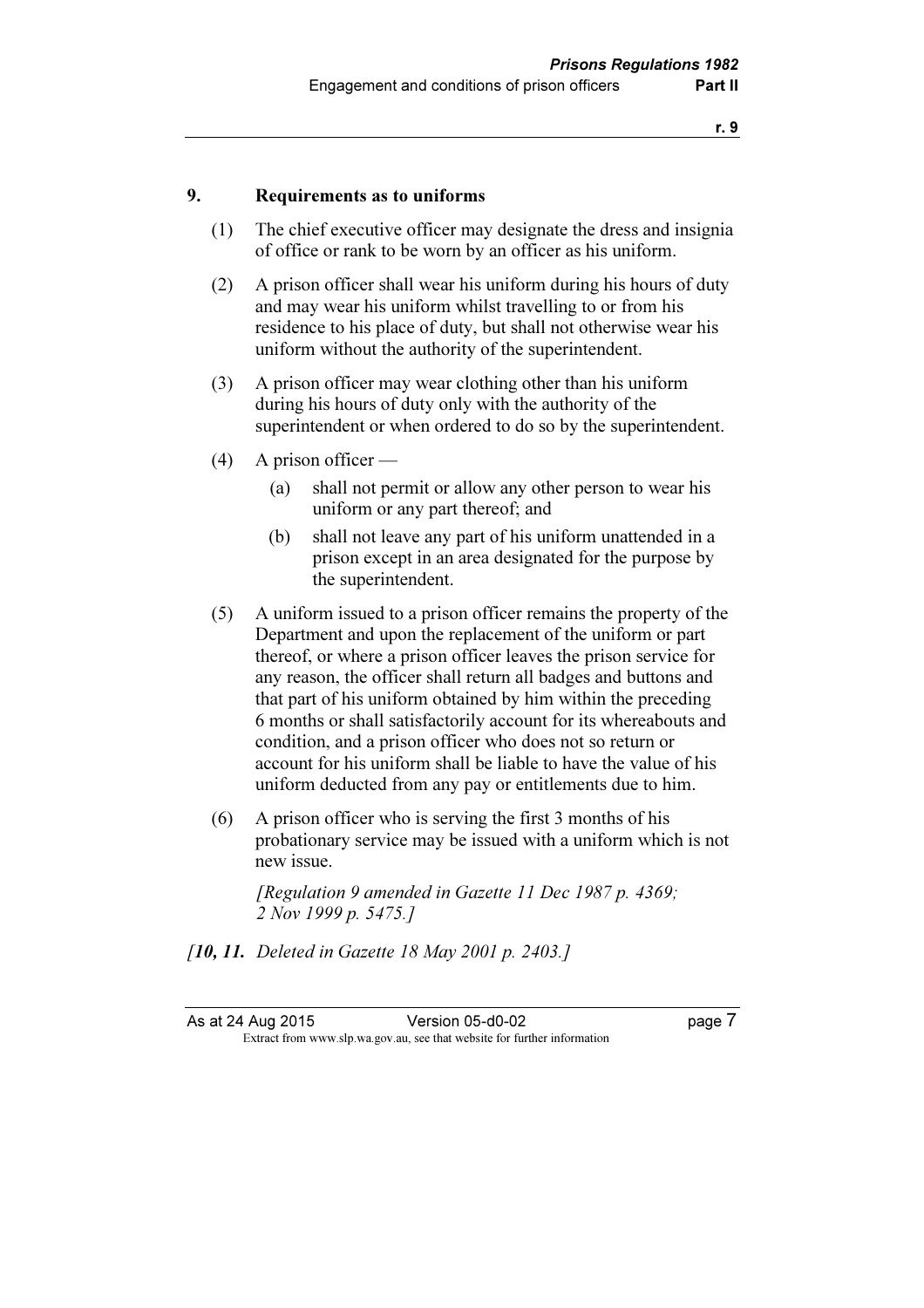## 9. Requirements as to uniforms

(1) The chief executive officer may designate the dress and insignia of office or rank to be worn by an officer as his uniform.

(2) A prison officer shall wear his uniform during his hours of duty and may wear his uniform whilst travelling to or from his residence to his place of duty, but shall not otherwise wear his uniform without the authority of the superintendent.

(3) A prison officer may wear clothing other than his uniform during his hours of duty only with the authority of the superintendent or when ordered to do so by the superintendent.

(4) A prison officer —

- (a) shall not permit or allow any other person to wear his uniform or any part thereof; and
- (b) shall not leave any part of his uniform unattended in a prison except in an area designated for the purpose by the superintendent.

(5) A uniform issued to a prison officer remains the property of the Department and upon the replacement of the uniform or part thereof, or where a prison officer leaves the prison service for any reason, the officer shall return all badges and buttons and that part of his uniform obtained by him within the preceding 6 months or shall satisfactorily account for its whereabouts and condition, and a prison officer who does not so return or account for his uniform shall be liable to have the value of his uniform deducted from any pay or entitlements due to him.

(6) A prison officer who is serving the first 3 months of his probationary service may be issued with a uniform which is not new issue.

*[Regulation 9 amended in Gazette 11 Dec 1987 p. 4369; 2 Nov 1999 p. 5475.]*

*[**10, 11.** Deleted in Gazette 18 May 2001 p. 2403.]*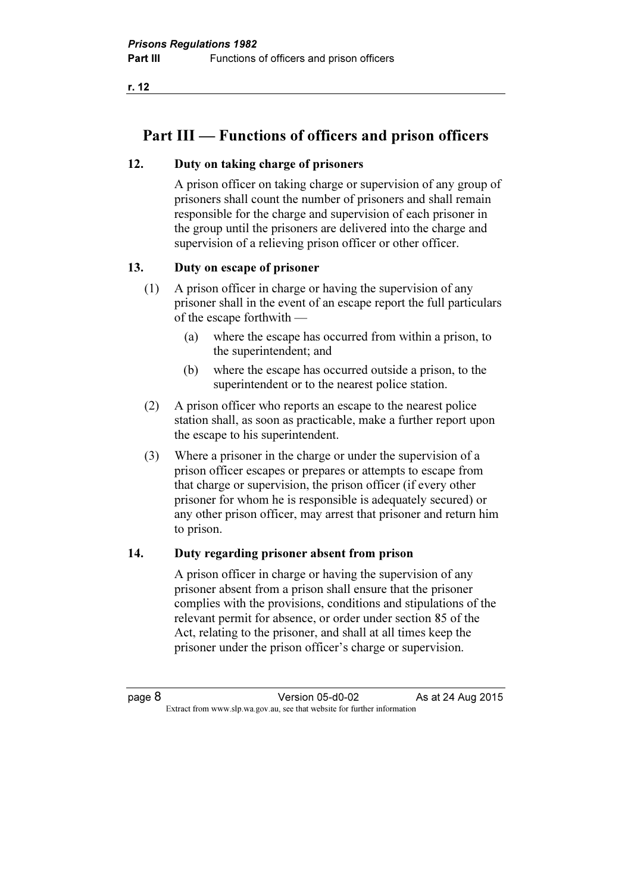# Part III — Functions of officers and prison officers

## 12. Duty on taking charge of prisoners

A prison officer on taking charge or supervision of any group of prisoners shall count the number of prisoners and shall remain responsible for the charge and supervision of each prisoner in the group until the prisoners are delivered into the charge and supervision of a relieving prison officer or other officer.

## 13. Duty on escape of prisoner

(1) A prison officer in charge or having the supervision of any prisoner shall in the event of an escape report the full particulars of the escape forthwith —

  (a) where the escape has occurred from within a prison, to the superintendent; and

  (b) where the escape has occurred outside a prison, to the superintendent or to the nearest police station.

(2) A prison officer who reports an escape to the nearest police station shall, as soon as practicable, make a further report upon the escape to his superintendent.

(3) Where a prisoner in the charge or under the supervision of a prison officer escapes or prepares or attempts to escape from that charge or supervision, the prison officer (if every other prisoner for whom he is responsible is adequately secured) or any other prison officer, may arrest that prisoner and return him to prison.

## 14. Duty regarding prisoner absent from prison

A prison officer in charge or having the supervision of any prisoner absent from a prison shall ensure that the prisoner complies with the provisions, conditions and stipulations of the relevant permit for absence, or order under section 85 of the Act, relating to the prisoner, and shall at all times keep the prisoner under the prison officer's charge or supervision.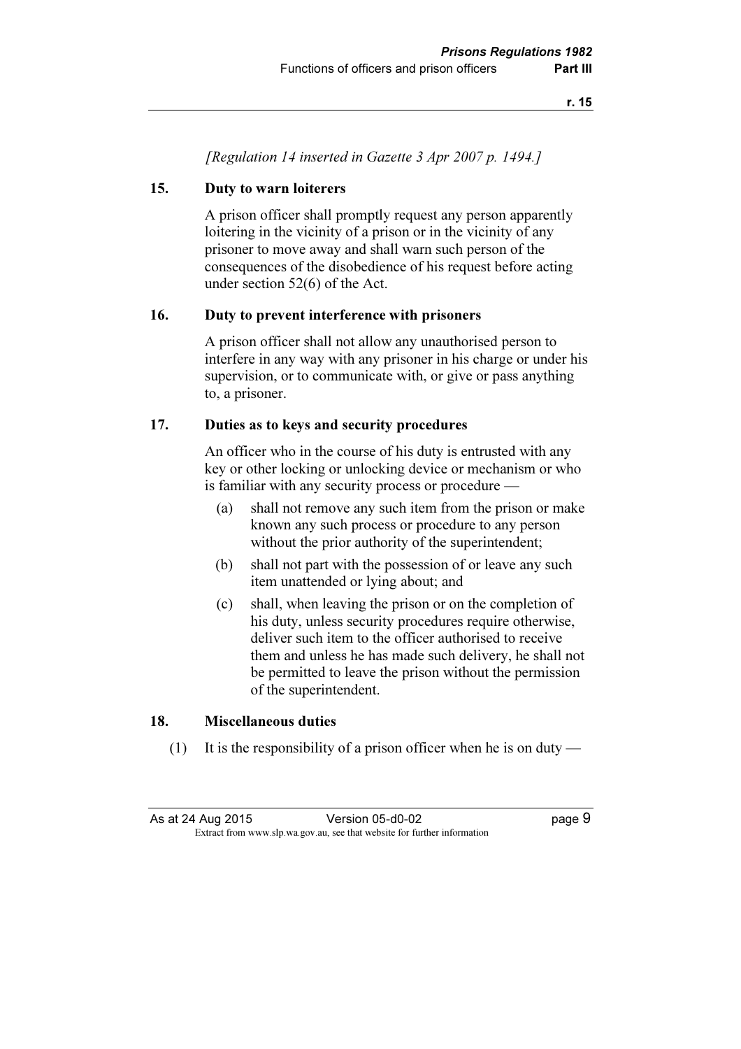*[Regulation 14 inserted in Gazette 3 Apr 2007 p. 1494.]*

**15. Duty to warn loiterers**

A prison officer shall promptly request any person apparently loitering in the vicinity of a prison or in the vicinity of any prisoner to move away and shall warn such person of the consequences of the disobedience of his request before acting under section 52(6) of the Act.

**16. Duty to prevent interference with prisoners**

A prison officer shall not allow any unauthorised person to interfere in any way with any prisoner in his charge or under his supervision, or to communicate with, or give or pass anything to, a prisoner.

**17. Duties as to keys and security procedures**

An officer who in the course of his duty is entrusted with any key or other locking or unlocking device or mechanism or who is familiar with any security process or procedure —

(a) shall not remove any such item from the prison or make known any such process or procedure to any person without the prior authority of the superintendent;

(b) shall not part with the possession of or leave any such item unattended or lying about; and

(c) shall, when leaving the prison or on the completion of his duty, unless security procedures require otherwise, deliver such item to the officer authorised to receive them and unless he has made such delivery, he shall not be permitted to leave the prison without the permission of the superintendent.

**18. Miscellaneous duties**

(1) It is the responsibility of a prison officer when he is on duty —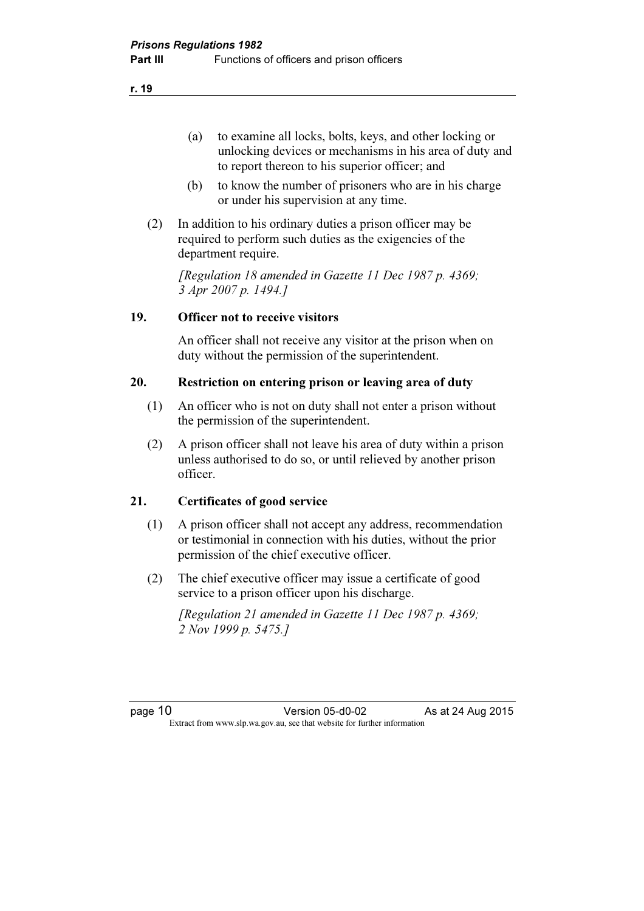(a) to examine all locks, bolts, keys, and other locking or unlocking devices or mechanisms in his area of duty and to report thereon to his superior officer; and

(b) to know the number of prisoners who are in his charge or under his supervision at any time.

(2) In addition to his ordinary duties a prison officer may be required to perform such duties as the exigencies of the department require.

*[Regulation 18 amended in Gazette 11 Dec 1987 p. 4369; 3 Apr 2007 p. 1494.]*

### 19. Officer not to receive visitors

An officer shall not receive any visitor at the prison when on duty without the permission of the superintendent.

### 20. Restriction on entering prison or leaving area of duty

(1) An officer who is not on duty shall not enter a prison without the permission of the superintendent.

(2) A prison officer shall not leave his area of duty within a prison unless authorised to do so, or until relieved by another prison officer.

### 21. Certificates of good service

(1) A prison officer shall not accept any address, recommendation or testimonial in connection with his duties, without the prior permission of the chief executive officer.

(2) The chief executive officer may issue a certificate of good service to a prison officer upon his discharge.

*[Regulation 21 amended in Gazette 11 Dec 1987 p. 4369; 2 Nov 1999 p. 5475.]*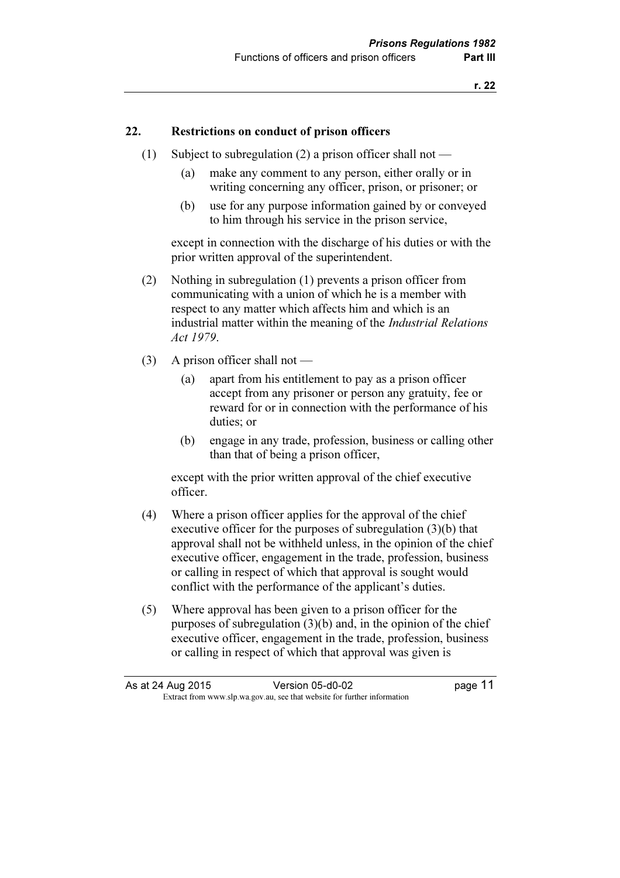## 22. Restrictions on conduct of prison officers

(1) Subject to subregulation (2) a prison officer shall not —

(a) make any comment to any person, either orally or in writing concerning any officer, prison, or prisoner; or

(b) use for any purpose information gained by or conveyed to him through his service in the prison service,

except in connection with the discharge of his duties or with the prior written approval of the superintendent.

(2) Nothing in subregulation (1) prevents a prison officer from communicating with a union of which he is a member with respect to any matter which affects him and which is an industrial matter within the meaning of the *Industrial Relations Act 1979*.

(3) A prison officer shall not —

(a) apart from his entitlement to pay as a prison officer accept from any prisoner or person any gratuity, fee or reward for or in connection with the performance of his duties; or

(b) engage in any trade, profession, business or calling other than that of being a prison officer,

except with the prior written approval of the chief executive officer.

(4) Where a prison officer applies for the approval of the chief executive officer for the purposes of subregulation (3)(b) that approval shall not be withheld unless, in the opinion of the chief executive officer, engagement in the trade, profession, business or calling in respect of which that approval is sought would conflict with the performance of the applicant's duties.

(5) Where approval has been given to a prison officer for the purposes of subregulation (3)(b) and, in the opinion of the chief executive officer, engagement in the trade, profession, business or calling in respect of which that approval was given is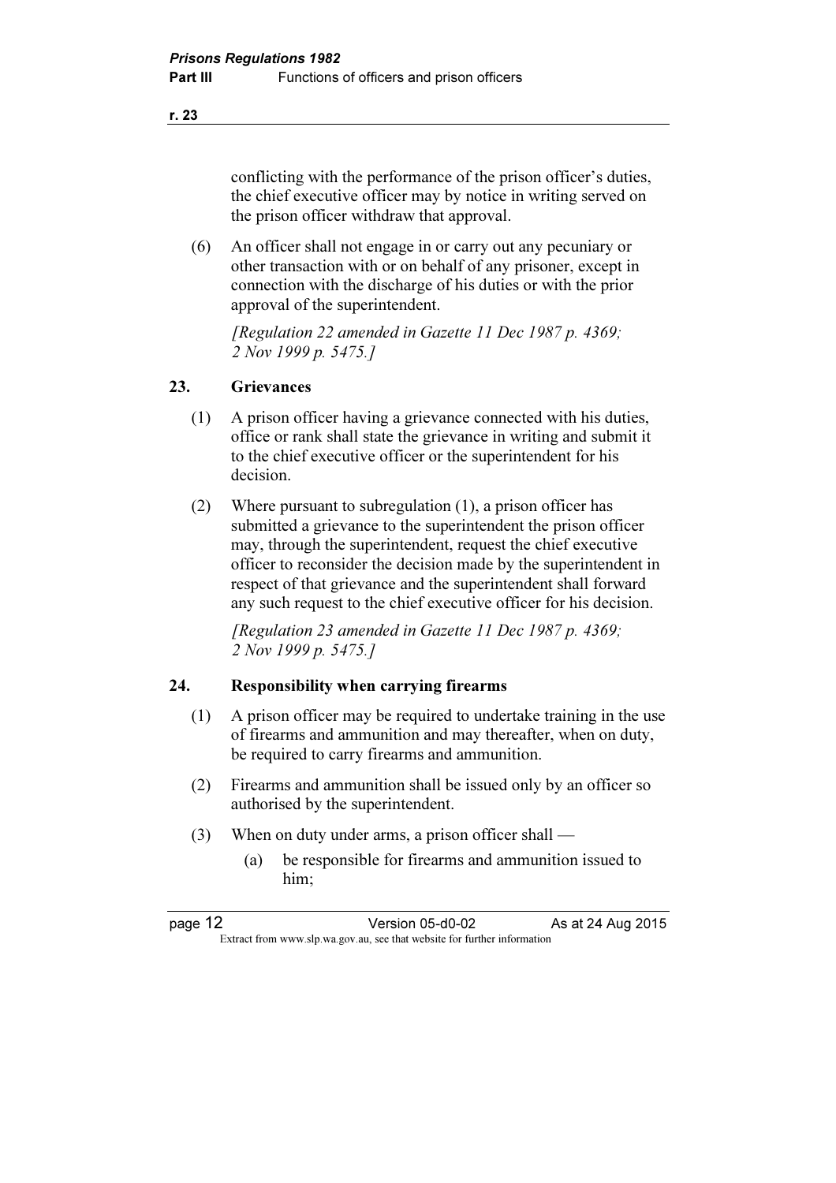conflicting with the performance of the prison officer's duties, the chief executive officer may by notice in writing served on the prison officer withdraw that approval.

(6) An officer shall not engage in or carry out any pecuniary or other transaction with or on behalf of any prisoner, except in connection with the discharge of his duties or with the prior approval of the superintendent.

*[Regulation 22 amended in Gazette 11 Dec 1987 p. 4369; 2 Nov 1999 p. 5475.]*

## 23. Grievances

(1) A prison officer having a grievance connected with his duties, office or rank shall state the grievance in writing and submit it to the chief executive officer or the superintendent for his decision.

(2) Where pursuant to subregulation (1), a prison officer has submitted a grievance to the superintendent the prison officer may, through the superintendent, request the chief executive officer to reconsider the decision made by the superintendent in respect of that grievance and the superintendent shall forward any such request to the chief executive officer for his decision.

*[Regulation 23 amended in Gazette 11 Dec 1987 p. 4369; 2 Nov 1999 p. 5475.]*

## 24. Responsibility when carrying firearms

(1) A prison officer may be required to undertake training in the use of firearms and ammunition and may thereafter, when on duty, be required to carry firearms and ammunition.

(2) Firearms and ammunition shall be issued only by an officer so authorised by the superintendent.

(3) When on duty under arms, a prison officer shall —

(a) be responsible for firearms and ammunition issued to him;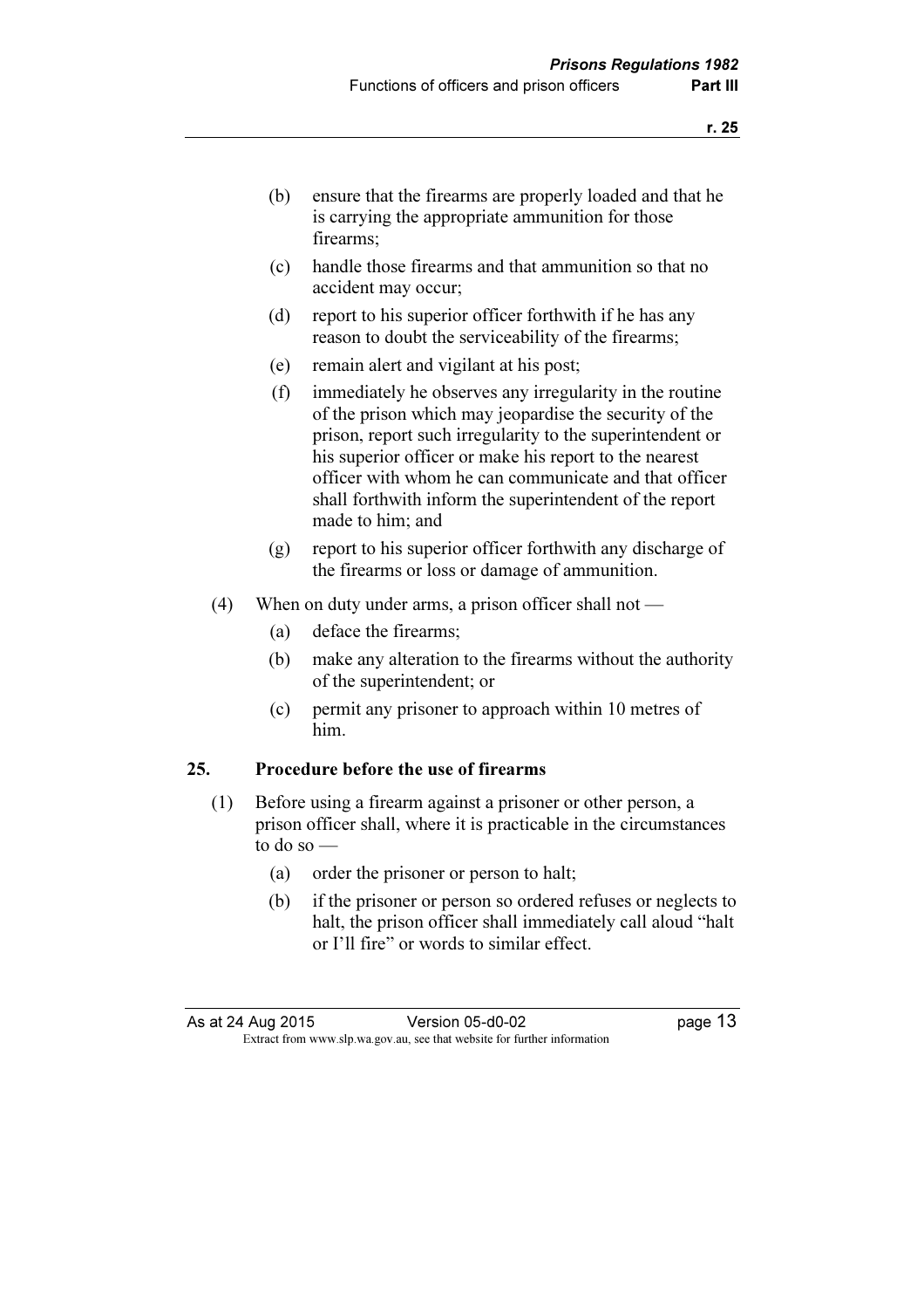(b) ensure that the firearms are properly loaded and that he is carrying the appropriate ammunition for those firearms;

(c) handle those firearms and that ammunition so that no accident may occur;

(d) report to his superior officer forthwith if he has any reason to doubt the serviceability of the firearms;

(e) remain alert and vigilant at his post;

(f) immediately he observes any irregularity in the routine of the prison which may jeopardise the security of the prison, report such irregularity to the superintendent or his superior officer or make his report to the nearest officer with whom he can communicate and that officer shall forthwith inform the superintendent of the report made to him; and

(g) report to his superior officer forthwith any discharge of the firearms or loss or damage of ammunition.

(4) When on duty under arms, a prison officer shall not —

(a) deface the firearms;

(b) make any alteration to the firearms without the authority of the superintendent; or

(c) permit any prisoner to approach within 10 metres of him.

### 25. Procedure before the use of firearms

(1) Before using a firearm against a prisoner or other person, a prison officer shall, where it is practicable in the circumstances to do so —

(a) order the prisoner or person to halt;

(b) if the prisoner or person so ordered refuses or neglects to halt, the prison officer shall immediately call aloud "halt or I'll fire" or words to similar effect.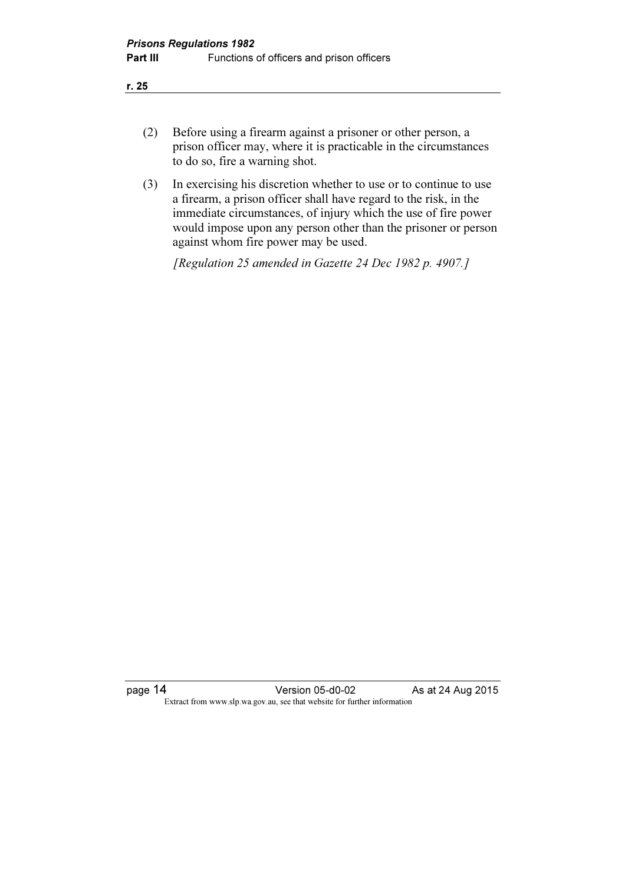(2) Before using a firearm against a prisoner or other person, a prison officer may, where it is practicable in the circumstances to do so, fire a warning shot.

(3) In exercising his discretion whether to use or to continue to use a firearm, a prison officer shall have regard to the risk, in the immediate circumstances, of injury which the use of fire power would impose upon any person other than the prisoner or person against whom fire power may be used.

*[Regulation 25 amended in Gazette 24 Dec 1982 p. 4907.]*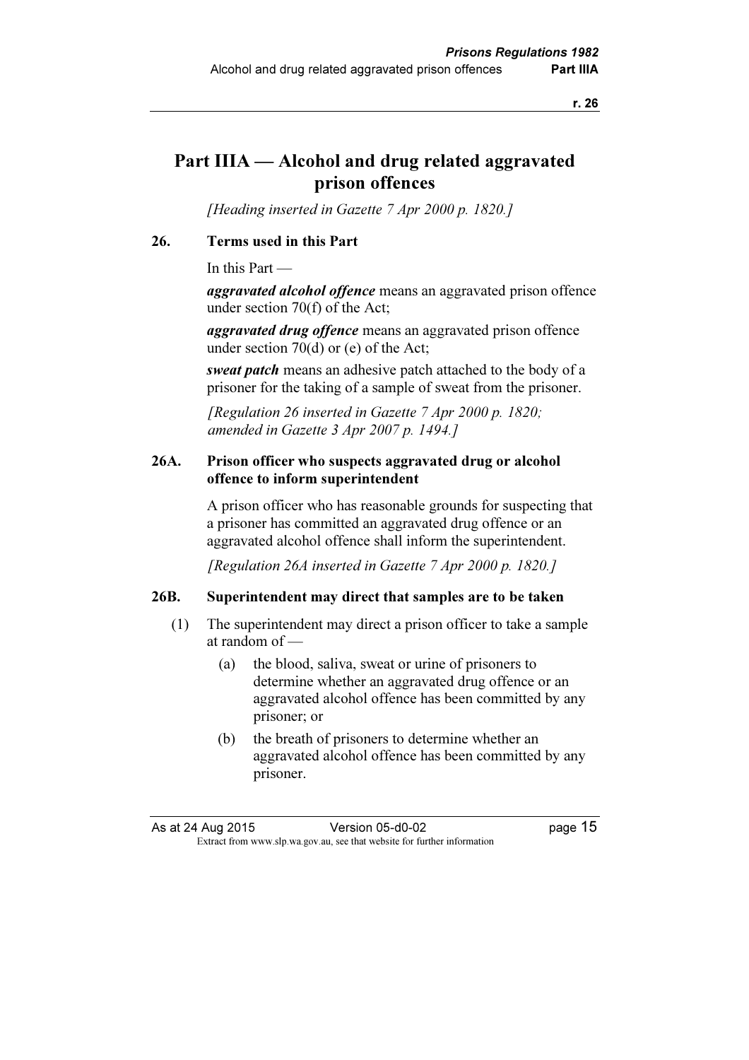# Part IIIA — Alcohol and drug related aggravated prison offences

*[Heading inserted in Gazette 7 Apr 2000 p. 1820.]*

## 26. Terms used in this Part

In this Part —

***aggravated alcohol offence*** means an aggravated prison offence under section 70(f) of the Act;

***aggravated drug offence*** means an aggravated prison offence under section 70(d) or (e) of the Act;

***sweat patch*** means an adhesive patch attached to the body of a prisoner for the taking of a sample of sweat from the prisoner.

*[Regulation 26 inserted in Gazette 7 Apr 2000 p. 1820; amended in Gazette 3 Apr 2007 p. 1494.]*

## 26A. Prison officer who suspects aggravated drug or alcohol offence to inform superintendent

A prison officer who has reasonable grounds for suspecting that a prisoner has committed an aggravated drug offence or an aggravated alcohol offence shall inform the superintendent.

*[Regulation 26A inserted in Gazette 7 Apr 2000 p. 1820.]*

## 26B. Superintendent may direct that samples are to be taken

(1) The superintendent may direct a prison officer to take a sample at random of —

(a) the blood, saliva, sweat or urine of prisoners to determine whether an aggravated drug offence or an aggravated alcohol offence has been committed by any prisoner; or

(b) the breath of prisoners to determine whether an aggravated alcohol offence has been committed by any prisoner.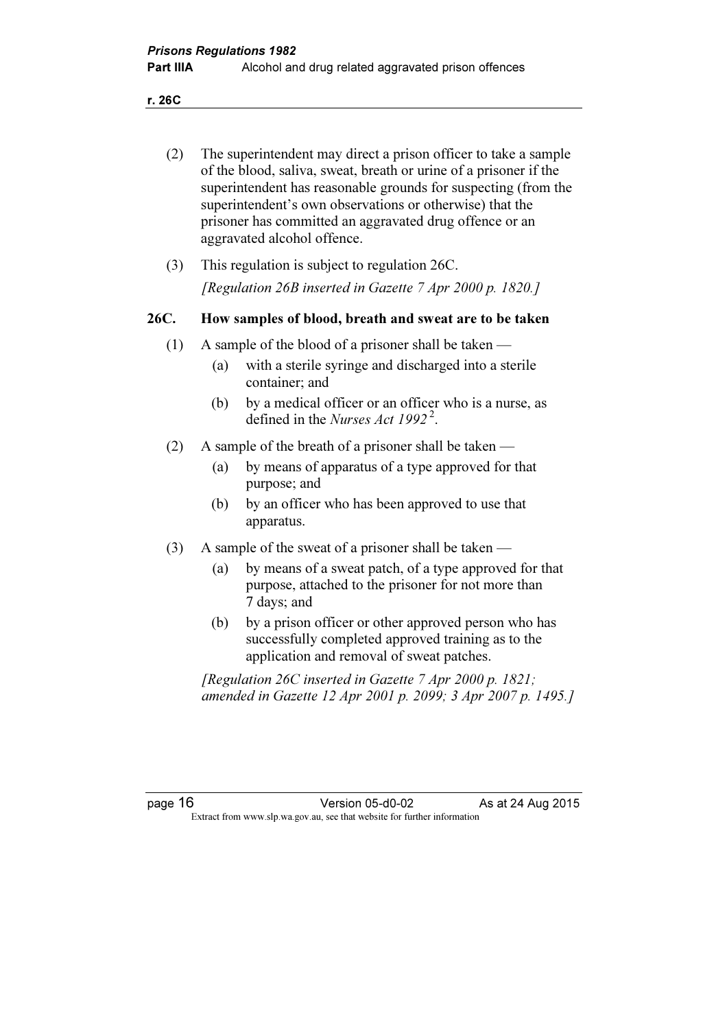(2) The superintendent may direct a prison officer to take a sample of the blood, saliva, sweat, breath or urine of a prisoner if the superintendent has reasonable grounds for suspecting (from the superintendent's own observations or otherwise) that the prisoner has committed an aggravated drug offence or an aggravated alcohol offence.

(3) This regulation is subject to regulation 26C.

*[Regulation 26B inserted in Gazette 7 Apr 2000 p. 1820.]*

### 26C. How samples of blood, breath and sweat are to be taken

(1) A sample of the blood of a prisoner shall be taken —

- (a) with a sterile syringe and discharged into a sterile container; and
- (b) by a medical officer or an officer who is a nurse, as defined in the *Nurses Act 1992* [2].

(2) A sample of the breath of a prisoner shall be taken —

- (a) by means of apparatus of a type approved for that purpose; and
- (b) by an officer who has been approved to use that apparatus.

(3) A sample of the sweat of a prisoner shall be taken —

- (a) by means of a sweat patch, of a type approved for that purpose, attached to the prisoner for not more than 7 days; and
- (b) by a prison officer or other approved person who has successfully completed approved training as to the application and removal of sweat patches.

*[Regulation 26C inserted in Gazette 7 Apr 2000 p. 1821; amended in Gazette 12 Apr 2001 p. 2099; 3 Apr 2007 p. 1495.]*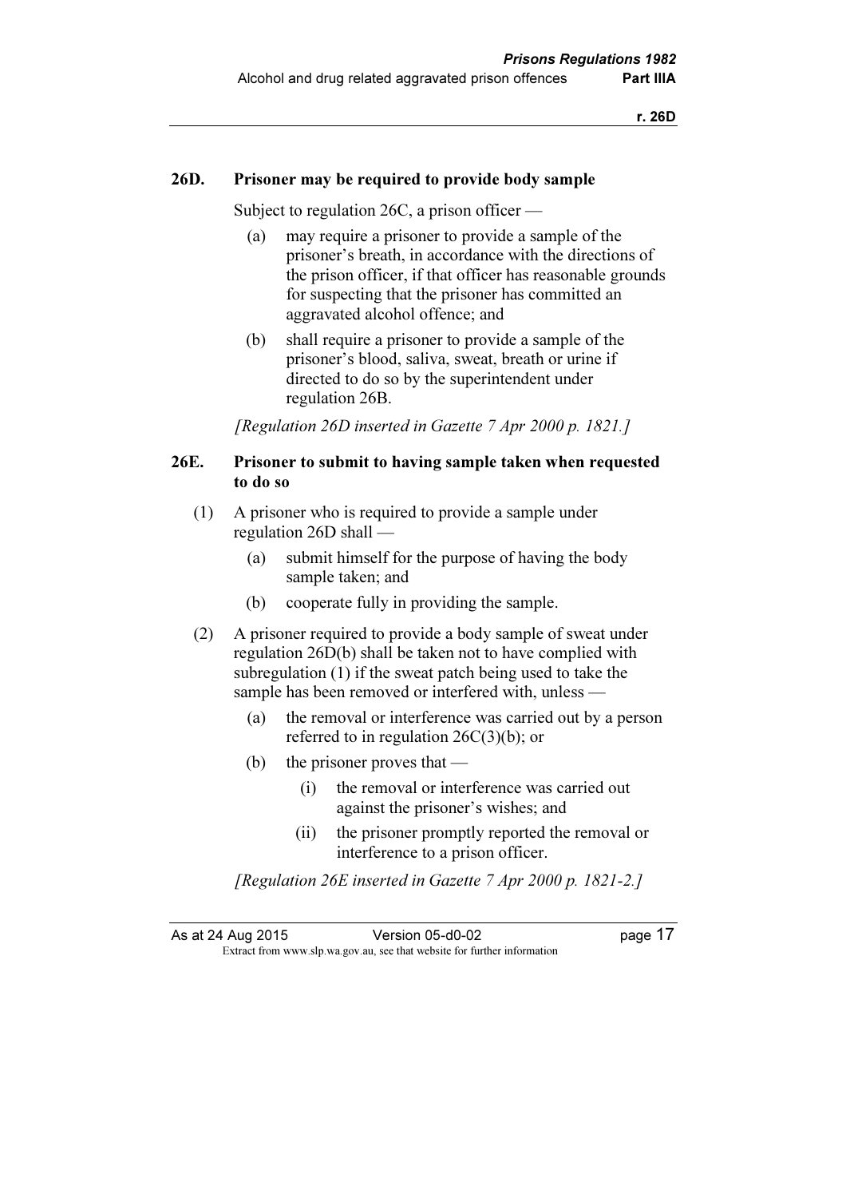### 26D. Prisoner may be required to provide body sample

Subject to regulation 26C, a prison officer —

(a) may require a prisoner to provide a sample of the prisoner's breath, in accordance with the directions of the prison officer, if that officer has reasonable grounds for suspecting that the prisoner has committed an aggravated alcohol offence; and

(b) shall require a prisoner to provide a sample of the prisoner's blood, saliva, sweat, breath or urine if directed to do so by the superintendent under regulation 26B.

*[Regulation 26D inserted in Gazette 7 Apr 2000 p. 1821.]*

### 26E. Prisoner to submit to having sample taken when requested to do so

(1) A prisoner who is required to provide a sample under regulation 26D shall —

(a) submit himself for the purpose of having the body sample taken; and

(b) cooperate fully in providing the sample.

(2) A prisoner required to provide a body sample of sweat under regulation 26D(b) shall be taken not to have complied with subregulation (1) if the sweat patch being used to take the sample has been removed or interfered with, unless —

(a) the removal or interference was carried out by a person referred to in regulation 26C(3)(b); or

(b) the prisoner proves that —

(i) the removal or interference was carried out against the prisoner's wishes; and

(ii) the prisoner promptly reported the removal or interference to a prison officer.

*[Regulation 26E inserted in Gazette 7 Apr 2000 p. 1821-2.]*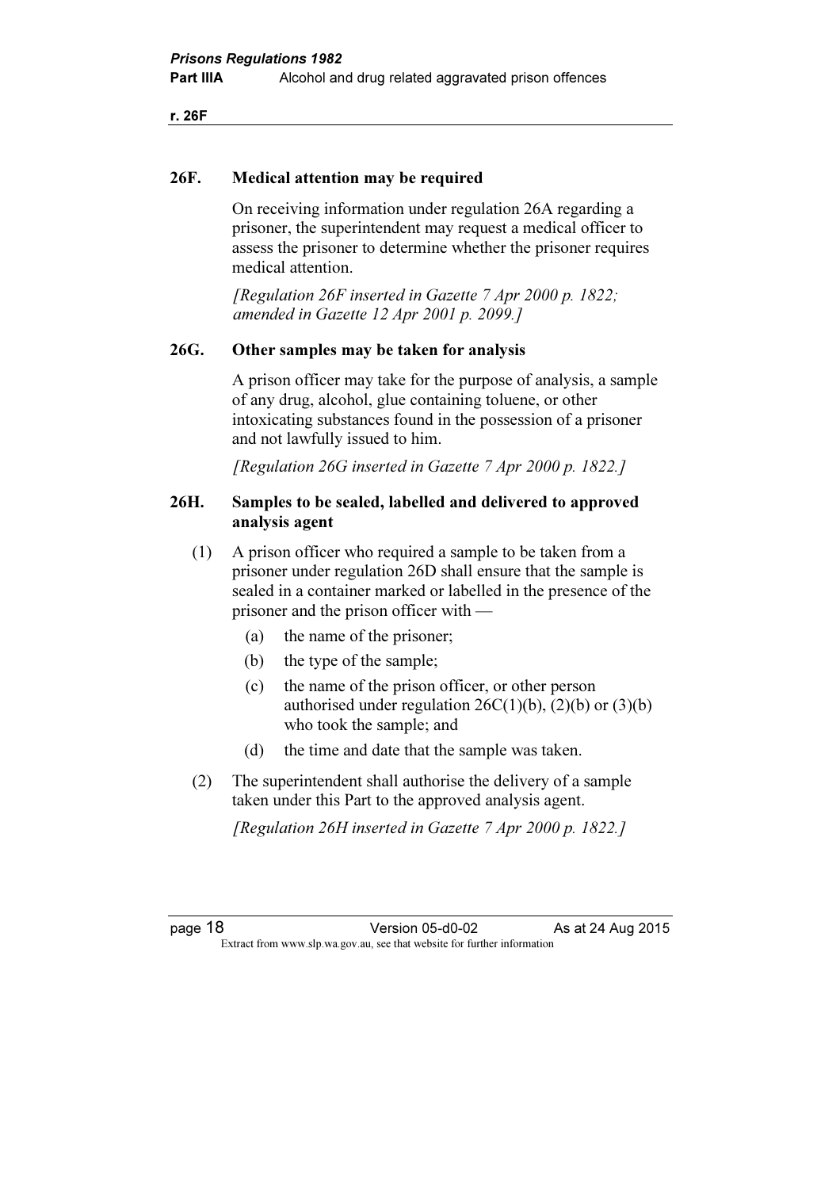### 26F. Medical attention may be required

On receiving information under regulation 26A regarding a prisoner, the superintendent may request a medical officer to assess the prisoner to determine whether the prisoner requires medical attention.

*[Regulation 26F inserted in Gazette 7 Apr 2000 p. 1822; amended in Gazette 12 Apr 2001 p. 2099.]*

### 26G. Other samples may be taken for analysis

A prison officer may take for the purpose of analysis, a sample of any drug, alcohol, glue containing toluene, or other intoxicating substances found in the possession of a prisoner and not lawfully issued to him.

*[Regulation 26G inserted in Gazette 7 Apr 2000 p. 1822.]*

### 26H. Samples to be sealed, labelled and delivered to approved analysis agent

(1) A prison officer who required a sample to be taken from a prisoner under regulation 26D shall ensure that the sample is sealed in a container marked or labelled in the presence of the prisoner and the prison officer with —

- (a) the name of the prisoner;
- (b) the type of the sample;
- (c) the name of the prison officer, or other person authorised under regulation 26C(1)(b), (2)(b) or (3)(b) who took the sample; and
- (d) the time and date that the sample was taken.

(2) The superintendent shall authorise the delivery of a sample taken under this Part to the approved analysis agent.

*[Regulation 26H inserted in Gazette 7 Apr 2000 p. 1822.]*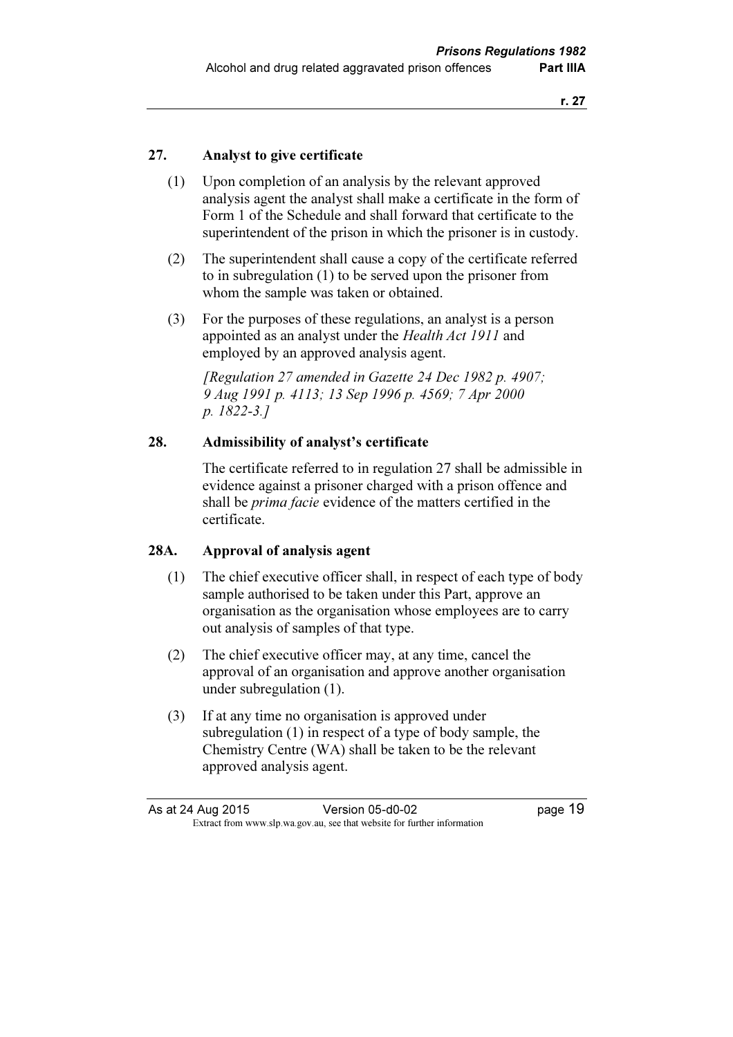### 27. Analyst to give certificate

(1) Upon completion of an analysis by the relevant approved analysis agent the analyst shall make a certificate in the form of Form 1 of the Schedule and shall forward that certificate to the superintendent of the prison in which the prisoner is in custody.

(2) The superintendent shall cause a copy of the certificate referred to in subregulation (1) to be served upon the prisoner from whom the sample was taken or obtained.

(3) For the purposes of these regulations, an analyst is a person appointed as an analyst under the *Health Act 1911* and employed by an approved analysis agent.

*[Regulation 27 amended in Gazette 24 Dec 1982 p. 4907; 9 Aug 1991 p. 4113; 13 Sep 1996 p. 4569; 7 Apr 2000 p. 1822-3.]*

### 28. Admissibility of analyst's certificate

The certificate referred to in regulation 27 shall be admissible in evidence against a prisoner charged with a prison offence and shall be *prima facie* evidence of the matters certified in the certificate.

### 28A. Approval of analysis agent

(1) The chief executive officer shall, in respect of each type of body sample authorised to be taken under this Part, approve an organisation as the organisation whose employees are to carry out analysis of samples of that type.

(2) The chief executive officer may, at any time, cancel the approval of an organisation and approve another organisation under subregulation (1).

(3) If at any time no organisation is approved under subregulation (1) in respect of a type of body sample, the Chemistry Centre (WA) shall be taken to be the relevant approved analysis agent.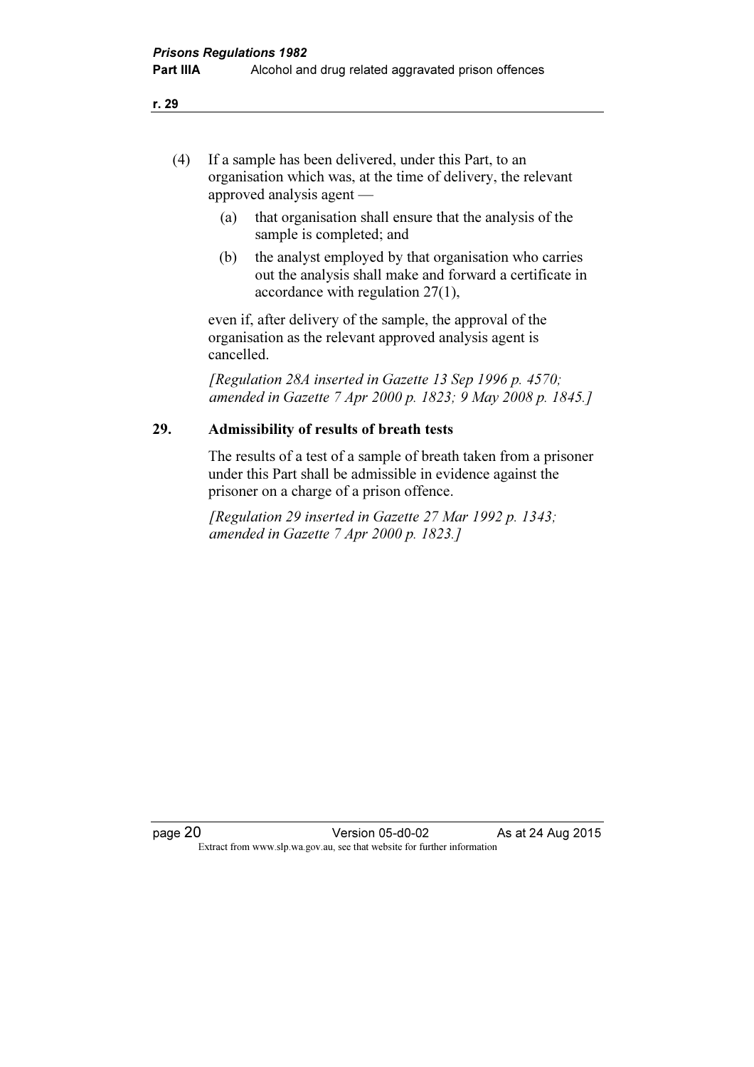(4) If a sample has been delivered, under this Part, to an organisation which was, at the time of delivery, the relevant approved analysis agent —

(a) that organisation shall ensure that the analysis of the sample is completed; and

(b) the analyst employed by that organisation who carries out the analysis shall make and forward a certificate in accordance with regulation 27(1),

even if, after delivery of the sample, the approval of the organisation as the relevant approved analysis agent is cancelled.

*[Regulation 28A inserted in Gazette 13 Sep 1996 p. 4570; amended in Gazette 7 Apr 2000 p. 1823; 9 May 2008 p. 1845.]*

## 29. Admissibility of results of breath tests

The results of a test of a sample of breath taken from a prisoner under this Part shall be admissible in evidence against the prisoner on a charge of a prison offence.

*[Regulation 29 inserted in Gazette 27 Mar 1992 p. 1343; amended in Gazette 7 Apr 2000 p. 1823.]*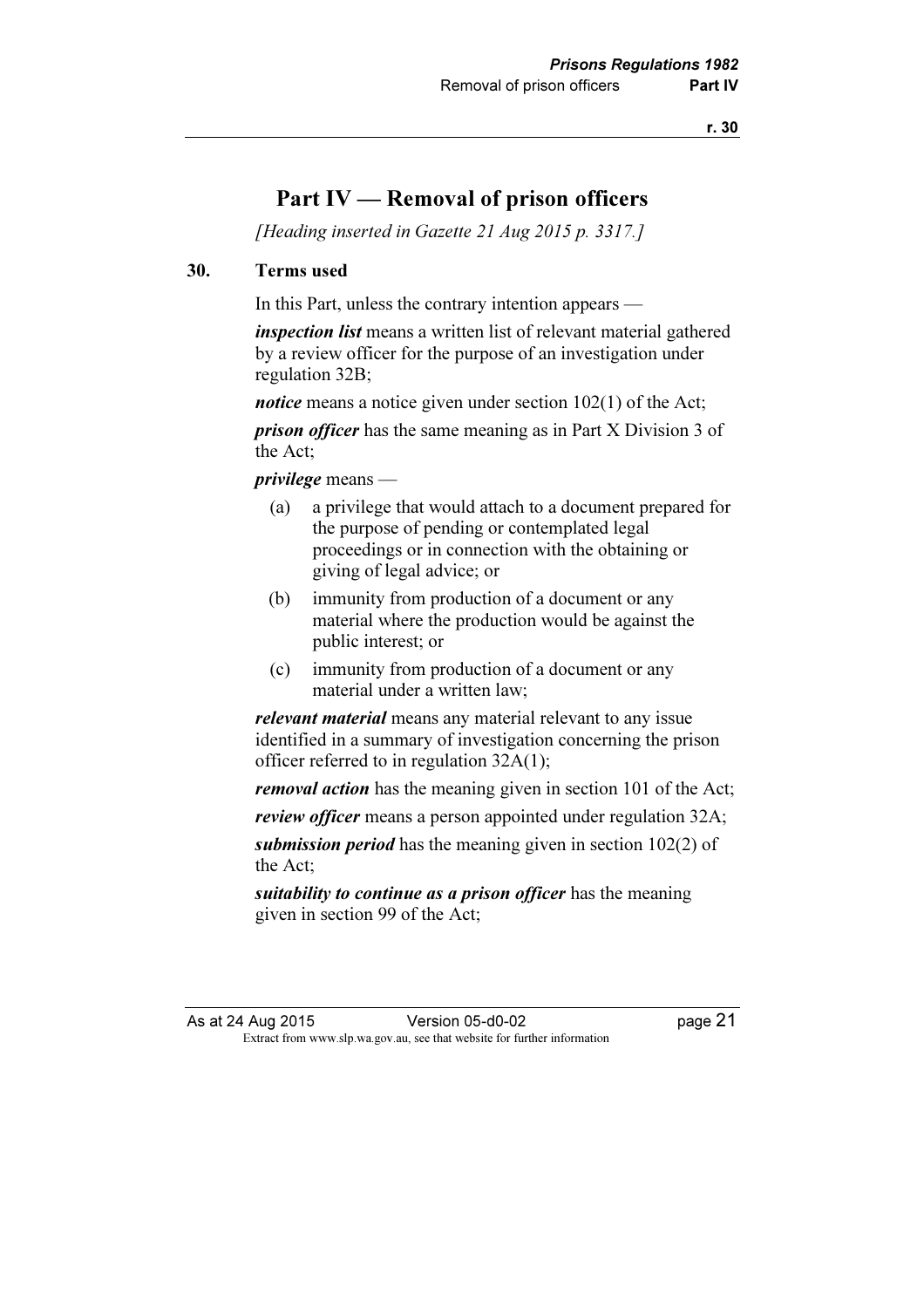# Part IV — Removal of prison officers

*[Heading inserted in Gazette 21 Aug 2015 p. 3317.]*

## 30. Terms used

In this Part, unless the contrary intention appears —

***inspection list*** means a written list of relevant material gathered by a review officer for the purpose of an investigation under regulation 32B;

***notice*** means a notice given under section 102(1) of the Act;

***prison officer*** has the same meaning as in Part X Division 3 of the Act;

***privilege*** means —

(a) a privilege that would attach to a document prepared for the purpose of pending or contemplated legal proceedings or in connection with the obtaining or giving of legal advice; or

(b) immunity from production of a document or any material where the production would be against the public interest; or

(c) immunity from production of a document or any material under a written law;

***relevant material*** means any material relevant to any issue identified in a summary of investigation concerning the prison officer referred to in regulation 32A(1);

***removal action*** has the meaning given in section 101 of the Act;

***review officer*** means a person appointed under regulation 32A;

***submission period*** has the meaning given in section 102(2) of the Act;

***suitability to continue as a prison officer*** has the meaning given in section 99 of the Act;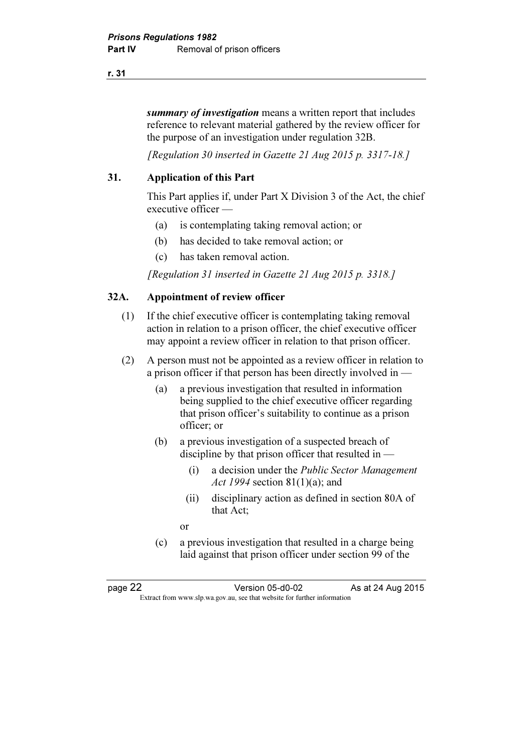***summary of investigation*** means a written report that includes reference to relevant material gathered by the review officer for the purpose of an investigation under regulation 32B.

*[Regulation 30 inserted in Gazette 21 Aug 2015 p. 3317-18.]*

### 31. Application of this Part

This Part applies if, under Part X Division 3 of the Act, the chief executive officer —

(a) is contemplating taking removal action; or

(b) has decided to take removal action; or

(c) has taken removal action.

*[Regulation 31 inserted in Gazette 21 Aug 2015 p. 3318.]*

### 32A. Appointment of review officer

(1) If the chief executive officer is contemplating taking removal action in relation to a prison officer, the chief executive officer may appoint a review officer in relation to that prison officer.

(2) A person must not be appointed as a review officer in relation to a prison officer if that person has been directly involved in —

(a) a previous investigation that resulted in information being supplied to the chief executive officer regarding that prison officer's suitability to continue as a prison officer; or

(b) a previous investigation of a suspected breach of discipline by that prison officer that resulted in —

(i) a decision under the *Public Sector Management Act 1994* section 81(1)(a); and

(ii) disciplinary action as defined in section 80A of that Act;

or

(c) a previous investigation that resulted in a charge being laid against that prison officer under section 99 of the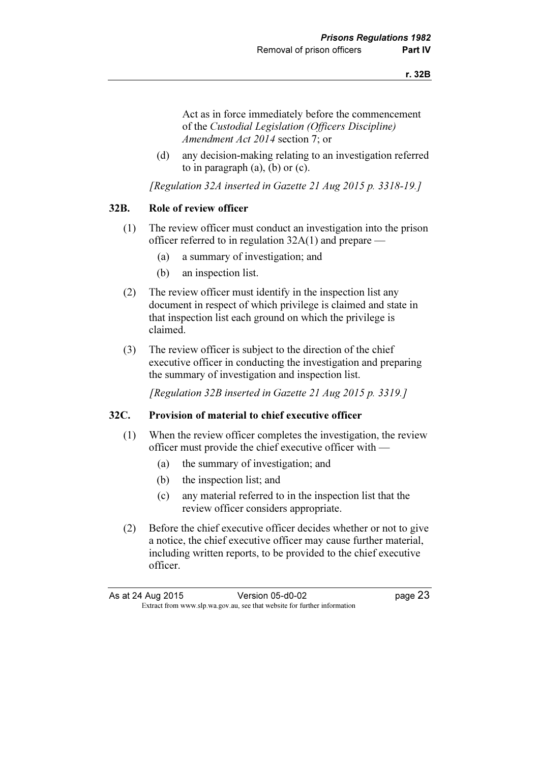Act as in force immediately before the commencement of the *Custodial Legislation (Officers Discipline) Amendment Act 2014* section 7; or

(d) any decision-making relating to an investigation referred to in paragraph (a), (b) or (c).

*[Regulation 32A inserted in Gazette 21 Aug 2015 p. 3318-19.]*

### 32B. Role of review officer

(1) The review officer must conduct an investigation into the prison officer referred to in regulation 32A(1) and prepare —

(a) a summary of investigation; and

(b) an inspection list.

(2) The review officer must identify in the inspection list any document in respect of which privilege is claimed and state in that inspection list each ground on which the privilege is claimed.

(3) The review officer is subject to the direction of the chief executive officer in conducting the investigation and preparing the summary of investigation and inspection list.

*[Regulation 32B inserted in Gazette 21 Aug 2015 p. 3319.]*

### 32C. Provision of material to chief executive officer

(1) When the review officer completes the investigation, the review officer must provide the chief executive officer with —

(a) the summary of investigation; and

(b) the inspection list; and

(c) any material referred to in the inspection list that the review officer considers appropriate.

(2) Before the chief executive officer decides whether or not to give a notice, the chief executive officer may cause further material, including written reports, to be provided to the chief executive officer.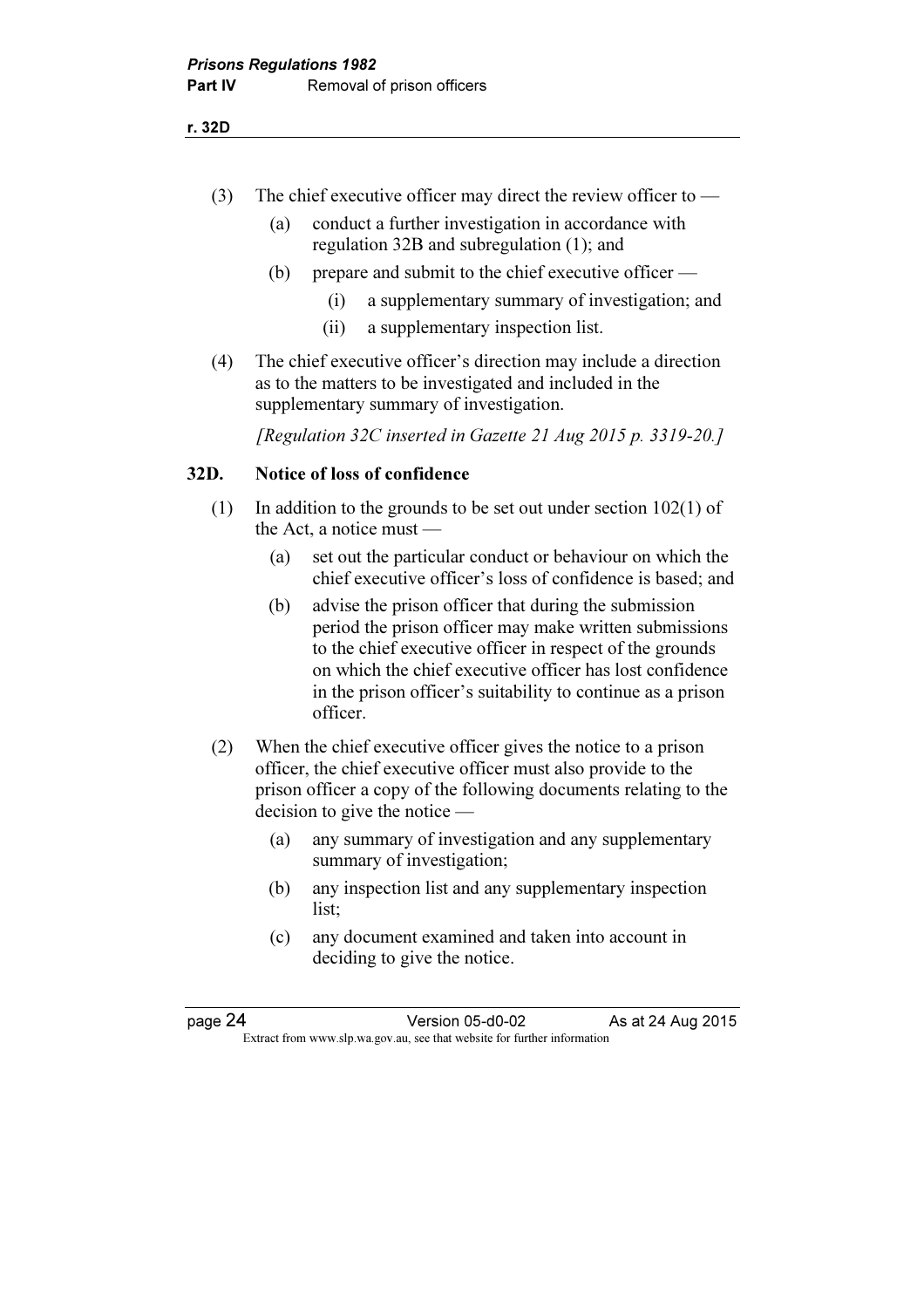(3) The chief executive officer may direct the review officer to —

(a) conduct a further investigation in accordance with regulation 32B and subregulation (1); and

(b) prepare and submit to the chief executive officer —

(i) a supplementary summary of investigation; and

(ii) a supplementary inspection list.

(4) The chief executive officer's direction may include a direction as to the matters to be investigated and included in the supplementary summary of investigation.

*[Regulation 32C inserted in Gazette 21 Aug 2015 p. 3319-20.]*

## 32D. Notice of loss of confidence

(1) In addition to the grounds to be set out under section 102(1) of the Act, a notice must —

(a) set out the particular conduct or behaviour on which the chief executive officer's loss of confidence is based; and

(b) advise the prison officer that during the submission period the prison officer may make written submissions to the chief executive officer in respect of the grounds on which the chief executive officer has lost confidence in the prison officer's suitability to continue as a prison officer.

(2) When the chief executive officer gives the notice to a prison officer, the chief executive officer must also provide to the prison officer a copy of the following documents relating to the decision to give the notice —

(a) any summary of investigation and any supplementary summary of investigation;

(b) any inspection list and any supplementary inspection list;

(c) any document examined and taken into account in deciding to give the notice.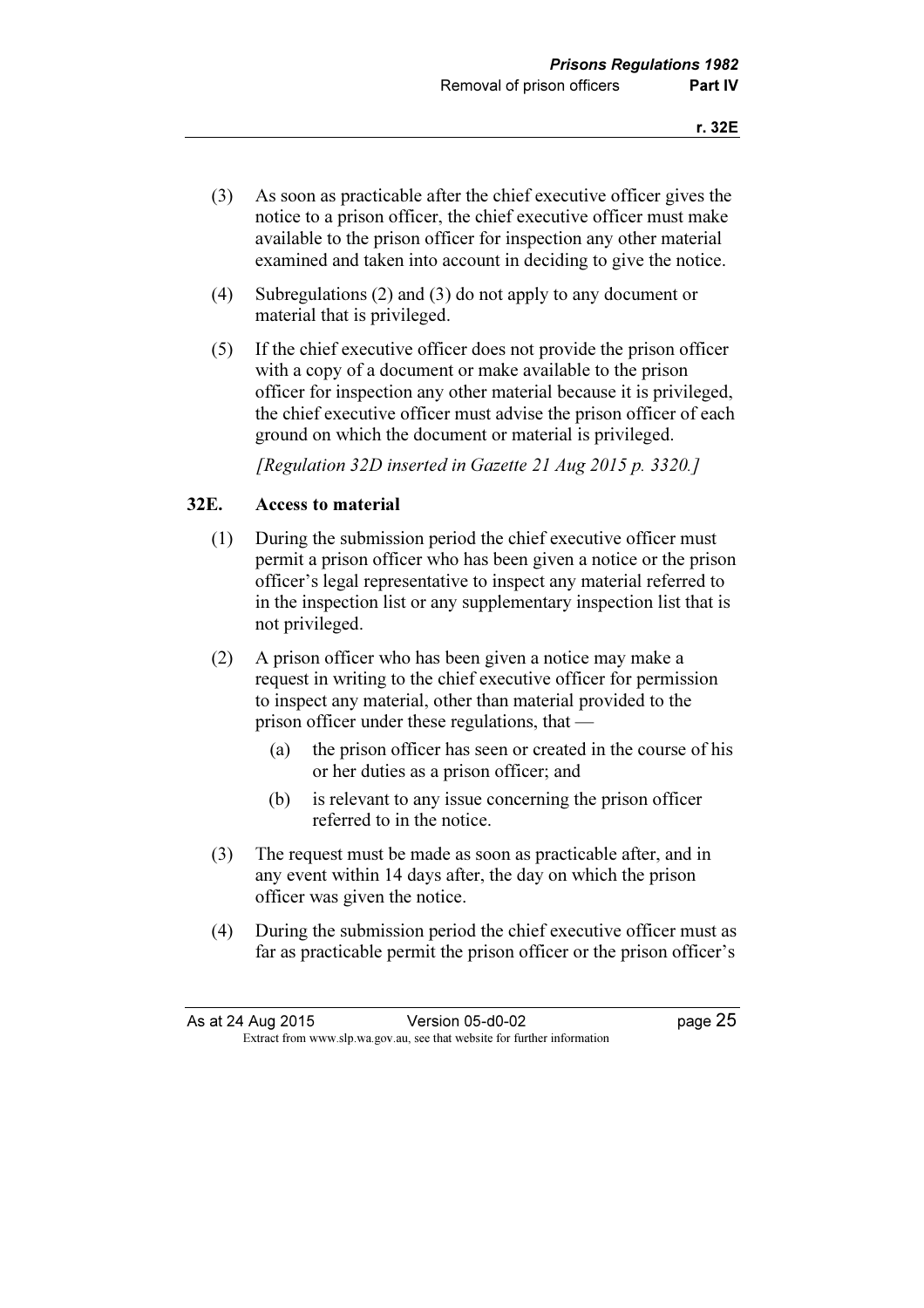(3) As soon as practicable after the chief executive officer gives the notice to a prison officer, the chief executive officer must make available to the prison officer for inspection any other material examined and taken into account in deciding to give the notice.

(4) Subregulations (2) and (3) do not apply to any document or material that is privileged.

(5) If the chief executive officer does not provide the prison officer with a copy of a document or make available to the prison officer for inspection any other material because it is privileged, the chief executive officer must advise the prison officer of each ground on which the document or material is privileged.

*[Regulation 32D inserted in Gazette 21 Aug 2015 p. 3320.]*

### 32E. Access to material

(1) During the submission period the chief executive officer must permit a prison officer who has been given a notice or the prison officer's legal representative to inspect any material referred to in the inspection list or any supplementary inspection list that is not privileged.

(2) A prison officer who has been given a notice may make a request in writing to the chief executive officer for permission to inspect any material, other than material provided to the prison officer under these regulations, that —

- (a) the prison officer has seen or created in the course of his or her duties as a prison officer; and
- (b) is relevant to any issue concerning the prison officer referred to in the notice.

(3) The request must be made as soon as practicable after, and in any event within 14 days after, the day on which the prison officer was given the notice.

(4) During the submission period the chief executive officer must as far as practicable permit the prison officer or the prison officer's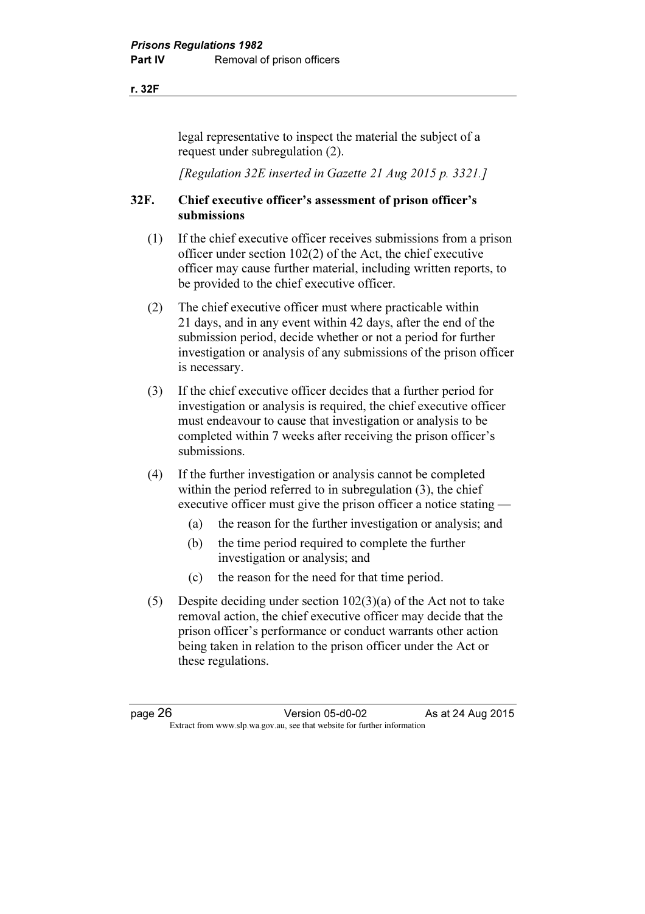legal representative to inspect the material the subject of a request under subregulation (2).

*[Regulation 32E inserted in Gazette 21 Aug 2015 p. 3321.]*

### 32F. Chief executive officer's assessment of prison officer's submissions

(1) If the chief executive officer receives submissions from a prison officer under section 102(2) of the Act, the chief executive officer may cause further material, including written reports, to be provided to the chief executive officer.

(2) The chief executive officer must where practicable within 21 days, and in any event within 42 days, after the end of the submission period, decide whether or not a period for further investigation or analysis of any submissions of the prison officer is necessary.

(3) If the chief executive officer decides that a further period for investigation or analysis is required, the chief executive officer must endeavour to cause that investigation or analysis to be completed within 7 weeks after receiving the prison officer's submissions.

(4) If the further investigation or analysis cannot be completed within the period referred to in subregulation (3), the chief executive officer must give the prison officer a notice stating —

(a) the reason for the further investigation or analysis; and

(b) the time period required to complete the further investigation or analysis; and

(c) the reason for the need for that time period.

(5) Despite deciding under section 102(3)(a) of the Act not to take removal action, the chief executive officer may decide that the prison officer's performance or conduct warrants other action being taken in relation to the prison officer under the Act or these regulations.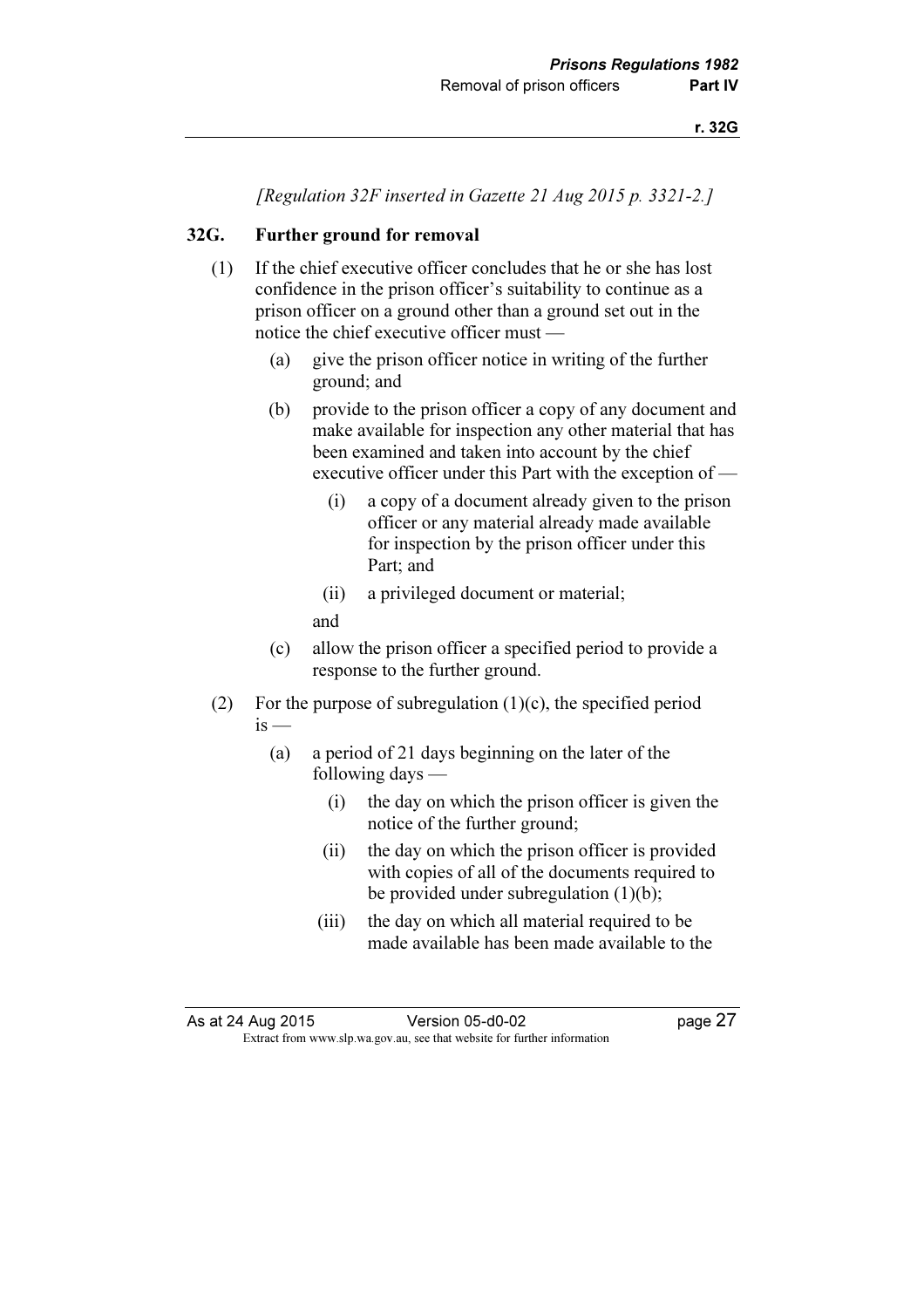*[Regulation 32F inserted in Gazette 21 Aug 2015 p. 3321-2.]*

### 32G. Further ground for removal

(1) If the chief executive officer concludes that he or she has lost confidence in the prison officer's suitability to continue as a prison officer on a ground other than a ground set out in the notice the chief executive officer must —

(a) give the prison officer notice in writing of the further ground; and

(b) provide to the prison officer a copy of any document and make available for inspection any other material that has been examined and taken into account by the chief executive officer under this Part with the exception of —

(i) a copy of a document already given to the prison officer or any material already made available for inspection by the prison officer under this Part; and

(ii) a privileged document or material;

and

(c) allow the prison officer a specified period to provide a response to the further ground.

(2) For the purpose of subregulation (1)(c), the specified period is —

(a) a period of 21 days beginning on the later of the following days —

(i) the day on which the prison officer is given the notice of the further ground;

(ii) the day on which the prison officer is provided with copies of all of the documents required to be provided under subregulation (1)(b);

(iii) the day on which all material required to be made available has been made available to the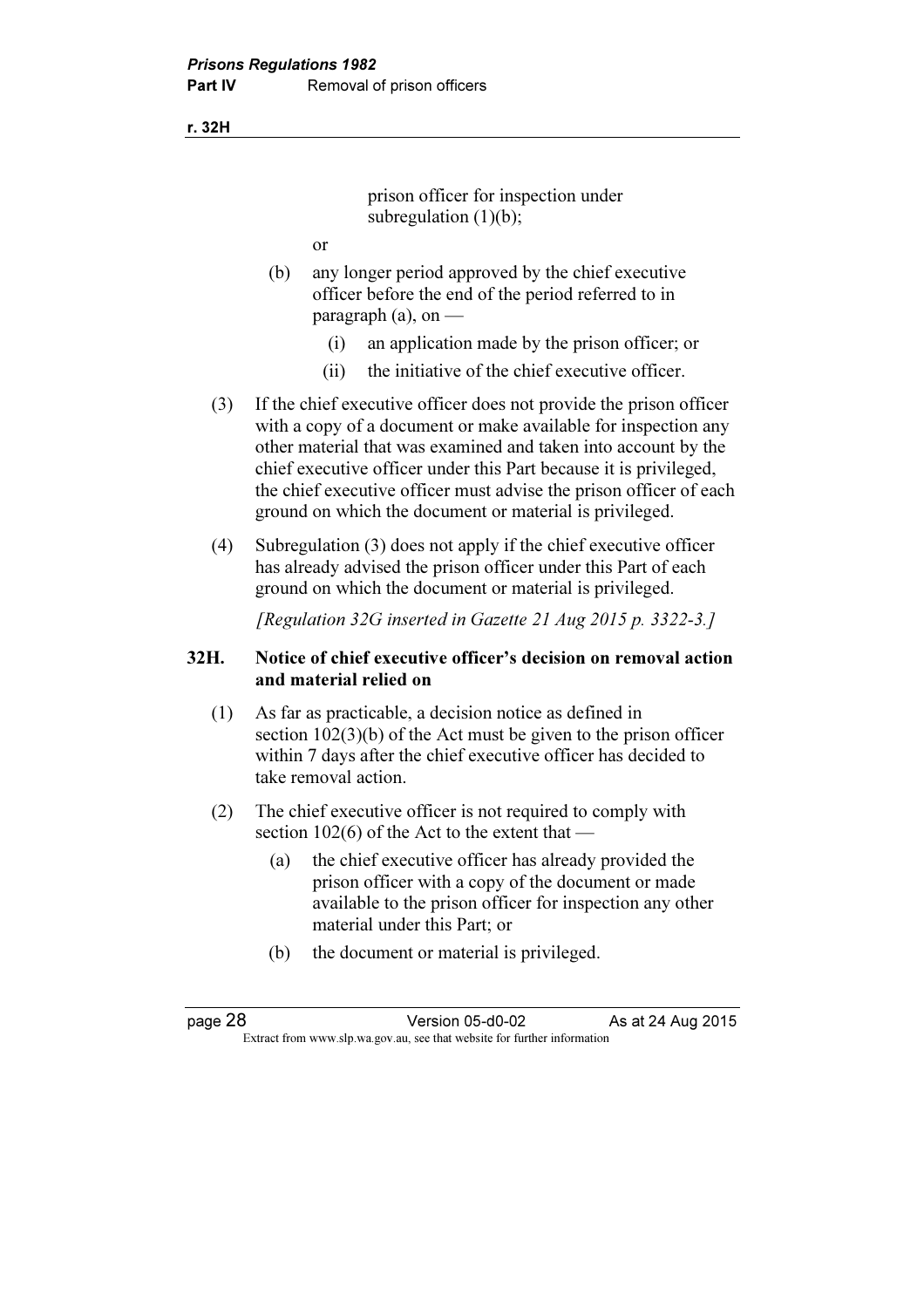prison officer for inspection under subregulation (1)(b);

or

(b) any longer period approved by the chief executive officer before the end of the period referred to in paragraph (a), on —

(i) an application made by the prison officer; or

(ii) the initiative of the chief executive officer.

(3) If the chief executive officer does not provide the prison officer with a copy of a document or make available for inspection any other material that was examined and taken into account by the chief executive officer under this Part because it is privileged, the chief executive officer must advise the prison officer of each ground on which the document or material is privileged.

(4) Subregulation (3) does not apply if the chief executive officer has already advised the prison officer under this Part of each ground on which the document or material is privileged.

*[Regulation 32G inserted in Gazette 21 Aug 2015 p. 3322-3.]*

## 32H. Notice of chief executive officer's decision on removal action and material relied on

(1) As far as practicable, a decision notice as defined in section 102(3)(b) of the Act must be given to the prison officer within 7 days after the chief executive officer has decided to take removal action.

(2) The chief executive officer is not required to comply with section 102(6) of the Act to the extent that —

(a) the chief executive officer has already provided the prison officer with a copy of the document or made available to the prison officer for inspection any other material under this Part; or

(b) the document or material is privileged.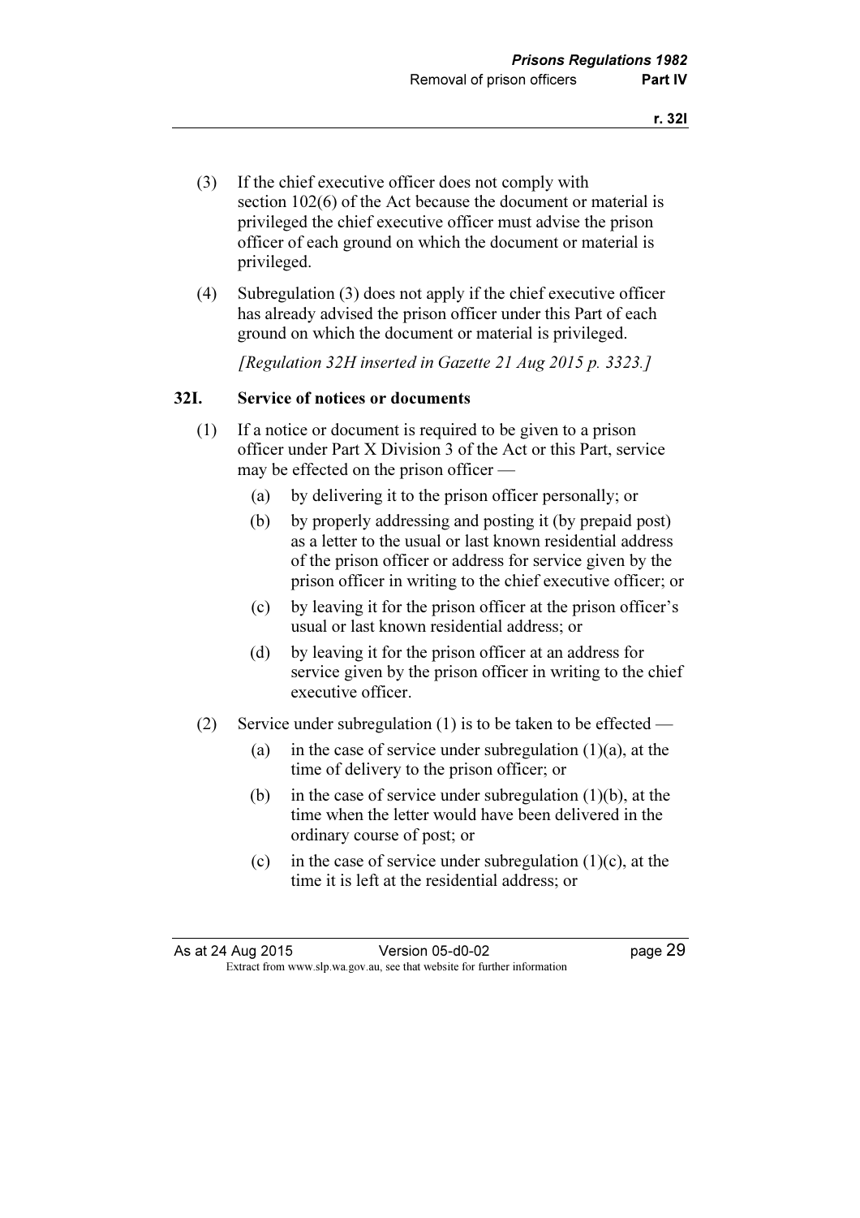(3) If the chief executive officer does not comply with section 102(6) of the Act because the document or material is privileged the chief executive officer must advise the prison officer of each ground on which the document or material is privileged.

(4) Subregulation (3) does not apply if the chief executive officer has already advised the prison officer under this Part of each ground on which the document or material is privileged.

*[Regulation 32H inserted in Gazette 21 Aug 2015 p. 3323.]*

### 32I. Service of notices or documents

(1) If a notice or document is required to be given to a prison officer under Part X Division 3 of the Act or this Part, service may be effected on the prison officer —

- (a) by delivering it to the prison officer personally; or
- (b) by properly addressing and posting it (by prepaid post) as a letter to the usual or last known residential address of the prison officer or address for service given by the prison officer in writing to the chief executive officer; or
- (c) by leaving it for the prison officer at the prison officer's usual or last known residential address; or
- (d) by leaving it for the prison officer at an address for service given by the prison officer in writing to the chief executive officer.

(2) Service under subregulation (1) is to be taken to be effected —

- (a) in the case of service under subregulation (1)(a), at the time of delivery to the prison officer; or
- (b) in the case of service under subregulation (1)(b), at the time when the letter would have been delivered in the ordinary course of post; or
- (c) in the case of service under subregulation (1)(c), at the time it is left at the residential address; or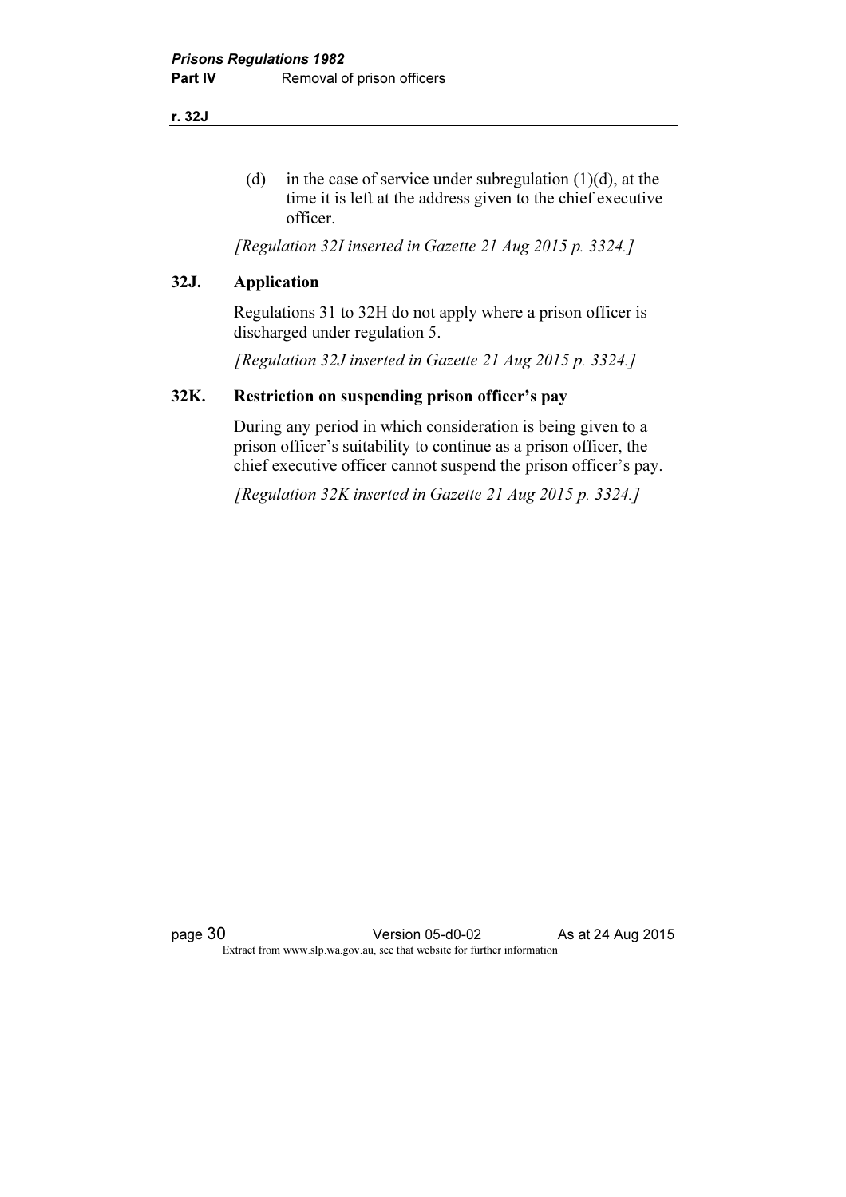(d) in the case of service under subregulation (1)(d), at the time it is left at the address given to the chief executive officer.

*[Regulation 32I inserted in Gazette 21 Aug 2015 p. 3324.]*

## 32J. Application

Regulations 31 to 32H do not apply where a prison officer is discharged under regulation 5.

*[Regulation 32J inserted in Gazette 21 Aug 2015 p. 3324.]*

## 32K. Restriction on suspending prison officer's pay

During any period in which consideration is being given to a prison officer's suitability to continue as a prison officer, the chief executive officer cannot suspend the prison officer's pay.

*[Regulation 32K inserted in Gazette 21 Aug 2015 p. 3324.]*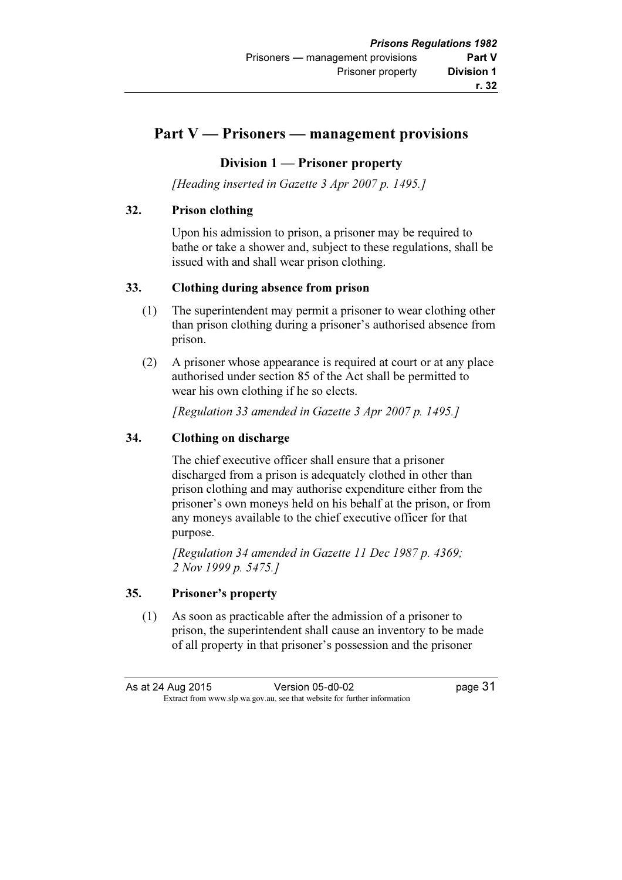## Part V — Prisoners — management provisions

### Division 1 — Prisoner property

*[Heading inserted in Gazette 3 Apr 2007 p. 1495.]*

**32. Prison clothing**

Upon his admission to prison, a prisoner may be required to bathe or take a shower and, subject to these regulations, shall be issued with and shall wear prison clothing.

**33. Clothing during absence from prison**

(1) The superintendent may permit a prisoner to wear clothing other than prison clothing during a prisoner's authorised absence from prison.

(2) A prisoner whose appearance is required at court or at any place authorised under section 85 of the Act shall be permitted to wear his own clothing if he so elects.

*[Regulation 33 amended in Gazette 3 Apr 2007 p. 1495.]*

**34. Clothing on discharge**

The chief executive officer shall ensure that a prisoner discharged from a prison is adequately clothed in other than prison clothing and may authorise expenditure either from the prisoner's own moneys held on his behalf at the prison, or from any moneys available to the chief executive officer for that purpose.

*[Regulation 34 amended in Gazette 11 Dec 1987 p. 4369; 2 Nov 1999 p. 5475.]*

**35. Prisoner's property**

(1) As soon as practicable after the admission of a prisoner to prison, the superintendent shall cause an inventory to be made of all property in that prisoner's possession and the prisoner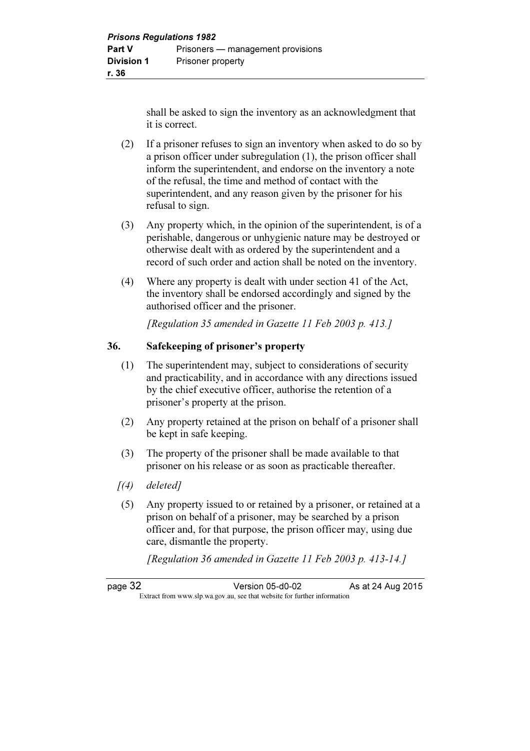shall be asked to sign the inventory as an acknowledgment that it is correct.

(2) If a prisoner refuses to sign an inventory when asked to do so by a prison officer under subregulation (1), the prison officer shall inform the superintendent, and endorse on the inventory a note of the refusal, the time and method of contact with the superintendent, and any reason given by the prisoner for his refusal to sign.

(3) Any property which, in the opinion of the superintendent, is of a perishable, dangerous or unhygienic nature may be destroyed or otherwise dealt with as ordered by the superintendent and a record of such order and action shall be noted on the inventory.

(4) Where any property is dealt with under section 41 of the Act, the inventory shall be endorsed accordingly and signed by the authorised officer and the prisoner.

*[Regulation 35 amended in Gazette 11 Feb 2003 p. 413.]*

### 36. Safekeeping of prisoner's property

(1) The superintendent may, subject to considerations of security and practicability, and in accordance with any directions issued by the chief executive officer, authorise the retention of a prisoner's property at the prison.

(2) Any property retained at the prison on behalf of a prisoner shall be kept in safe keeping.

(3) The property of the prisoner shall be made available to that prisoner on his release or as soon as practicable thereafter.

*[(4) deleted]*

(5) Any property issued to or retained by a prisoner, or retained at a prison on behalf of a prisoner, may be searched by a prison officer and, for that purpose, the prison officer may, using due care, dismantle the property.

*[Regulation 36 amended in Gazette 11 Feb 2003 p. 413-14.]*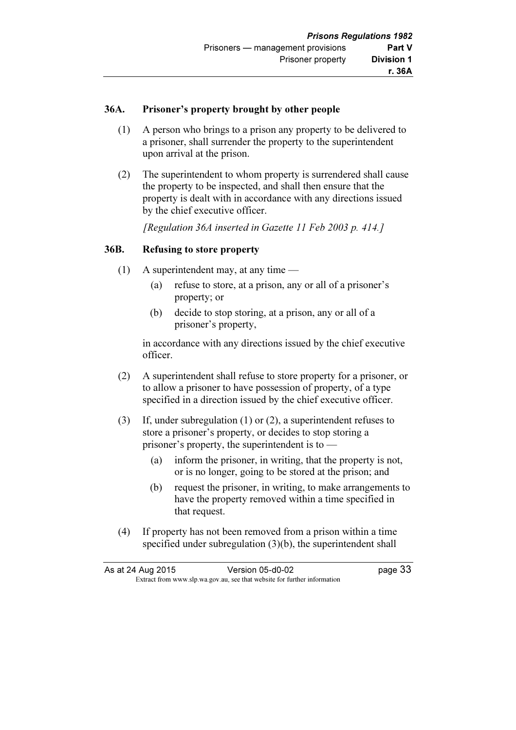### 36A. Prisoner's property brought by other people

(1) A person who brings to a prison any property to be delivered to a prisoner, shall surrender the property to the superintendent upon arrival at the prison.

(2) The superintendent to whom property is surrendered shall cause the property to be inspected, and shall then ensure that the property is dealt with in accordance with any directions issued by the chief executive officer.

*[Regulation 36A inserted in Gazette 11 Feb 2003 p. 414.]*

### 36B. Refusing to store property

(1) A superintendent may, at any time —

- (a) refuse to store, at a prison, any or all of a prisoner's property; or
- (b) decide to stop storing, at a prison, any or all of a prisoner's property,

in accordance with any directions issued by the chief executive officer.

(2) A superintendent shall refuse to store property for a prisoner, or to allow a prisoner to have possession of property, of a type specified in a direction issued by the chief executive officer.

(3) If, under subregulation (1) or (2), a superintendent refuses to store a prisoner's property, or decides to stop storing a prisoner's property, the superintendent is to —

- (a) inform the prisoner, in writing, that the property is not, or is no longer, going to be stored at the prison; and
- (b) request the prisoner, in writing, to make arrangements to have the property removed within a time specified in that request.

(4) If property has not been removed from a prison within a time specified under subregulation (3)(b), the superintendent shall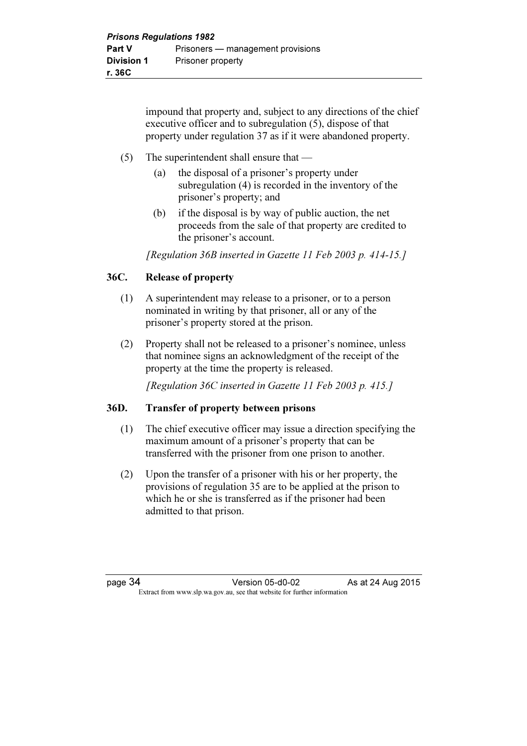impound that property and, subject to any directions of the chief executive officer and to subregulation (5), dispose of that property under regulation 37 as if it were abandoned property.

(5) The superintendent shall ensure that —

(a) the disposal of a prisoner's property under subregulation (4) is recorded in the inventory of the prisoner's property; and

(b) if the disposal is by way of public auction, the net proceeds from the sale of that property are credited to the prisoner's account.

*[Regulation 36B inserted in Gazette 11 Feb 2003 p. 414-15.]*

## 36C. Release of property

(1) A superintendent may release to a prisoner, or to a person nominated in writing by that prisoner, all or any of the prisoner's property stored at the prison.

(2) Property shall not be released to a prisoner's nominee, unless that nominee signs an acknowledgment of the receipt of the property at the time the property is released.

*[Regulation 36C inserted in Gazette 11 Feb 2003 p. 415.]*

## 36D. Transfer of property between prisons

(1) The chief executive officer may issue a direction specifying the maximum amount of a prisoner's property that can be transferred with the prisoner from one prison to another.

(2) Upon the transfer of a prisoner with his or her property, the provisions of regulation 35 are to be applied at the prison to which he or she is transferred as if the prisoner had been admitted to that prison.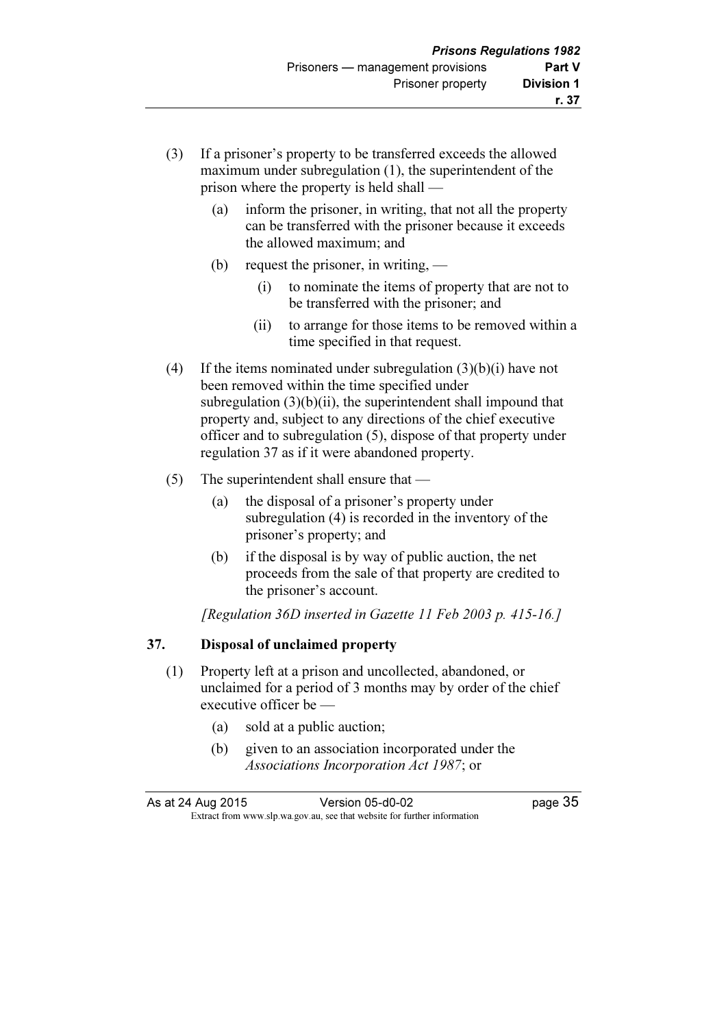(3) If a prisoner's property to be transferred exceeds the allowed maximum under subregulation (1), the superintendent of the prison where the property is held shall —

  (a) inform the prisoner, in writing, that not all the property can be transferred with the prisoner because it exceeds the allowed maximum; and

  (b) request the prisoner, in writing, —

    (i) to nominate the items of property that are not to be transferred with the prisoner; and

    (ii) to arrange for those items to be removed within a time specified in that request.

(4) If the items nominated under subregulation (3)(b)(i) have not been removed within the time specified under subregulation (3)(b)(ii), the superintendent shall impound that property and, subject to any directions of the chief executive officer and to subregulation (5), dispose of that property under regulation 37 as if it were abandoned property.

(5) The superintendent shall ensure that —

  (a) the disposal of a prisoner's property under subregulation (4) is recorded in the inventory of the prisoner's property; and

  (b) if the disposal is by way of public auction, the net proceeds from the sale of that property are credited to the prisoner's account.

*[Regulation 36D inserted in Gazette 11 Feb 2003 p. 415-16.]*

### 37. Disposal of unclaimed property

(1) Property left at a prison and uncollected, abandoned, or unclaimed for a period of 3 months may by order of the chief executive officer be —

  (a) sold at a public auction;

  (b) given to an association incorporated under the *Associations Incorporation Act 1987*; or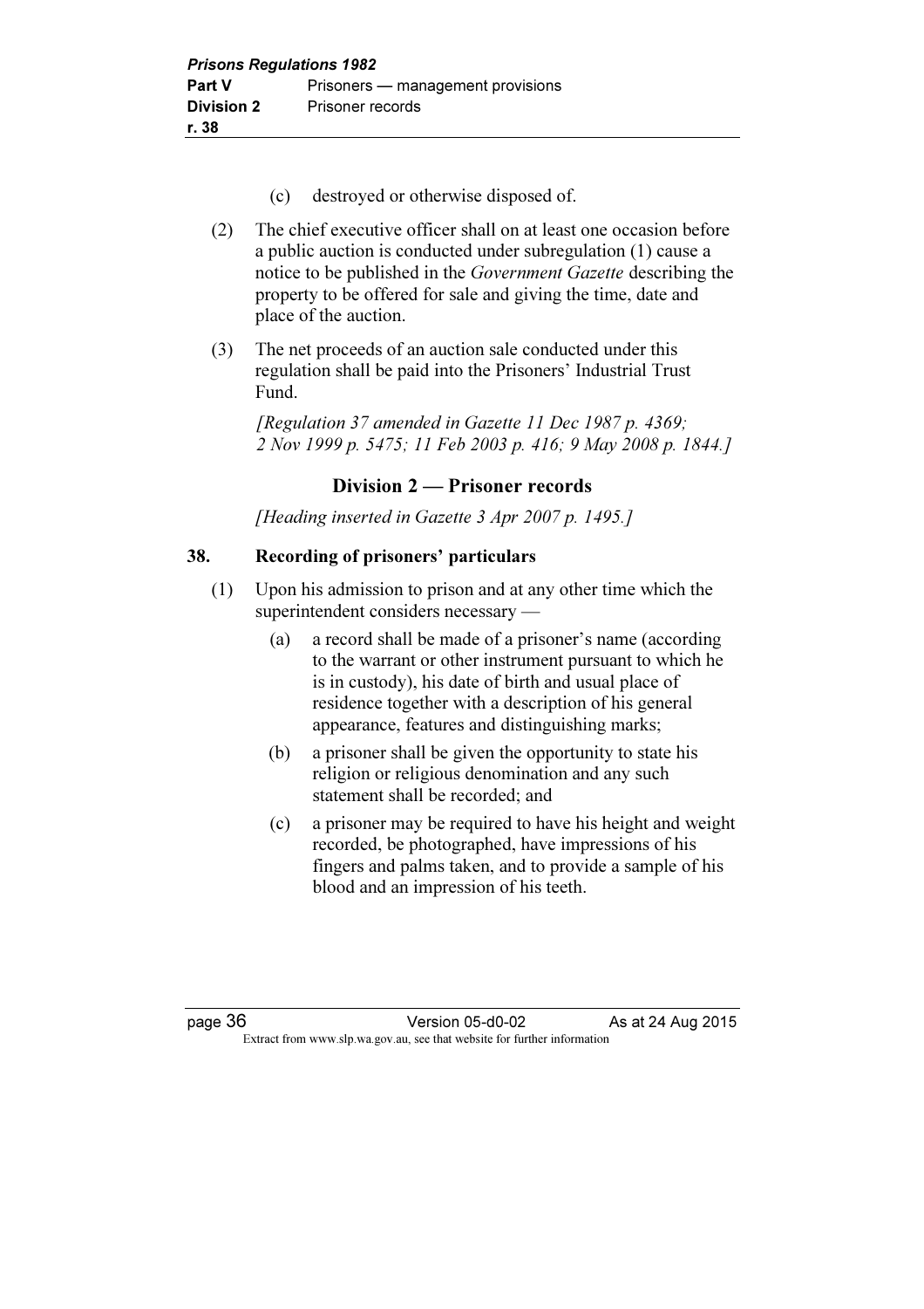(c) destroyed or otherwise disposed of.

(2) The chief executive officer shall on at least one occasion before a public auction is conducted under subregulation (1) cause a notice to be published in the *Government Gazette* describing the property to be offered for sale and giving the time, date and place of the auction.

(3) The net proceeds of an auction sale conducted under this regulation shall be paid into the Prisoners' Industrial Trust Fund.

*[Regulation 37 amended in Gazette 11 Dec 1987 p. 4369; 2 Nov 1999 p. 5475; 11 Feb 2003 p. 416; 9 May 2008 p. 1844.]*

## Division 2 — Prisoner records

*[Heading inserted in Gazette 3 Apr 2007 p. 1495.]*

### 38. Recording of prisoners' particulars

(1) Upon his admission to prison and at any other time which the superintendent considers necessary —

(a) a record shall be made of a prisoner's name (according to the warrant or other instrument pursuant to which he is in custody), his date of birth and usual place of residence together with a description of his general appearance, features and distinguishing marks;

(b) a prisoner shall be given the opportunity to state his religion or religious denomination and any such statement shall be recorded; and

(c) a prisoner may be required to have his height and weight recorded, be photographed, have impressions of his fingers and palms taken, and to provide a sample of his blood and an impression of his teeth.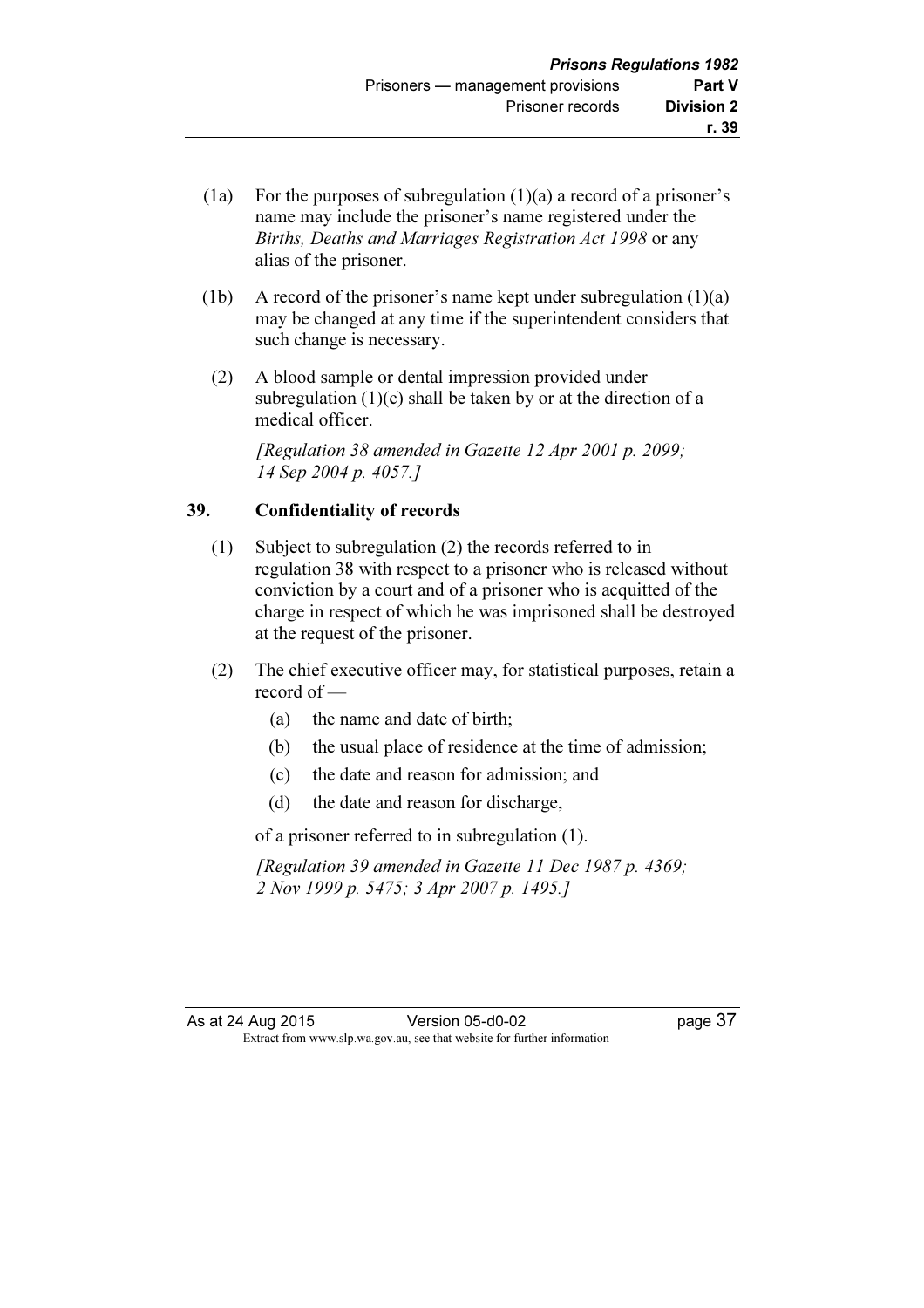(1a) For the purposes of subregulation (1)(a) a record of a prisoner's name may include the prisoner's name registered under the *Births, Deaths and Marriages Registration Act 1998* or any alias of the prisoner.

(1b) A record of the prisoner's name kept under subregulation (1)(a) may be changed at any time if the superintendent considers that such change is necessary.

(2) A blood sample or dental impression provided under subregulation (1)(c) shall be taken by or at the direction of a medical officer.

*[Regulation 38 amended in Gazette 12 Apr 2001 p. 2099; 14 Sep 2004 p. 4057.]*

### 39. Confidentiality of records

(1) Subject to subregulation (2) the records referred to in regulation 38 with respect to a prisoner who is released without conviction by a court and of a prisoner who is acquitted of the charge in respect of which he was imprisoned shall be destroyed at the request of the prisoner.

(2) The chief executive officer may, for statistical purposes, retain a record of —

- (a) the name and date of birth;
- (b) the usual place of residence at the time of admission;
- (c) the date and reason for admission; and
- (d) the date and reason for discharge,

of a prisoner referred to in subregulation (1).

*[Regulation 39 amended in Gazette 11 Dec 1987 p. 4369; 2 Nov 1999 p. 5475; 3 Apr 2007 p. 1495.]*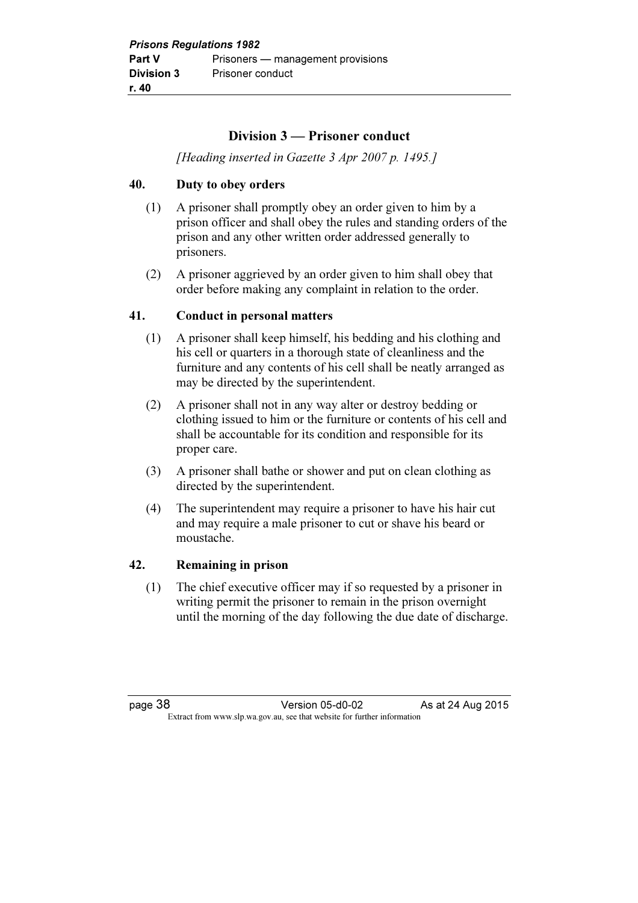## Division 3 — Prisoner conduct

*[Heading inserted in Gazette 3 Apr 2007 p. 1495.]*

### 40. Duty to obey orders

(1) A prisoner shall promptly obey an order given to him by a prison officer and shall obey the rules and standing orders of the prison and any other written order addressed generally to prisoners.

(2) A prisoner aggrieved by an order given to him shall obey that order before making any complaint in relation to the order.

### 41. Conduct in personal matters

(1) A prisoner shall keep himself, his bedding and his clothing and his cell or quarters in a thorough state of cleanliness and the furniture and any contents of his cell shall be neatly arranged as may be directed by the superintendent.

(2) A prisoner shall not in any way alter or destroy bedding or clothing issued to him or the furniture or contents of his cell and shall be accountable for its condition and responsible for its proper care.

(3) A prisoner shall bathe or shower and put on clean clothing as directed by the superintendent.

(4) The superintendent may require a prisoner to have his hair cut and may require a male prisoner to cut or shave his beard or moustache.

### 42. Remaining in prison

(1) The chief executive officer may if so requested by a prisoner in writing permit the prisoner to remain in the prison overnight until the morning of the day following the due date of discharge.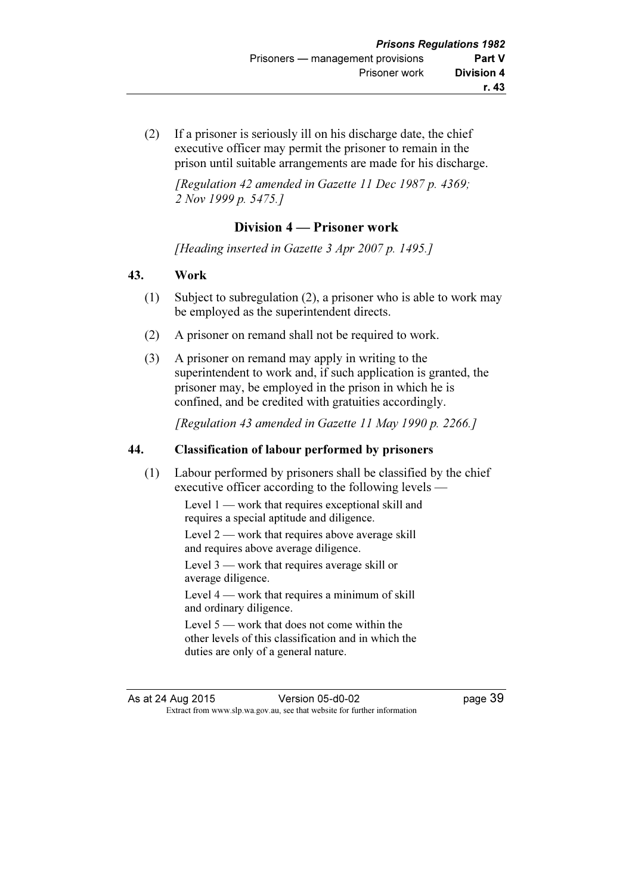(2) If a prisoner is seriously ill on his discharge date, the chief executive officer may permit the prisoner to remain in the prison until suitable arrangements are made for his discharge.

*[Regulation 42 amended in Gazette 11 Dec 1987 p. 4369; 2 Nov 1999 p. 5475.]*

## Division 4 — Prisoner work

*[Heading inserted in Gazette 3 Apr 2007 p. 1495.]*

### 43. Work

(1) Subject to subregulation (2), a prisoner who is able to work may be employed as the superintendent directs.

(2) A prisoner on remand shall not be required to work.

(3) A prisoner on remand may apply in writing to the superintendent to work and, if such application is granted, the prisoner may, be employed in the prison in which he is confined, and be credited with gratuities accordingly.

*[Regulation 43 amended in Gazette 11 May 1990 p. 2266.]*

### 44. Classification of labour performed by prisoners

(1) Labour performed by prisoners shall be classified by the chief executive officer according to the following levels —

Level 1 — work that requires exceptional skill and requires a special aptitude and diligence.

Level 2 — work that requires above average skill and requires above average diligence.

Level 3 — work that requires average skill or average diligence.

Level 4 — work that requires a minimum of skill and ordinary diligence.

Level 5 — work that does not come within the other levels of this classification and in which the duties are only of a general nature.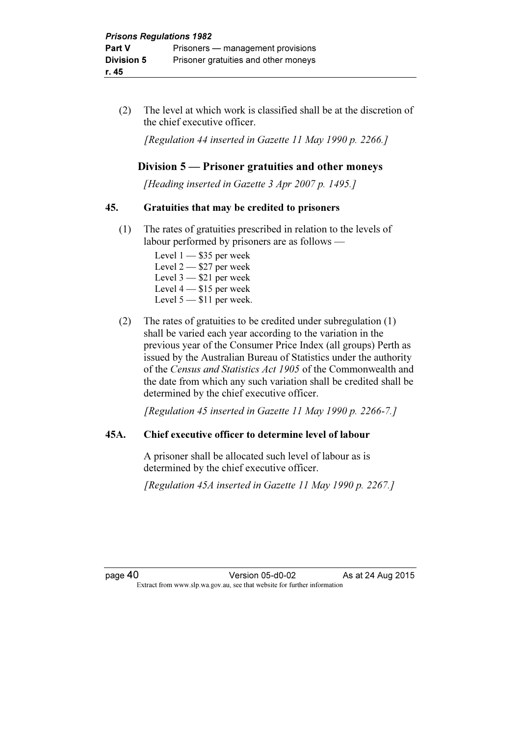(2) The level at which work is classified shall be at the discretion of the chief executive officer.

*[Regulation 44 inserted in Gazette 11 May 1990 p. 2266.]*

## Division 5 — Prisoner gratuities and other moneys

*[Heading inserted in Gazette 3 Apr 2007 p. 1495.]*

### 45. Gratuities that may be credited to prisoners

(1) The rates of gratuities prescribed in relation to the levels of labour performed by prisoners are as follows —

Level 1 — $35 per week
Level 2 — $27 per week
Level 3 — $21 per week
Level 4 — $15 per week
Level 5 — $11 per week.

(2) The rates of gratuities to be credited under subregulation (1) shall be varied each year according to the variation in the previous year of the Consumer Price Index (all groups) Perth as issued by the Australian Bureau of Statistics under the authority of the *Census and Statistics Act 1905* of the Commonwealth and the date from which any such variation shall be credited shall be determined by the chief executive officer.

*[Regulation 45 inserted in Gazette 11 May 1990 p. 2266-7.]*

### 45A. Chief executive officer to determine level of labour

A prisoner shall be allocated such level of labour as is determined by the chief executive officer.

*[Regulation 45A inserted in Gazette 11 May 1990 p. 2267.]*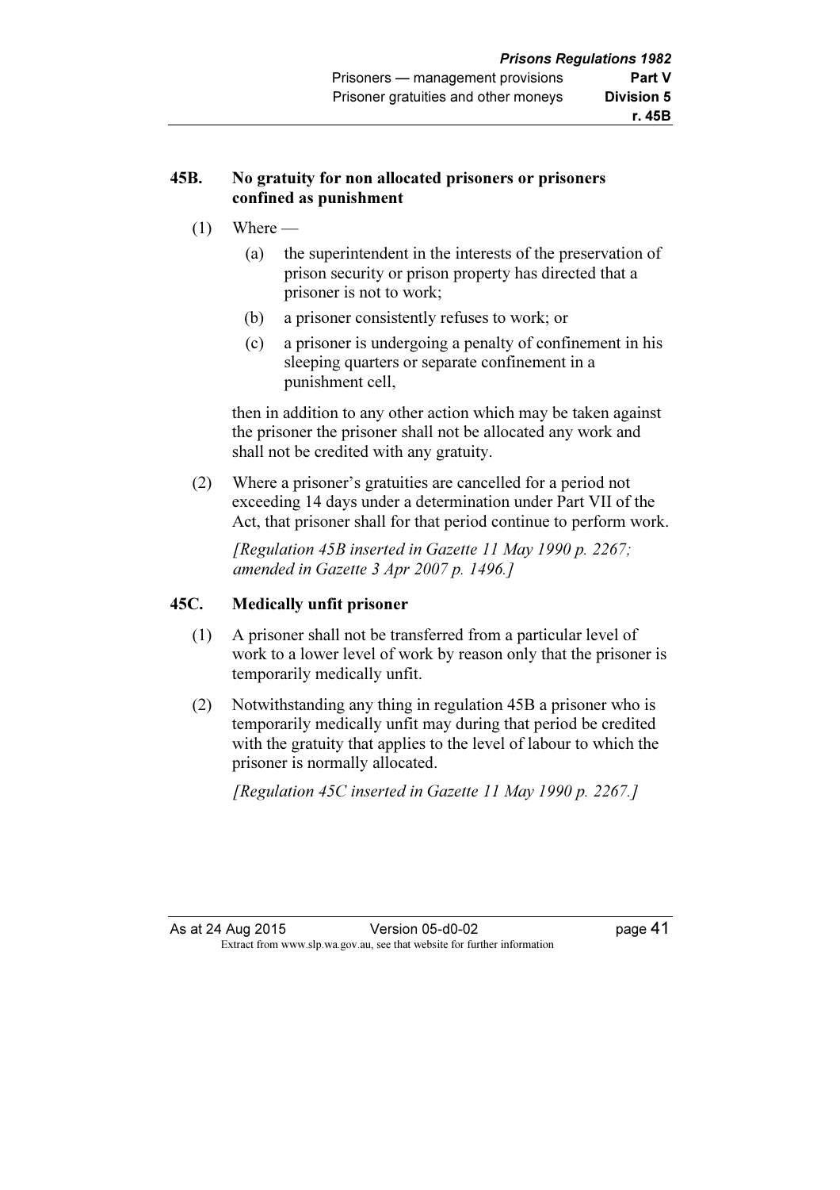## 45B. No gratuity for non allocated prisoners or prisoners confined as punishment

(1) Where —

(a) the superintendent in the interests of the preservation of prison security or prison property has directed that a prisoner is not to work;

(b) a prisoner consistently refuses to work; or

(c) a prisoner is undergoing a penalty of confinement in his sleeping quarters or separate confinement in a punishment cell,

then in addition to any other action which may be taken against the prisoner the prisoner shall not be allocated any work and shall not be credited with any gratuity.

(2) Where a prisoner's gratuities are cancelled for a period not exceeding 14 days under a determination under Part VII of the Act, that prisoner shall for that period continue to perform work.

*[Regulation 45B inserted in Gazette 11 May 1990 p. 2267; amended in Gazette 3 Apr 2007 p. 1496.]*

## 45C. Medically unfit prisoner

(1) A prisoner shall not be transferred from a particular level of work to a lower level of work by reason only that the prisoner is temporarily medically unfit.

(2) Notwithstanding any thing in regulation 45B a prisoner who is temporarily medically unfit may during that period be credited with the gratuity that applies to the level of labour to which the prisoner is normally allocated.

*[Regulation 45C inserted in Gazette 11 May 1990 p. 2267.]*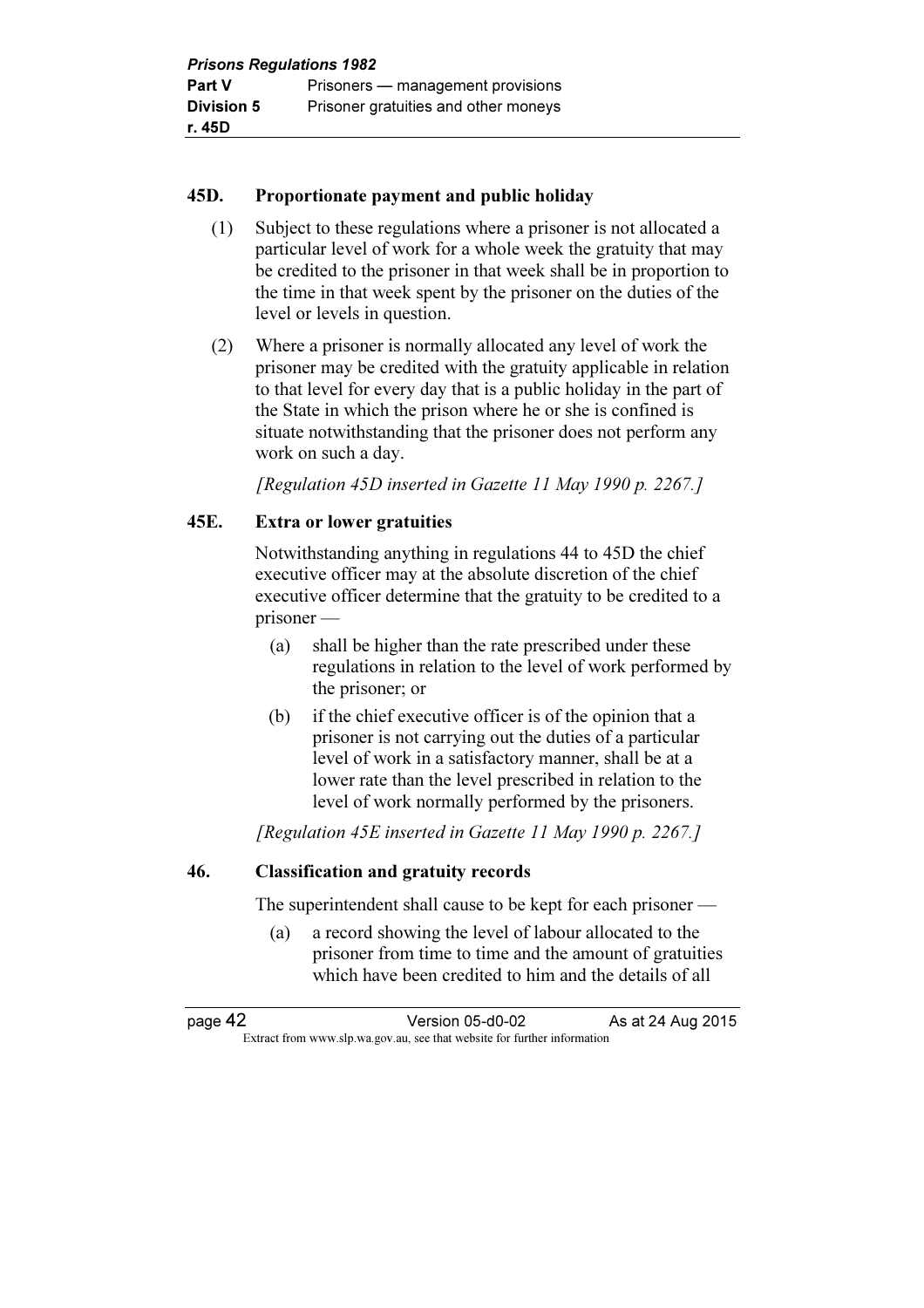### 45D. Proportionate payment and public holiday

(1) Subject to these regulations where a prisoner is not allocated a particular level of work for a whole week the gratuity that may be credited to the prisoner in that week shall be in proportion to the time in that week spent by the prisoner on the duties of the level or levels in question.

(2) Where a prisoner is normally allocated any level of work the prisoner may be credited with the gratuity applicable in relation to that level for every day that is a public holiday in the part of the State in which the prison where he or she is confined is situate notwithstanding that the prisoner does not perform any work on such a day.

*[Regulation 45D inserted in Gazette 11 May 1990 p. 2267.]*

### 45E. Extra or lower gratuities

Notwithstanding anything in regulations 44 to 45D the chief executive officer may at the absolute discretion of the chief executive officer determine that the gratuity to be credited to a prisoner —

(a) shall be higher than the rate prescribed under these regulations in relation to the level of work performed by the prisoner; or

(b) if the chief executive officer is of the opinion that a prisoner is not carrying out the duties of a particular level of work in a satisfactory manner, shall be at a lower rate than the level prescribed in relation to the level of work normally performed by the prisoners.

*[Regulation 45E inserted in Gazette 11 May 1990 p. 2267.]*

### 46. Classification and gratuity records

The superintendent shall cause to be kept for each prisoner —

(a) a record showing the level of labour allocated to the prisoner from time to time and the amount of gratuities which have been credited to him and the details of all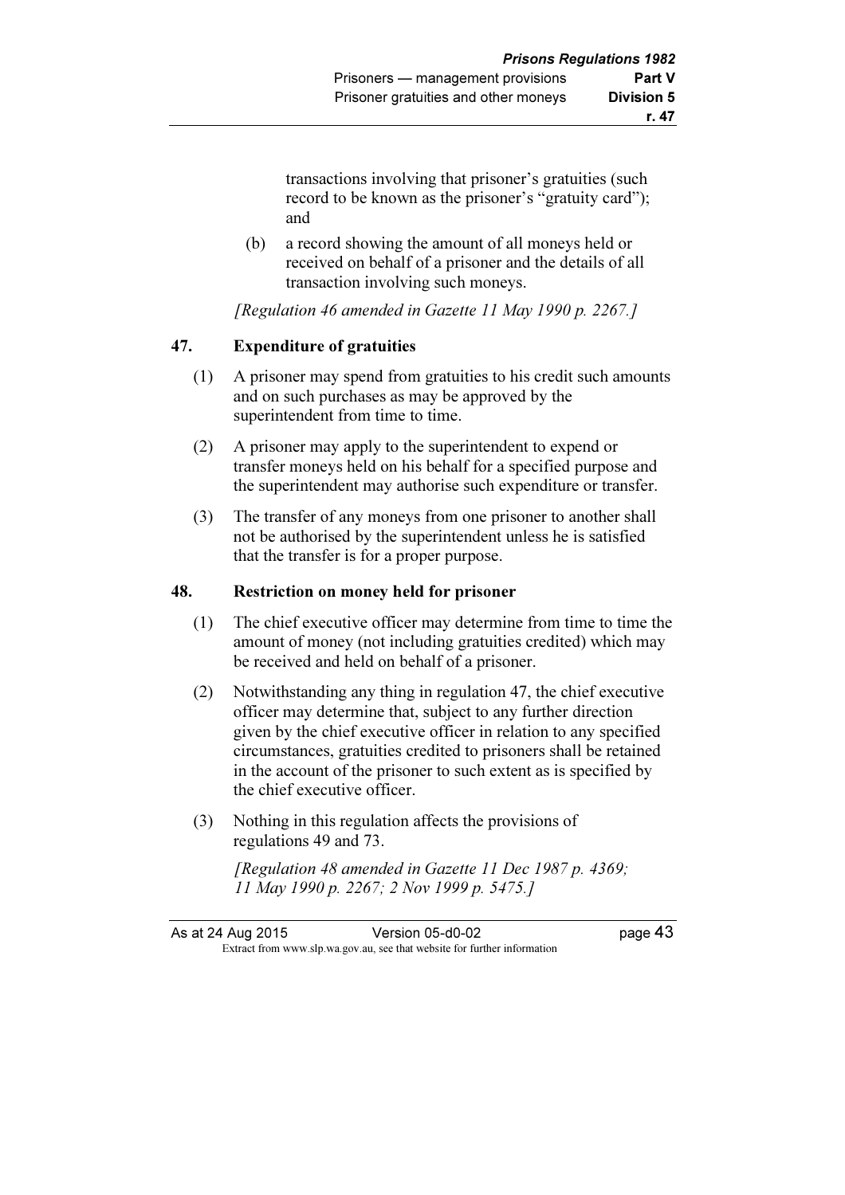transactions involving that prisoner's gratuities (such record to be known as the prisoner's "gratuity card"); and

(b) a record showing the amount of all moneys held or received on behalf of a prisoner and the details of all transaction involving such moneys.

*[Regulation 46 amended in Gazette 11 May 1990 p. 2267.]*

## 47. Expenditure of gratuities

(1) A prisoner may spend from gratuities to his credit such amounts and on such purchases as may be approved by the superintendent from time to time.

(2) A prisoner may apply to the superintendent to expend or transfer moneys held on his behalf for a specified purpose and the superintendent may authorise such expenditure or transfer.

(3) The transfer of any moneys from one prisoner to another shall not be authorised by the superintendent unless he is satisfied that the transfer is for a proper purpose.

## 48. Restriction on money held for prisoner

(1) The chief executive officer may determine from time to time the amount of money (not including gratuities credited) which may be received and held on behalf of a prisoner.

(2) Notwithstanding any thing in regulation 47, the chief executive officer may determine that, subject to any further direction given by the chief executive officer in relation to any specified circumstances, gratuities credited to prisoners shall be retained in the account of the prisoner to such extent as is specified by the chief executive officer.

(3) Nothing in this regulation affects the provisions of regulations 49 and 73.

*[Regulation 48 amended in Gazette 11 Dec 1987 p. 4369; 11 May 1990 p. 2267; 2 Nov 1999 p. 5475.]*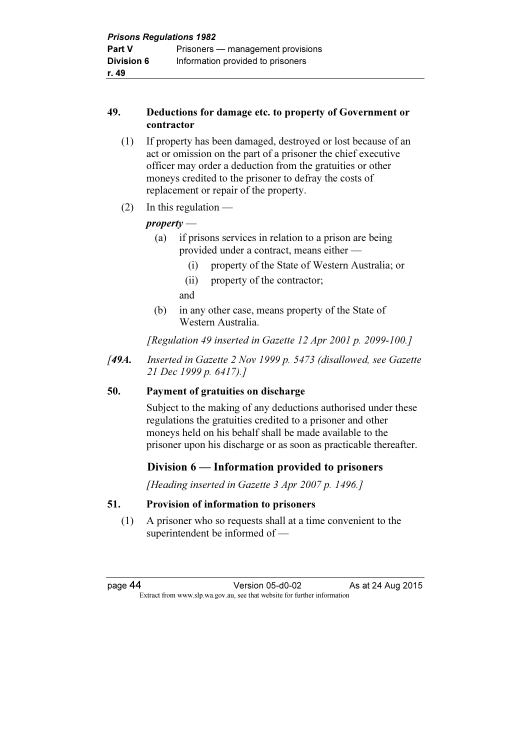**49. Deductions for damage etc. to property of Government or contractor**

(1) If property has been damaged, destroyed or lost because of an act or omission on the part of a prisoner the chief executive officer may order a deduction from the gratuities or other moneys credited to the prisoner to defray the costs of replacement or repair of the property.

(2) In this regulation —

***property*** —

(a) if prisons services in relation to a prison are being provided under a contract, means either —

(i) property of the State of Western Australia; or

(ii) property of the contractor;

and

(b) in any other case, means property of the State of Western Australia.

*[Regulation 49 inserted in Gazette 12 Apr 2001 p. 2099-100.]*

*[**49A.** Inserted in Gazette 2 Nov 1999 p. 5473 (disallowed, see Gazette 21 Dec 1999 p. 6417).]*

**50. Payment of gratuities on discharge**

Subject to the making of any deductions authorised under these regulations the gratuities credited to a prisoner and other moneys held on his behalf shall be made available to the prisoner upon his discharge or as soon as practicable thereafter.

## Division 6 — Information provided to prisoners

*[Heading inserted in Gazette 3 Apr 2007 p. 1496.]*

**51. Provision of information to prisoners**

(1) A prisoner who so requests shall at a time convenient to the superintendent be informed of —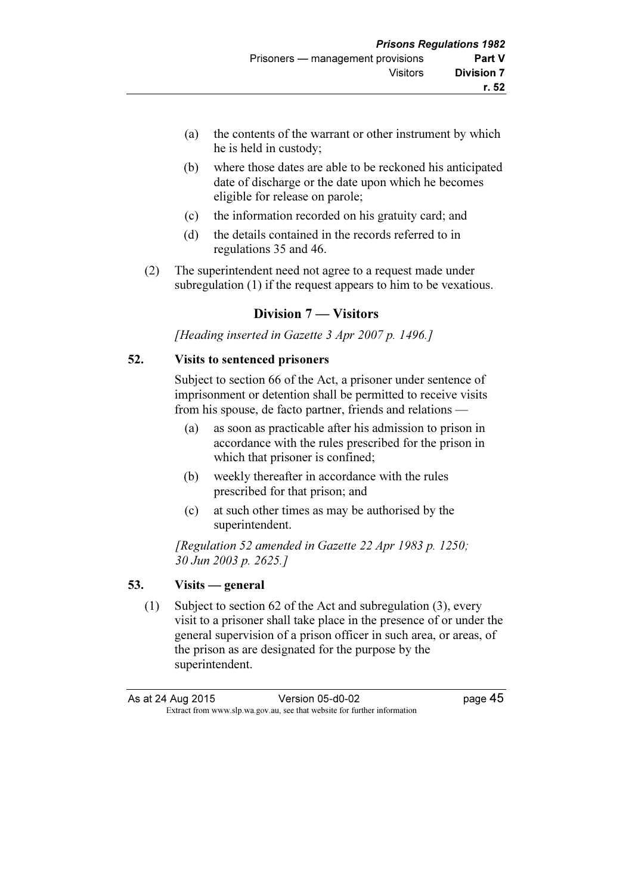(a) the contents of the warrant or other instrument by which he is held in custody;

(b) where those dates are able to be reckoned his anticipated date of discharge or the date upon which he becomes eligible for release on parole;

(c) the information recorded on his gratuity card; and

(d) the details contained in the records referred to in regulations 35 and 46.

(2) The superintendent need not agree to a request made under subregulation (1) if the request appears to him to be vexatious.

## Division 7 — Visitors

*[Heading inserted in Gazette 3 Apr 2007 p. 1496.]*

### 52. Visits to sentenced prisoners

Subject to section 66 of the Act, a prisoner under sentence of imprisonment or detention shall be permitted to receive visits from his spouse, de facto partner, friends and relations —

(a) as soon as practicable after his admission to prison in accordance with the rules prescribed for the prison in which that prisoner is confined;

(b) weekly thereafter in accordance with the rules prescribed for that prison; and

(c) at such other times as may be authorised by the superintendent.

*[Regulation 52 amended in Gazette 22 Apr 1983 p. 1250; 30 Jun 2003 p. 2625.]*

### 53. Visits — general

(1) Subject to section 62 of the Act and subregulation (3), every visit to a prisoner shall take place in the presence of or under the general supervision of a prison officer in such area, or areas, of the prison as are designated for the purpose by the superintendent.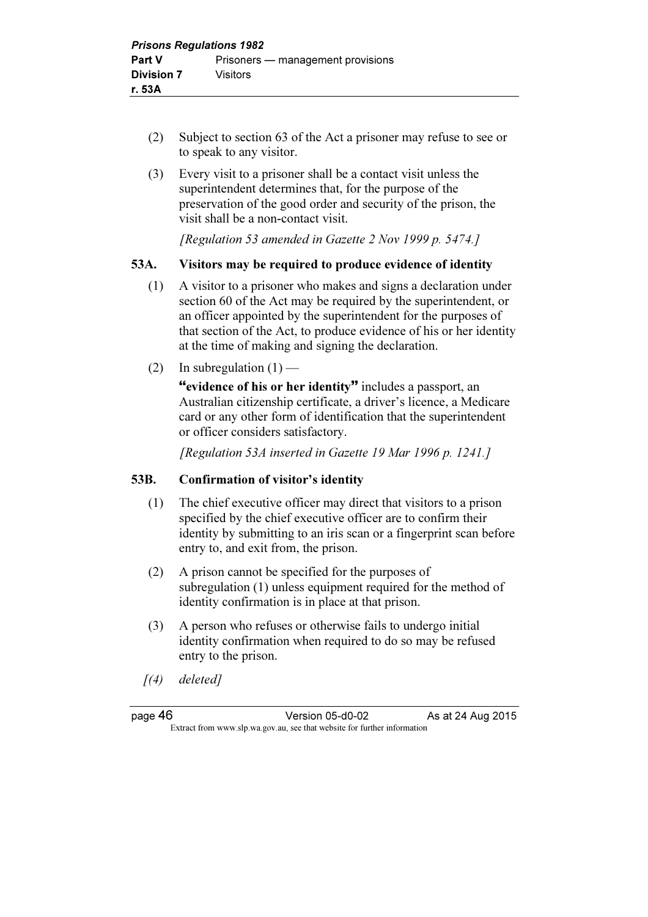(2) Subject to section 63 of the Act a prisoner may refuse to see or to speak to any visitor.

(3) Every visit to a prisoner shall be a contact visit unless the superintendent determines that, for the purpose of the preservation of the good order and security of the prison, the visit shall be a non-contact visit.

*[Regulation 53 amended in Gazette 2 Nov 1999 p. 5474.]*

### 53A. Visitors may be required to produce evidence of identity

(1) A visitor to a prisoner who makes and signs a declaration under section 60 of the Act may be required by the superintendent, or an officer appointed by the superintendent for the purposes of that section of the Act, to produce evidence of his or her identity at the time of making and signing the declaration.

(2) In subregulation (1) —

**"evidence of his or her identity"** includes a passport, an Australian citizenship certificate, a driver's licence, a Medicare card or any other form of identification that the superintendent or officer considers satisfactory.

*[Regulation 53A inserted in Gazette 19 Mar 1996 p. 1241.]*

### 53B. Confirmation of visitor's identity

(1) The chief executive officer may direct that visitors to a prison specified by the chief executive officer are to confirm their identity by submitting to an iris scan or a fingerprint scan before entry to, and exit from, the prison.

(2) A prison cannot be specified for the purposes of subregulation (1) unless equipment required for the method of identity confirmation is in place at that prison.

(3) A person who refuses or otherwise fails to undergo initial identity confirmation when required to do so may be refused entry to the prison.

*[(4) deleted]*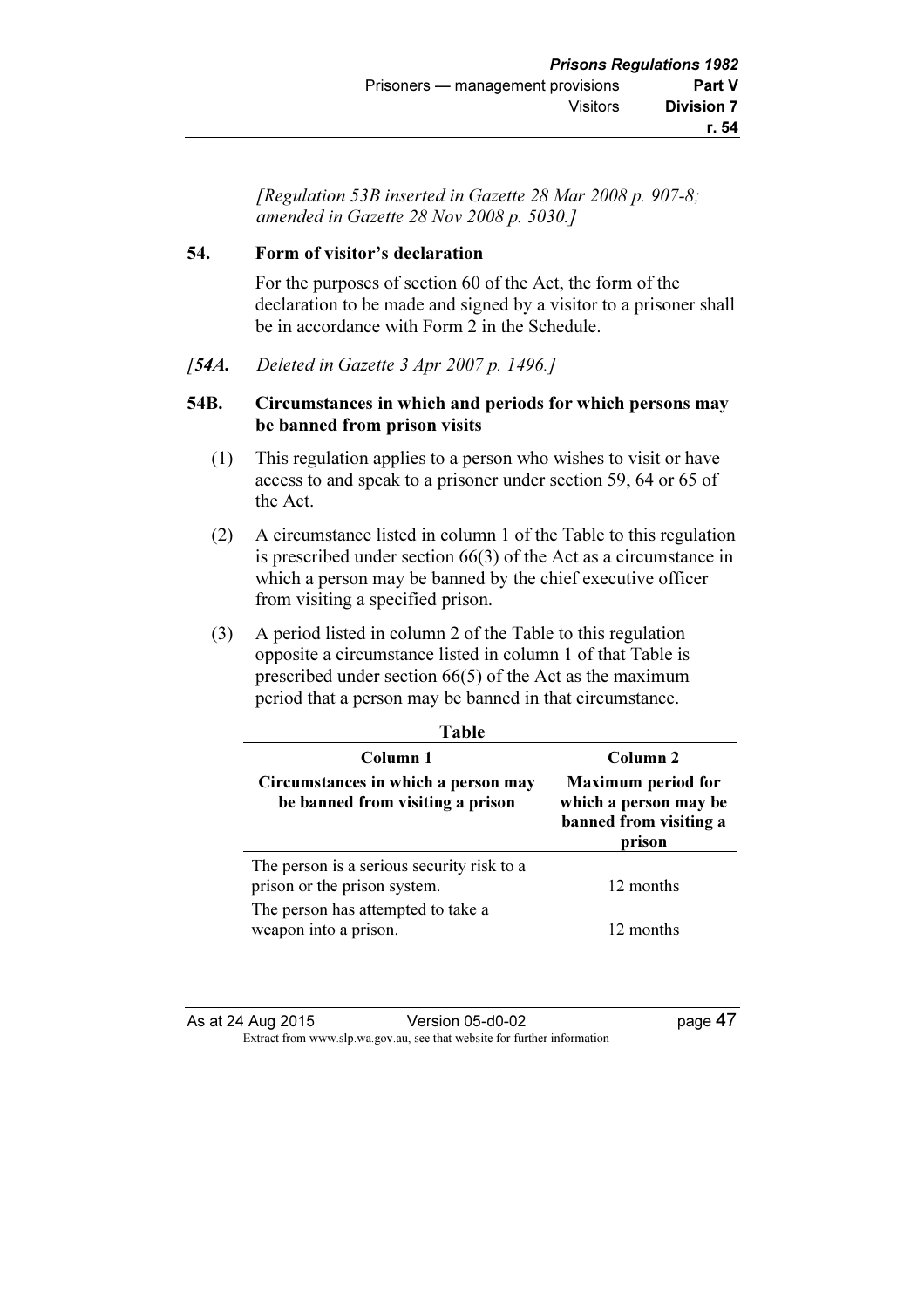*[Regulation 53B inserted in Gazette 28 Mar 2008 p. 907-8; amended in Gazette 28 Nov 2008 p. 5030.]*

### 54. Form of visitor's declaration

For the purposes of section 60 of the Act, the form of the declaration to be made and signed by a visitor to a prisoner shall be in accordance with Form 2 in the Schedule.

*[**54A.** Deleted in Gazette 3 Apr 2007 p. 1496.]*

### 54B. Circumstances in which and periods for which persons may be banned from prison visits

(1) This regulation applies to a person who wishes to visit or have access to and speak to a prisoner under section 59, 64 or 65 of the Act.

(2) A circumstance listed in column 1 of the Table to this regulation is prescribed under section 66(3) of the Act as a circumstance in which a person may be banned by the chief executive officer from visiting a specified prison.

(3) A period listed in column 2 of the Table to this regulation opposite a circumstance listed in column 1 of that Table is prescribed under section 66(5) of the Act as the maximum period that a person may be banned in that circumstance.

**Table**

| Column 1<br>**Circumstances in which a person may be banned from visiting a prison** | Column 2<br>**Maximum period for which a person may be banned from visiting a prison** |
|---|---|
| The person is a serious security risk to a prison or the prison system. | 12 months |
| The person has attempted to take a weapon into a prison. | 12 months |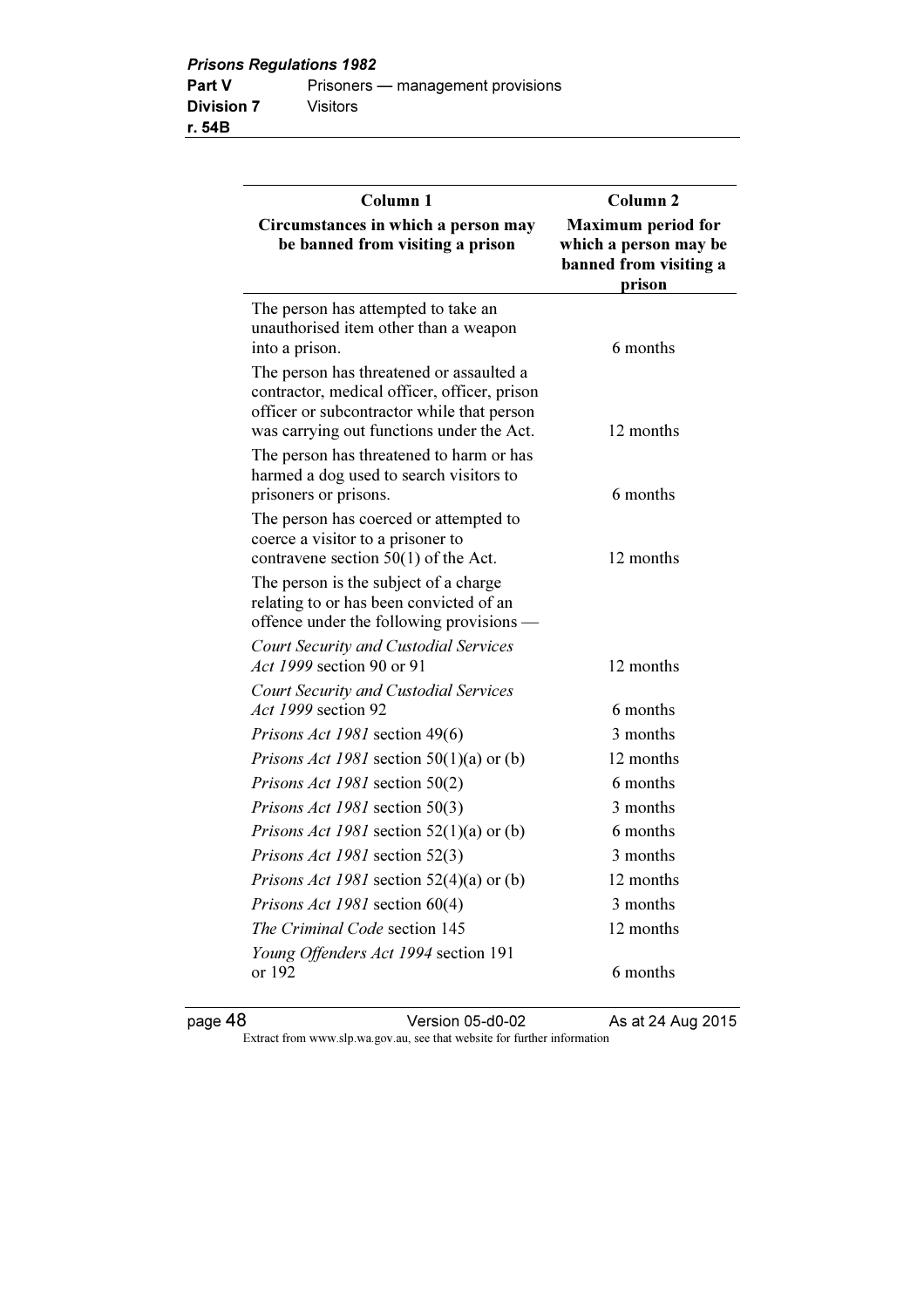| Column 1<br>Circumstances in which a person may be banned from visiting a prison | Column 2<br>Maximum period for which a person may be banned from visiting a prison |
|---|---|
| The person has attempted to take an unauthorised item other than a weapon into a prison. | 6 months |
| The person has threatened or assaulted a contractor, medical officer, officer, prison officer or subcontractor while that person was carrying out functions under the Act. | 12 months |
| The person has threatened to harm or has harmed a dog used to search visitors to prisoners or prisons. | 6 months |
| The person has coerced or attempted to coerce a visitor to a prisoner to contravene section 50(1) of the Act. | 12 months |
| The person is the subject of a charge relating to or has been convicted of an offence under the following provisions — | |
| *Court Security and Custodial Services Act 1999* section 90 or 91 | 12 months |
| *Court Security and Custodial Services Act 1999* section 92 | 6 months |
| *Prisons Act 1981* section 49(6) | 3 months |
| *Prisons Act 1981* section 50(1)(a) or (b) | 12 months |
| *Prisons Act 1981* section 50(2) | 6 months |
| *Prisons Act 1981* section 50(3) | 3 months |
| *Prisons Act 1981* section 52(1)(a) or (b) | 6 months |
| *Prisons Act 1981* section 52(3) | 3 months |
| *Prisons Act 1981* section 52(4)(a) or (b) | 12 months |
| *Prisons Act 1981* section 60(4) | 3 months |
| *The Criminal Code* section 145 | 12 months |
| *Young Offenders Act 1994* section 191 or 192 | 6 months |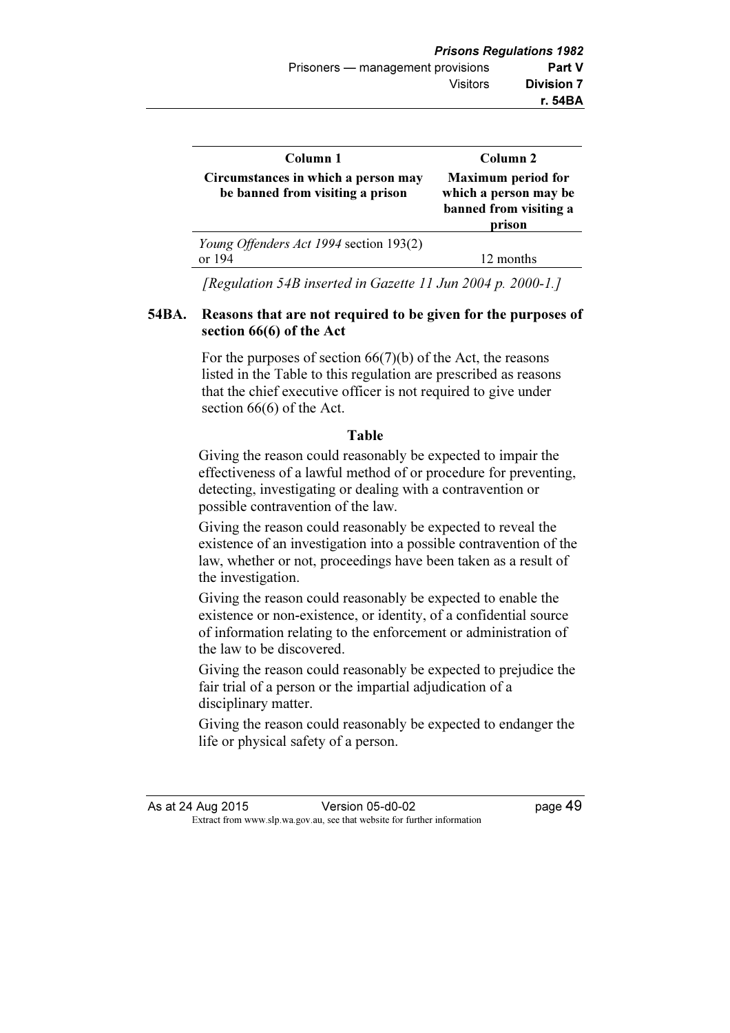| Column 1<br>Circumstances in which a person may be banned from visiting a prison | Column 2<br>Maximum period for which a person may be banned from visiting a prison |
|---|---|
| *Young Offenders Act 1994* section 193(2) or 194 | 12 months |

*[Regulation 54B inserted in Gazette 11 Jun 2004 p. 2000-1.]*

### 54BA. Reasons that are not required to be given for the purposes of section 66(6) of the Act

For the purposes of section 66(7)(b) of the Act, the reasons listed in the Table to this regulation are prescribed as reasons that the chief executive officer is not required to give under section 66(6) of the Act.

**Table**

Giving the reason could reasonably be expected to impair the effectiveness of a lawful method of or procedure for preventing, detecting, investigating or dealing with a contravention or possible contravention of the law.

Giving the reason could reasonably be expected to reveal the existence of an investigation into a possible contravention of the law, whether or not, proceedings have been taken as a result of the investigation.

Giving the reason could reasonably be expected to enable the existence or non-existence, or identity, of a confidential source of information relating to the enforcement or administration of the law to be discovered.

Giving the reason could reasonably be expected to prejudice the fair trial of a person or the impartial adjudication of a disciplinary matter.

Giving the reason could reasonably be expected to endanger the life or physical safety of a person.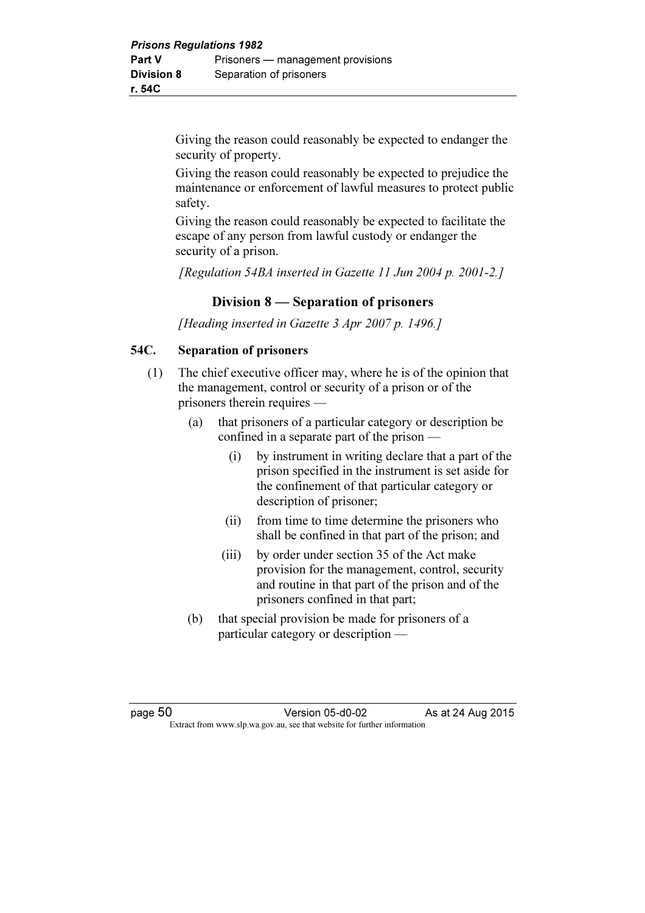Giving the reason could reasonably be expected to endanger the security of property.

Giving the reason could reasonably be expected to prejudice the maintenance or enforcement of lawful measures to protect public safety.

Giving the reason could reasonably be expected to facilitate the escape of any person from lawful custody or endanger the security of a prison.

*[Regulation 54BA inserted in Gazette 11 Jun 2004 p. 2001-2.]*

## Division 8 — Separation of prisoners

*[Heading inserted in Gazette 3 Apr 2007 p. 1496.]*

### 54C. Separation of prisoners

(1) The chief executive officer may, where he is of the opinion that the management, control or security of a prison or of the prisoners therein requires —

(a) that prisoners of a particular category or description be confined in a separate part of the prison —

(i) by instrument in writing declare that a part of the prison specified in the instrument is set aside for the confinement of that particular category or description of prisoner;

(ii) from time to time determine the prisoners who shall be confined in that part of the prison; and

(iii) by order under section 35 of the Act make provision for the management, control, security and routine in that part of the prison and of the prisoners confined in that part;

(b) that special provision be made for prisoners of a particular category or description —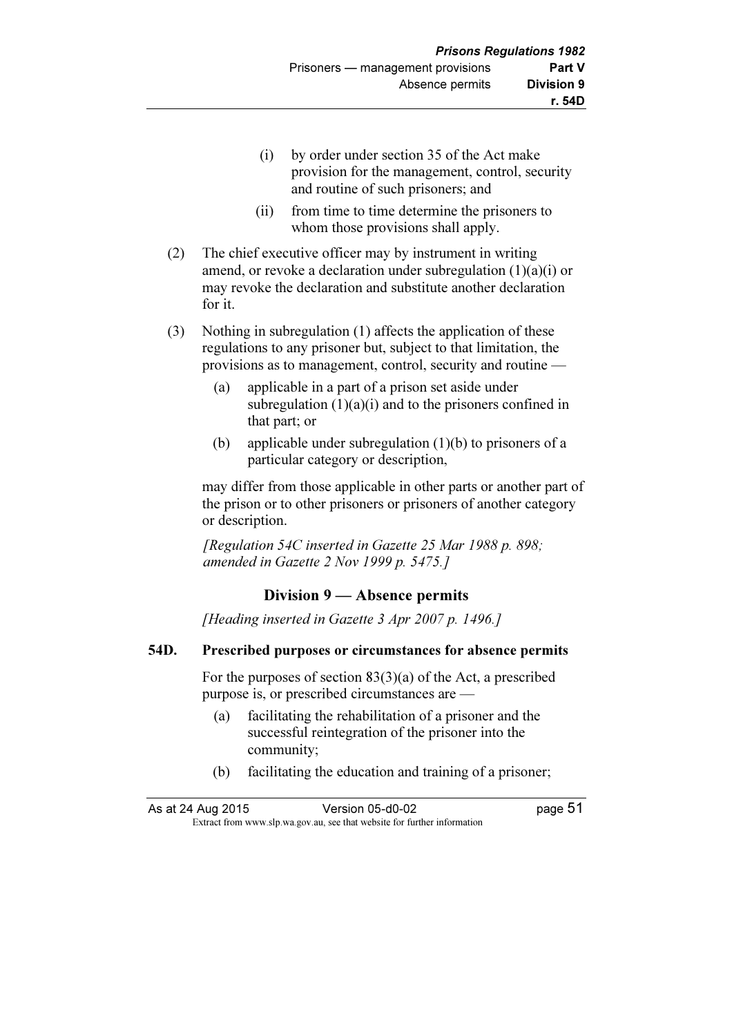(i) by order under section 35 of the Act make provision for the management, control, security and routine of such prisoners; and

(ii) from time to time determine the prisoners to whom those provisions shall apply.

(2) The chief executive officer may by instrument in writing amend, or revoke a declaration under subregulation (1)(a)(i) or may revoke the declaration and substitute another declaration for it.

(3) Nothing in subregulation (1) affects the application of these regulations to any prisoner but, subject to that limitation, the provisions as to management, control, security and routine —

(a) applicable in a part of a prison set aside under subregulation (1)(a)(i) and to the prisoners confined in that part; or

(b) applicable under subregulation (1)(b) to prisoners of a particular category or description,

may differ from those applicable in other parts or another part of the prison or to other prisoners or prisoners of another category or description.

*[Regulation 54C inserted in Gazette 25 Mar 1988 p. 898; amended in Gazette 2 Nov 1999 p. 5475.]*

## Division 9 — Absence permits

*[Heading inserted in Gazette 3 Apr 2007 p. 1496.]*

### 54D. Prescribed purposes or circumstances for absence permits

For the purposes of section 83(3)(a) of the Act, a prescribed purpose is, or prescribed circumstances are —

(a) facilitating the rehabilitation of a prisoner and the successful reintegration of the prisoner into the community;

(b) facilitating the education and training of a prisoner;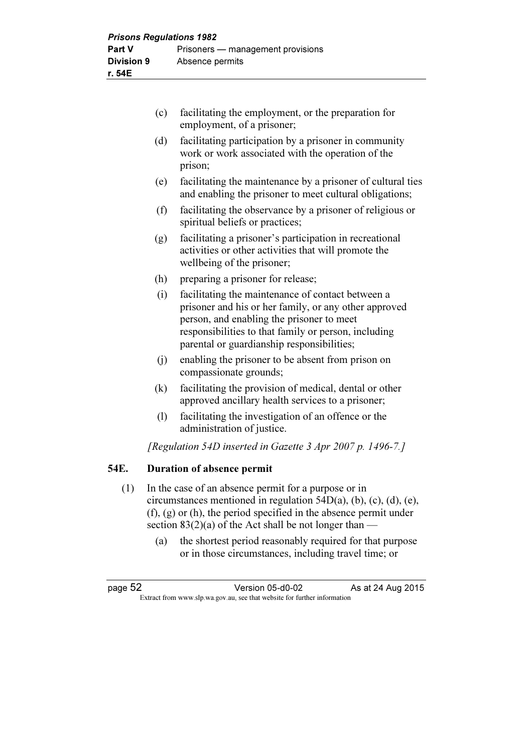(c) facilitating the employment, or the preparation for employment, of a prisoner;

(d) facilitating participation by a prisoner in community work or work associated with the operation of the prison;

(e) facilitating the maintenance by a prisoner of cultural ties and enabling the prisoner to meet cultural obligations;

(f) facilitating the observance by a prisoner of religious or spiritual beliefs or practices;

(g) facilitating a prisoner's participation in recreational activities or other activities that will promote the wellbeing of the prisoner;

(h) preparing a prisoner for release;

(i) facilitating the maintenance of contact between a prisoner and his or her family, or any other approved person, and enabling the prisoner to meet responsibilities to that family or person, including parental or guardianship responsibilities;

(j) enabling the prisoner to be absent from prison on compassionate grounds;

(k) facilitating the provision of medical, dental or other approved ancillary health services to a prisoner;

(l) facilitating the investigation of an offence or the administration of justice.

*[Regulation 54D inserted in Gazette 3 Apr 2007 p. 1496-7.]*

### 54E. Duration of absence permit

(1) In the case of an absence permit for a purpose or in circumstances mentioned in regulation 54D(a), (b), (c), (d), (e), (f), (g) or (h), the period specified in the absence permit under section 83(2)(a) of the Act shall be not longer than —

(a) the shortest period reasonably required for that purpose or in those circumstances, including travel time; or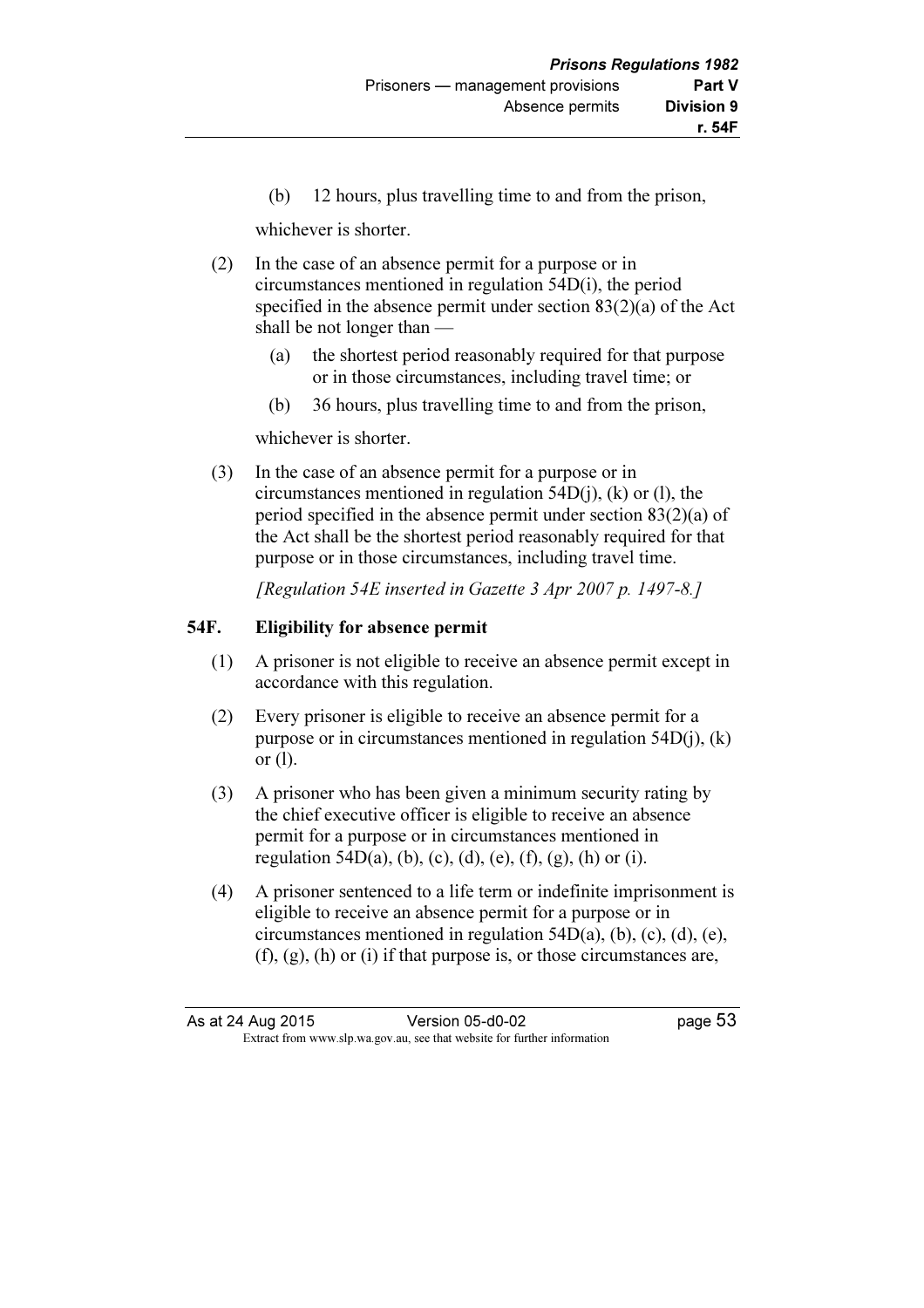(b) 12 hours, plus travelling time to and from the prison,

whichever is shorter.

(2) In the case of an absence permit for a purpose or in circumstances mentioned in regulation 54D(i), the period specified in the absence permit under section 83(2)(a) of the Act shall be not longer than —

(a) the shortest period reasonably required for that purpose or in those circumstances, including travel time; or

(b) 36 hours, plus travelling time to and from the prison,

whichever is shorter.

(3) In the case of an absence permit for a purpose or in circumstances mentioned in regulation 54D(j), (k) or (l), the period specified in the absence permit under section 83(2)(a) of the Act shall be the shortest period reasonably required for that purpose or in those circumstances, including travel time.

*[Regulation 54E inserted in Gazette 3 Apr 2007 p. 1497-8.]*

## 54F. Eligibility for absence permit

(1) A prisoner is not eligible to receive an absence permit except in accordance with this regulation.

(2) Every prisoner is eligible to receive an absence permit for a purpose or in circumstances mentioned in regulation 54D(j), (k) or (l).

(3) A prisoner who has been given a minimum security rating by the chief executive officer is eligible to receive an absence permit for a purpose or in circumstances mentioned in regulation 54D(a), (b), (c), (d), (e), (f), (g), (h) or (i).

(4) A prisoner sentenced to a life term or indefinite imprisonment is eligible to receive an absence permit for a purpose or in circumstances mentioned in regulation 54D(a), (b), (c), (d), (e), (f), (g), (h) or (i) if that purpose is, or those circumstances are,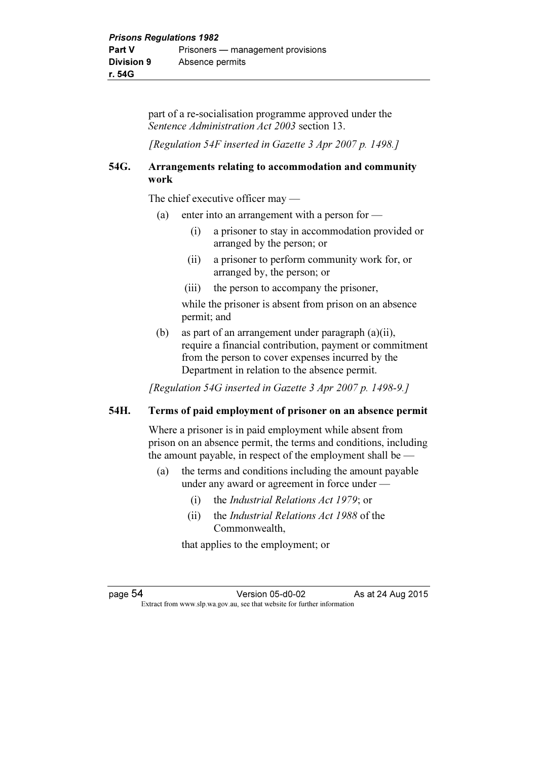part of a re-socialisation programme approved under the *Sentence Administration Act 2003* section 13.

*[Regulation 54F inserted in Gazette 3 Apr 2007 p. 1498.]*

### 54G. Arrangements relating to accommodation and community work

The chief executive officer may —

(a) enter into an arrangement with a person for —

 (i) a prisoner to stay in accommodation provided or arranged by the person; or

 (ii) a prisoner to perform community work for, or arranged by, the person; or

 (iii) the person to accompany the prisoner,

 while the prisoner is absent from prison on an absence permit; and

(b) as part of an arrangement under paragraph (a)(ii), require a financial contribution, payment or commitment from the person to cover expenses incurred by the Department in relation to the absence permit.

*[Regulation 54G inserted in Gazette 3 Apr 2007 p. 1498-9.]*

### 54H. Terms of paid employment of prisoner on an absence permit

Where a prisoner is in paid employment while absent from prison on an absence permit, the terms and conditions, including the amount payable, in respect of the employment shall be —

(a) the terms and conditions including the amount payable under any award or agreement in force under —

 (i) the *Industrial Relations Act 1979*; or

 (ii) the *Industrial Relations Act 1988* of the Commonwealth,

 that applies to the employment; or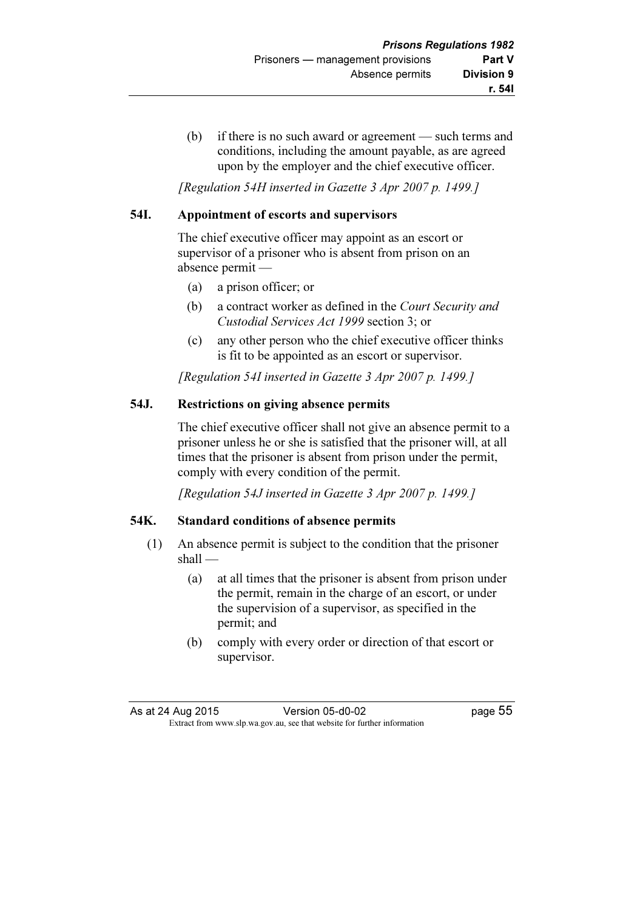(b) if there is no such award or agreement — such terms and conditions, including the amount payable, as are agreed upon by the employer and the chief executive officer.

*[Regulation 54H inserted in Gazette 3 Apr 2007 p. 1499.]*

### 54I. Appointment of escorts and supervisors

The chief executive officer may appoint as an escort or supervisor of a prisoner who is absent from prison on an absence permit —

(a) a prison officer; or

(b) a contract worker as defined in the *Court Security and Custodial Services Act 1999* section 3; or

(c) any other person who the chief executive officer thinks is fit to be appointed as an escort or supervisor.

*[Regulation 54I inserted in Gazette 3 Apr 2007 p. 1499.]*

### 54J. Restrictions on giving absence permits

The chief executive officer shall not give an absence permit to a prisoner unless he or she is satisfied that the prisoner will, at all times that the prisoner is absent from prison under the permit, comply with every condition of the permit.

*[Regulation 54J inserted in Gazette 3 Apr 2007 p. 1499.]*

### 54K. Standard conditions of absence permits

(1) An absence permit is subject to the condition that the prisoner shall —

(a) at all times that the prisoner is absent from prison under the permit, remain in the charge of an escort, or under the supervision of a supervisor, as specified in the permit; and

(b) comply with every order or direction of that escort or supervisor.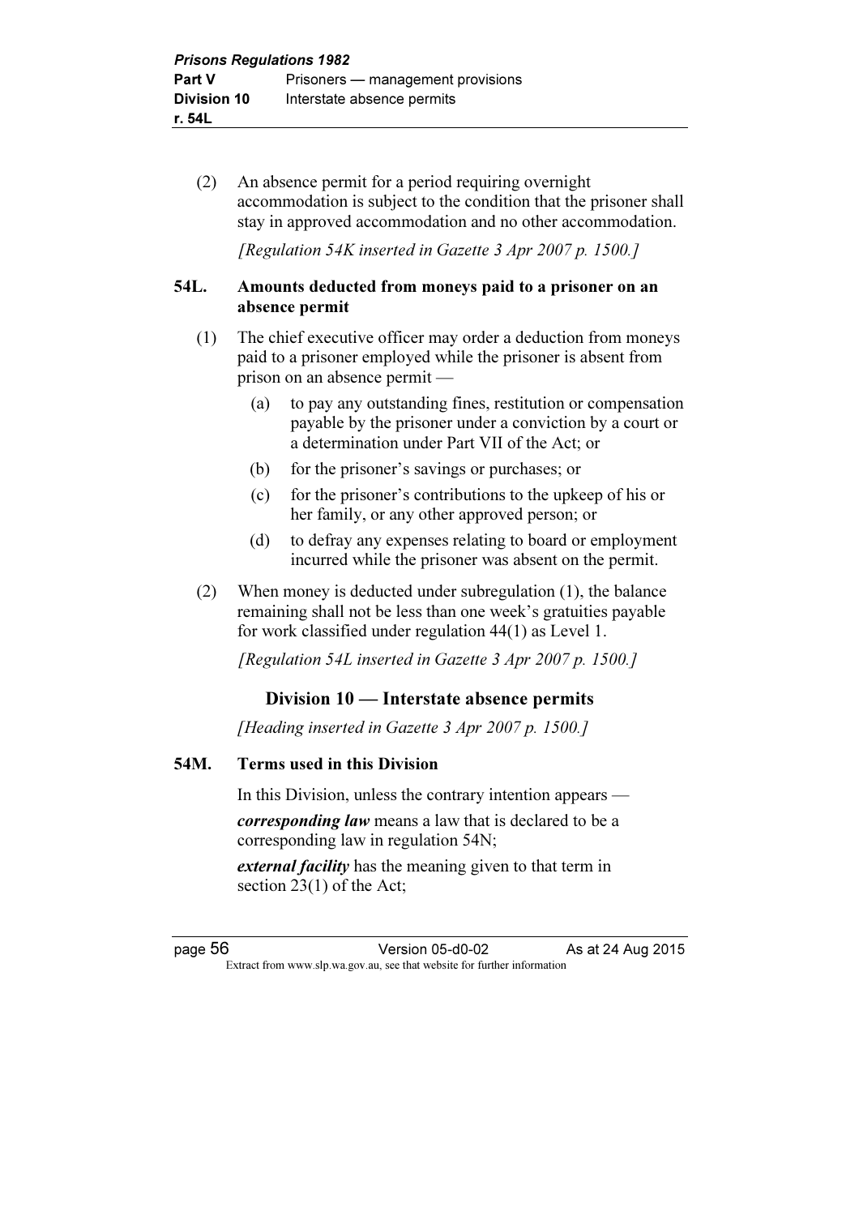(2) An absence permit for a period requiring overnight accommodation is subject to the condition that the prisoner shall stay in approved accommodation and no other accommodation.

*[Regulation 54K inserted in Gazette 3 Apr 2007 p. 1500.]*

### 54L. Amounts deducted from moneys paid to a prisoner on an absence permit

(1) The chief executive officer may order a deduction from moneys paid to a prisoner employed while the prisoner is absent from prison on an absence permit —

- (a) to pay any outstanding fines, restitution or compensation payable by the prisoner under a conviction by a court or a determination under Part VII of the Act; or
- (b) for the prisoner's savings or purchases; or
- (c) for the prisoner's contributions to the upkeep of his or her family, or any other approved person; or
- (d) to defray any expenses relating to board or employment incurred while the prisoner was absent on the permit.

(2) When money is deducted under subregulation (1), the balance remaining shall not be less than one week's gratuities payable for work classified under regulation 44(1) as Level 1.

*[Regulation 54L inserted in Gazette 3 Apr 2007 p. 1500.]*

## Division 10 — Interstate absence permits

*[Heading inserted in Gazette 3 Apr 2007 p. 1500.]*

### 54M. Terms used in this Division

In this Division, unless the contrary intention appears —

***corresponding law*** means a law that is declared to be a corresponding law in regulation 54N;

***external facility*** has the meaning given to that term in section 23(1) of the Act;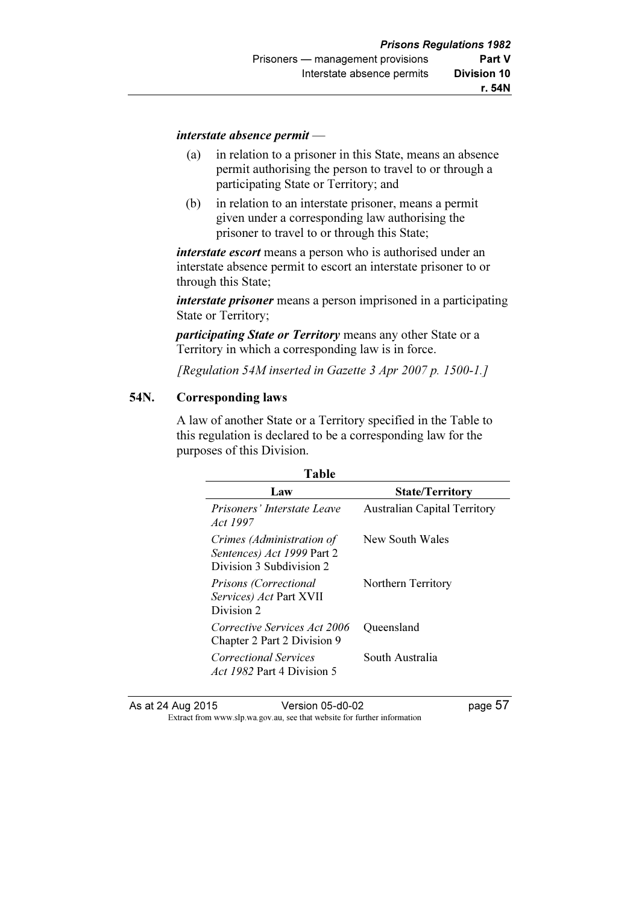***interstate absence permit*** —

(a) in relation to a prisoner in this State, means an absence permit authorising the person to travel to or through a participating State or Territory; and

(b) in relation to an interstate prisoner, means a permit given under a corresponding law authorising the prisoner to travel to or through this State;

***interstate escort*** means a person who is authorised under an interstate absence permit to escort an interstate prisoner to or through this State;

***interstate prisoner*** means a person imprisoned in a participating State or Territory;

***participating State or Territory*** means any other State or a Territory in which a corresponding law is in force.

*[Regulation 54M inserted in Gazette 3 Apr 2007 p. 1500-1.]*

## 54N. Corresponding laws

A law of another State or a Territory specified in the Table to this regulation is declared to be a corresponding law for the purposes of this Division.

**Table**

| Law | State/Territory |
|---|---|
| *Prisoners' Interstate Leave Act 1997* | Australian Capital Territory |
| *Crimes (Administration of Sentences) Act 1999* Part 2 Division 3 Subdivision 2 | New South Wales |
| *Prisons (Correctional Services) Act* Part XVII Division 2 | Northern Territory |
| *Corrective Services Act 2006* Chapter 2 Part 2 Division 9 | Queensland |
| *Correctional Services Act 1982* Part 4 Division 5 | South Australia |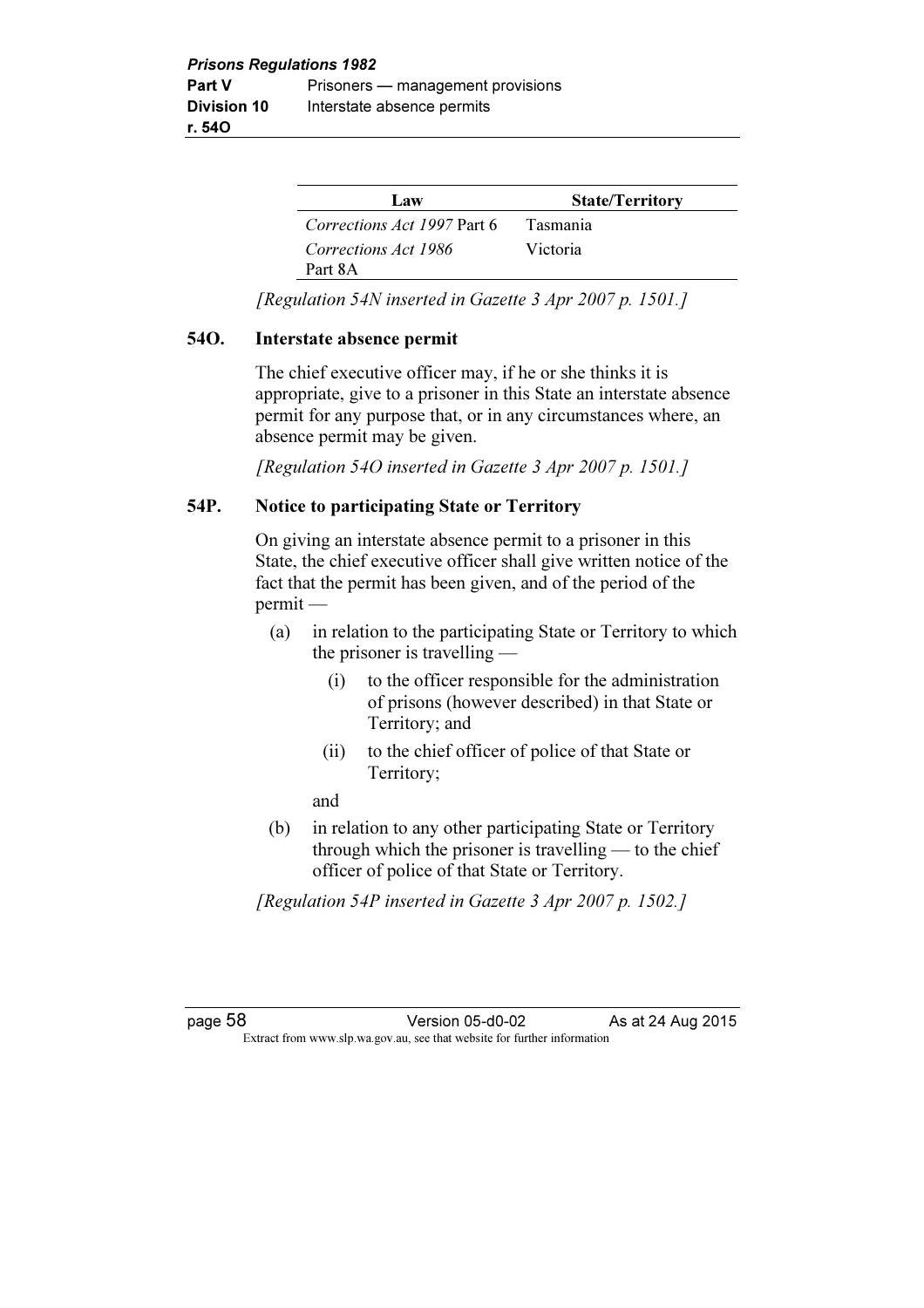| Law | State/Territory |
|---|---|
| *Corrections Act 1997* Part 6 | Tasmania |
| *Corrections Act 1986* Part 8A | Victoria |

*[Regulation 54N inserted in Gazette 3 Apr 2007 p. 1501.]*

### 54O. Interstate absence permit

The chief executive officer may, if he or she thinks it is appropriate, give to a prisoner in this State an interstate absence permit for any purpose that, or in any circumstances where, an absence permit may be given.

*[Regulation 54O inserted in Gazette 3 Apr 2007 p. 1501.]*

### 54P. Notice to participating State or Territory

On giving an interstate absence permit to a prisoner in this State, the chief executive officer shall give written notice of the fact that the permit has been given, and of the period of the permit —

(a) in relation to the participating State or Territory to which the prisoner is travelling —

  (i) to the officer responsible for the administration of prisons (however described) in that State or Territory; and

  (ii) to the chief officer of police of that State or Territory;

and

(b) in relation to any other participating State or Territory through which the prisoner is travelling — to the chief officer of police of that State or Territory.

*[Regulation 54P inserted in Gazette 3 Apr 2007 p. 1502.]*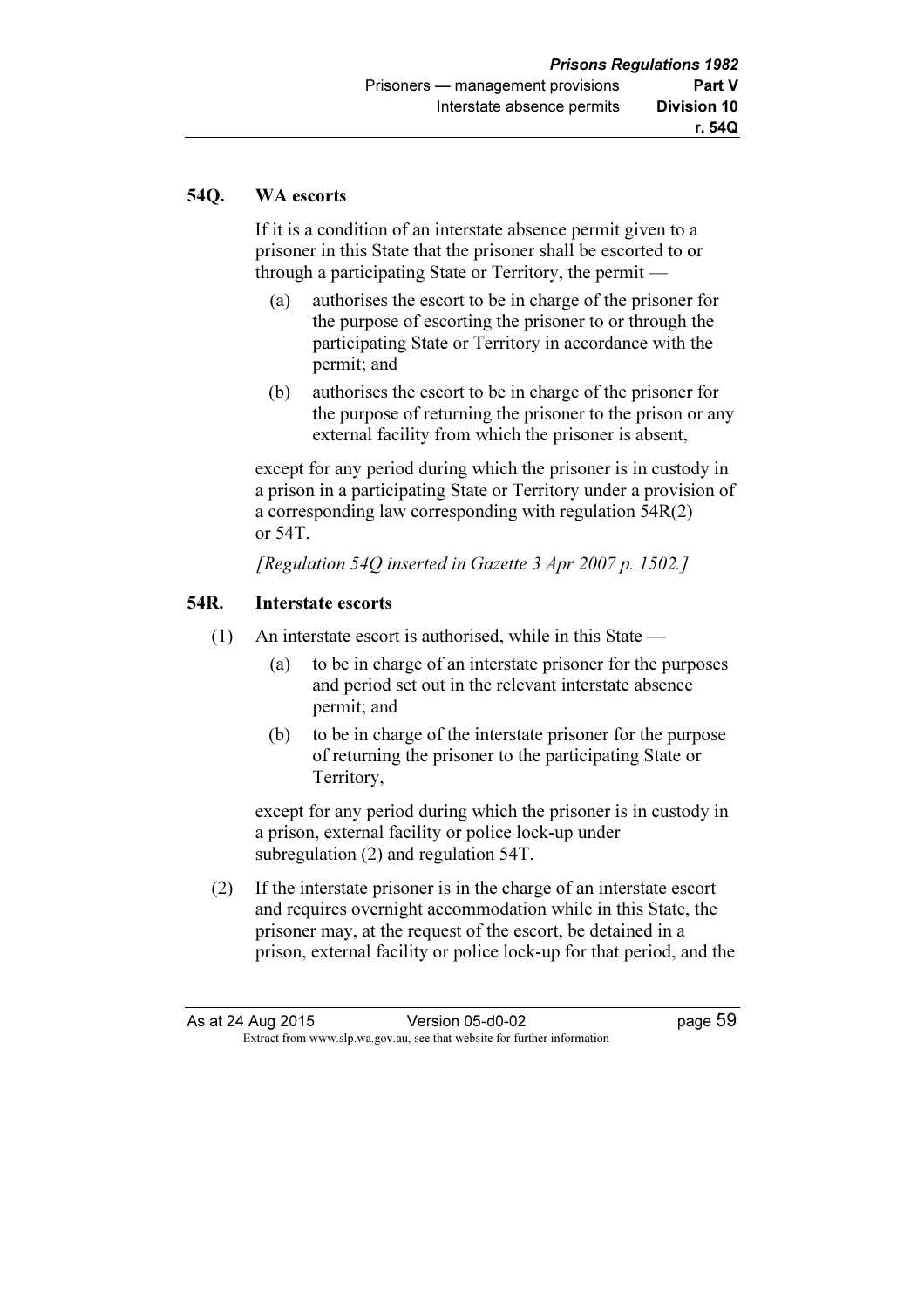## 54Q. WA escorts

If it is a condition of an interstate absence permit given to a prisoner in this State that the prisoner shall be escorted to or through a participating State or Territory, the permit —

(a) authorises the escort to be in charge of the prisoner for the purpose of escorting the prisoner to or through the participating State or Territory in accordance with the permit; and

(b) authorises the escort to be in charge of the prisoner for the purpose of returning the prisoner to the prison or any external facility from which the prisoner is absent,

except for any period during which the prisoner is in custody in a prison in a participating State or Territory under a provision of a corresponding law corresponding with regulation 54R(2) or 54T.

*[Regulation 54Q inserted in Gazette 3 Apr 2007 p. 1502.]*

## 54R. Interstate escorts

(1) An interstate escort is authorised, while in this State —

(a) to be in charge of an interstate prisoner for the purposes and period set out in the relevant interstate absence permit; and

(b) to be in charge of the interstate prisoner for the purpose of returning the prisoner to the participating State or Territory,

except for any period during which the prisoner is in custody in a prison, external facility or police lock-up under subregulation (2) and regulation 54T.

(2) If the interstate prisoner is in the charge of an interstate escort and requires overnight accommodation while in this State, the prisoner may, at the request of the escort, be detained in a prison, external facility or police lock-up for that period, and the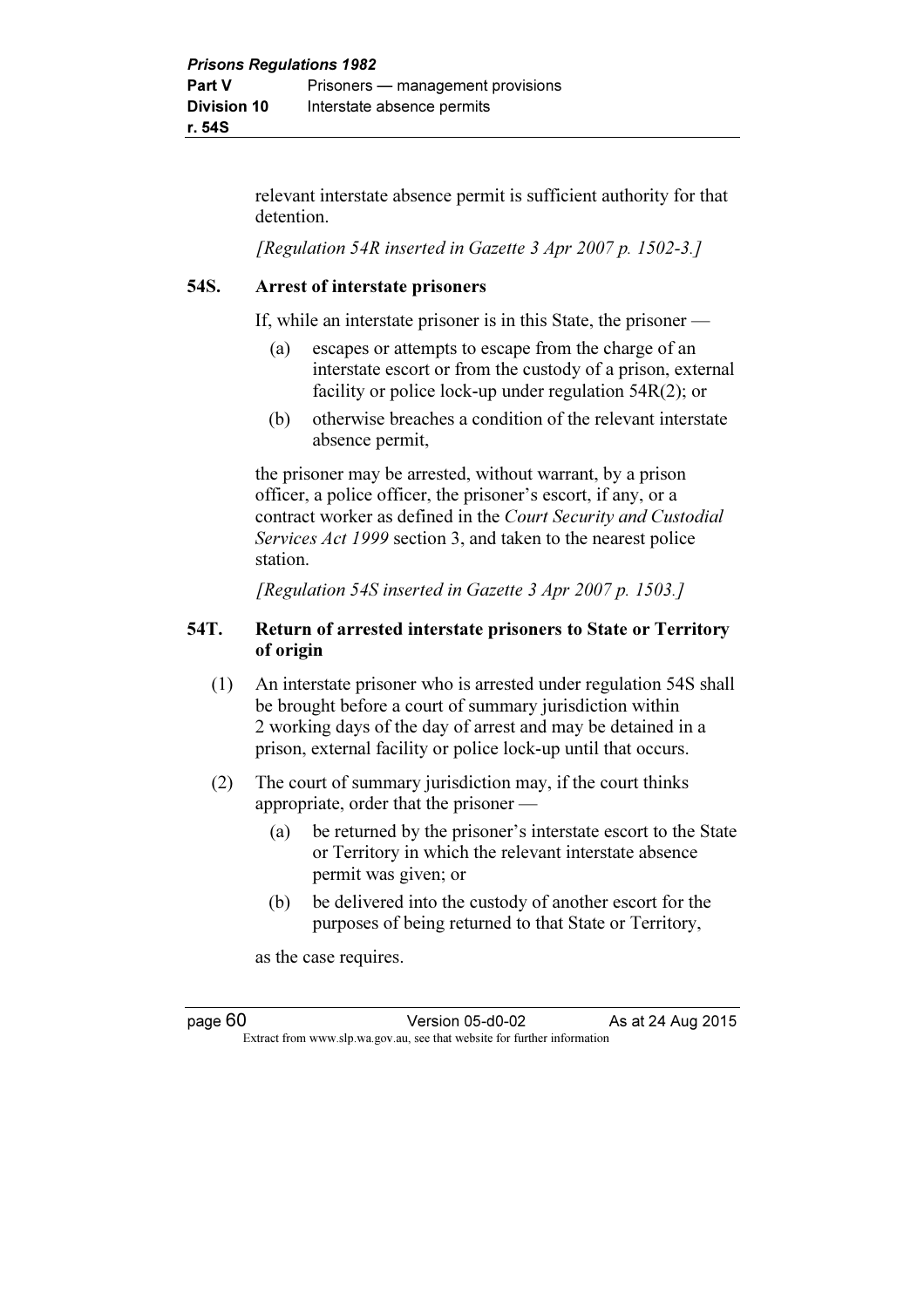relevant interstate absence permit is sufficient authority for that detention.

*[Regulation 54R inserted in Gazette 3 Apr 2007 p. 1502-3.]*

### 54S. Arrest of interstate prisoners

If, while an interstate prisoner is in this State, the prisoner —

(a) escapes or attempts to escape from the charge of an interstate escort or from the custody of a prison, external facility or police lock-up under regulation 54R(2); or

(b) otherwise breaches a condition of the relevant interstate absence permit,

the prisoner may be arrested, without warrant, by a prison officer, a police officer, the prisoner's escort, if any, or a contract worker as defined in the *Court Security and Custodial Services Act 1999* section 3, and taken to the nearest police station.

*[Regulation 54S inserted in Gazette 3 Apr 2007 p. 1503.]*

### 54T. Return of arrested interstate prisoners to State or Territory of origin

(1) An interstate prisoner who is arrested under regulation 54S shall be brought before a court of summary jurisdiction within 2 working days of the day of arrest and may be detained in a prison, external facility or police lock-up until that occurs.

(2) The court of summary jurisdiction may, if the court thinks appropriate, order that the prisoner —

(a) be returned by the prisoner's interstate escort to the State or Territory in which the relevant interstate absence permit was given; or

(b) be delivered into the custody of another escort for the purposes of being returned to that State or Territory,

as the case requires.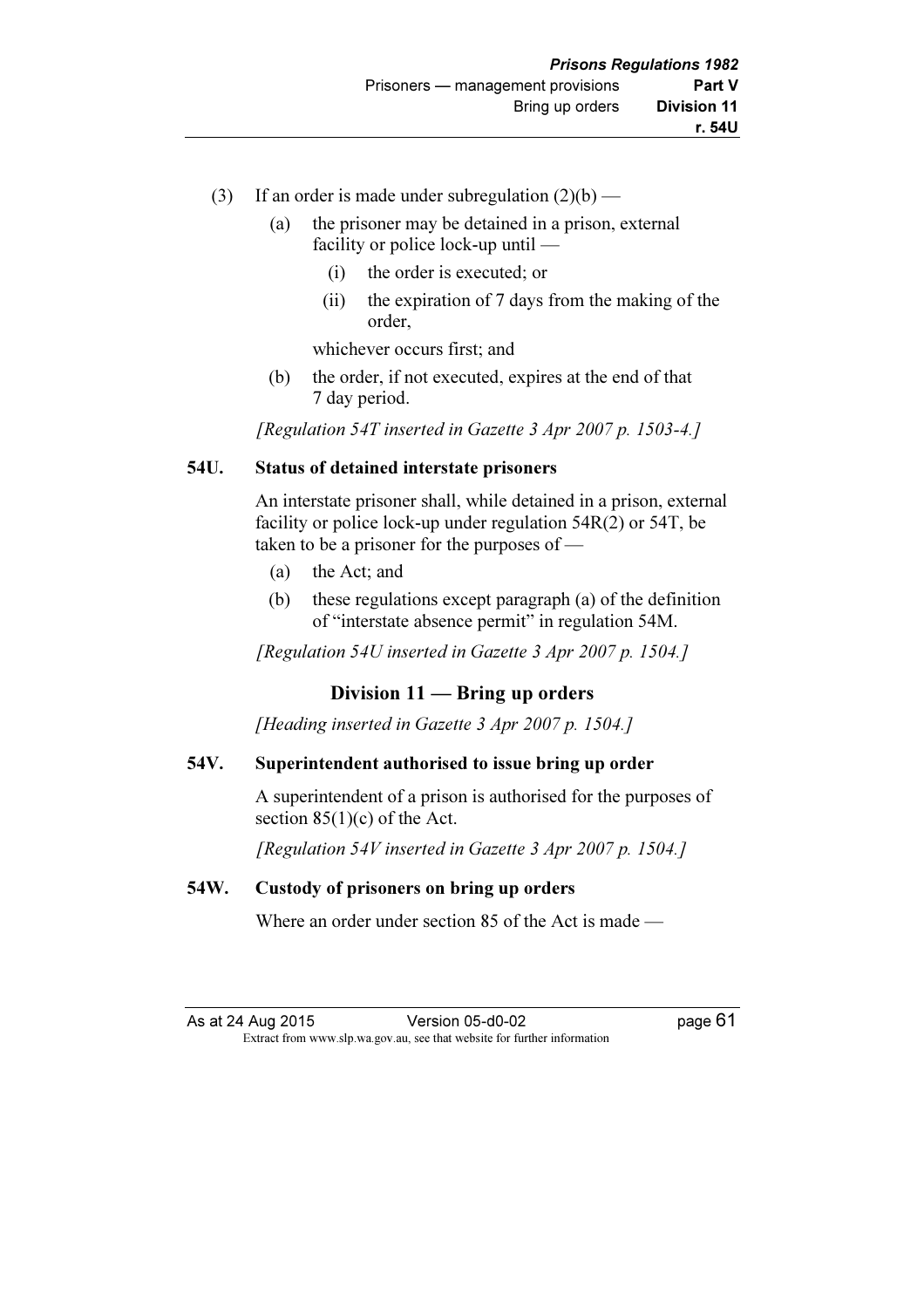(3) If an order is made under subregulation (2)(b) —

(a) the prisoner may be detained in a prison, external facility or police lock-up until —

(i) the order is executed; or

(ii) the expiration of 7 days from the making of the order,

whichever occurs first; and

(b) the order, if not executed, expires at the end of that 7 day period.

*[Regulation 54T inserted in Gazette 3 Apr 2007 p. 1503-4.]*

### 54U. Status of detained interstate prisoners

An interstate prisoner shall, while detained in a prison, external facility or police lock-up under regulation 54R(2) or 54T, be taken to be a prisoner for the purposes of —

(a) the Act; and

(b) these regulations except paragraph (a) of the definition of "interstate absence permit" in regulation 54M.

*[Regulation 54U inserted in Gazette 3 Apr 2007 p. 1504.]*

## Division 11 — Bring up orders

*[Heading inserted in Gazette 3 Apr 2007 p. 1504.]*

### 54V. Superintendent authorised to issue bring up order

A superintendent of a prison is authorised for the purposes of section 85(1)(c) of the Act.

*[Regulation 54V inserted in Gazette 3 Apr 2007 p. 1504.]*

### 54W. Custody of prisoners on bring up orders

Where an order under section 85 of the Act is made —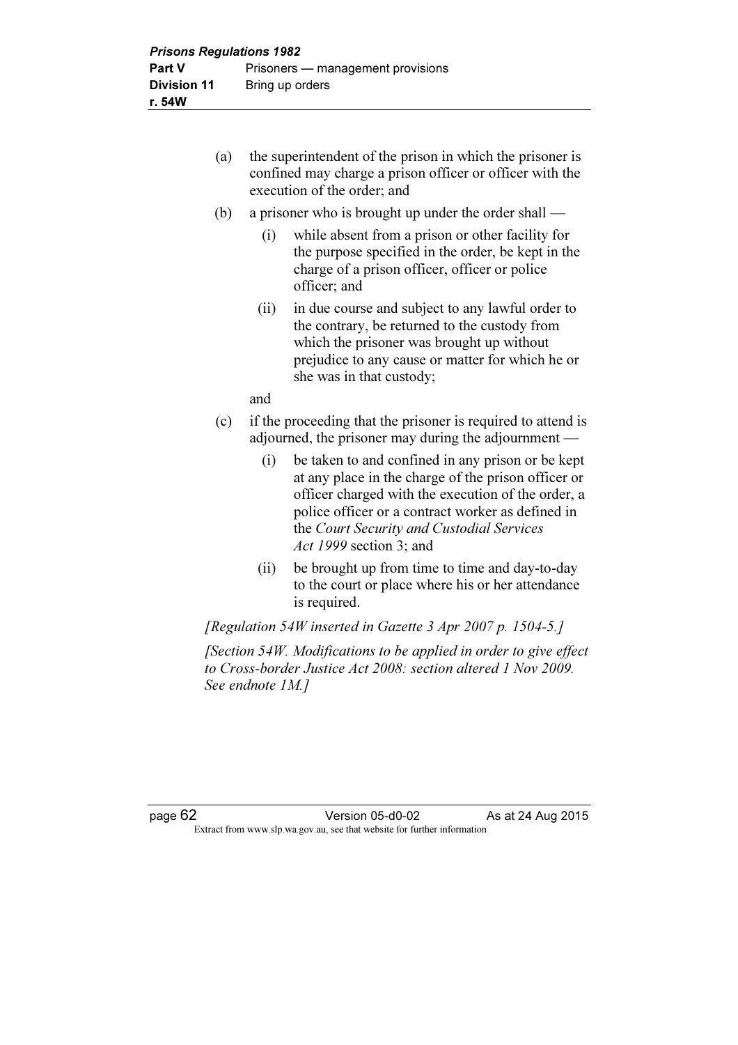(a) the superintendent of the prison in which the prisoner is confined may charge a prison officer or officer with the execution of the order; and

(b) a prisoner who is brought up under the order shall —

  (i) while absent from a prison or other facility for the purpose specified in the order, be kept in the charge of a prison officer, officer or police officer; and

  (ii) in due course and subject to any lawful order to the contrary, be returned to the custody from which the prisoner was brought up without prejudice to any cause or matter for which he or she was in that custody;

 and

(c) if the proceeding that the prisoner is required to attend is adjourned, the prisoner may during the adjournment —

  (i) be taken to and confined in any prison or be kept at any place in the charge of the prison officer or officer charged with the execution of the order, a police officer or a contract worker as defined in the *Court Security and Custodial Services Act 1999* section 3; and

  (ii) be brought up from time to time and day-to-day to the court or place where his or her attendance is required.

*[Regulation 54W inserted in Gazette 3 Apr 2007 p. 1504-5.]*

*[Section 54W. Modifications to be applied in order to give effect to Cross-border Justice Act 2008: section altered 1 Nov 2009. See endnote 1M.]*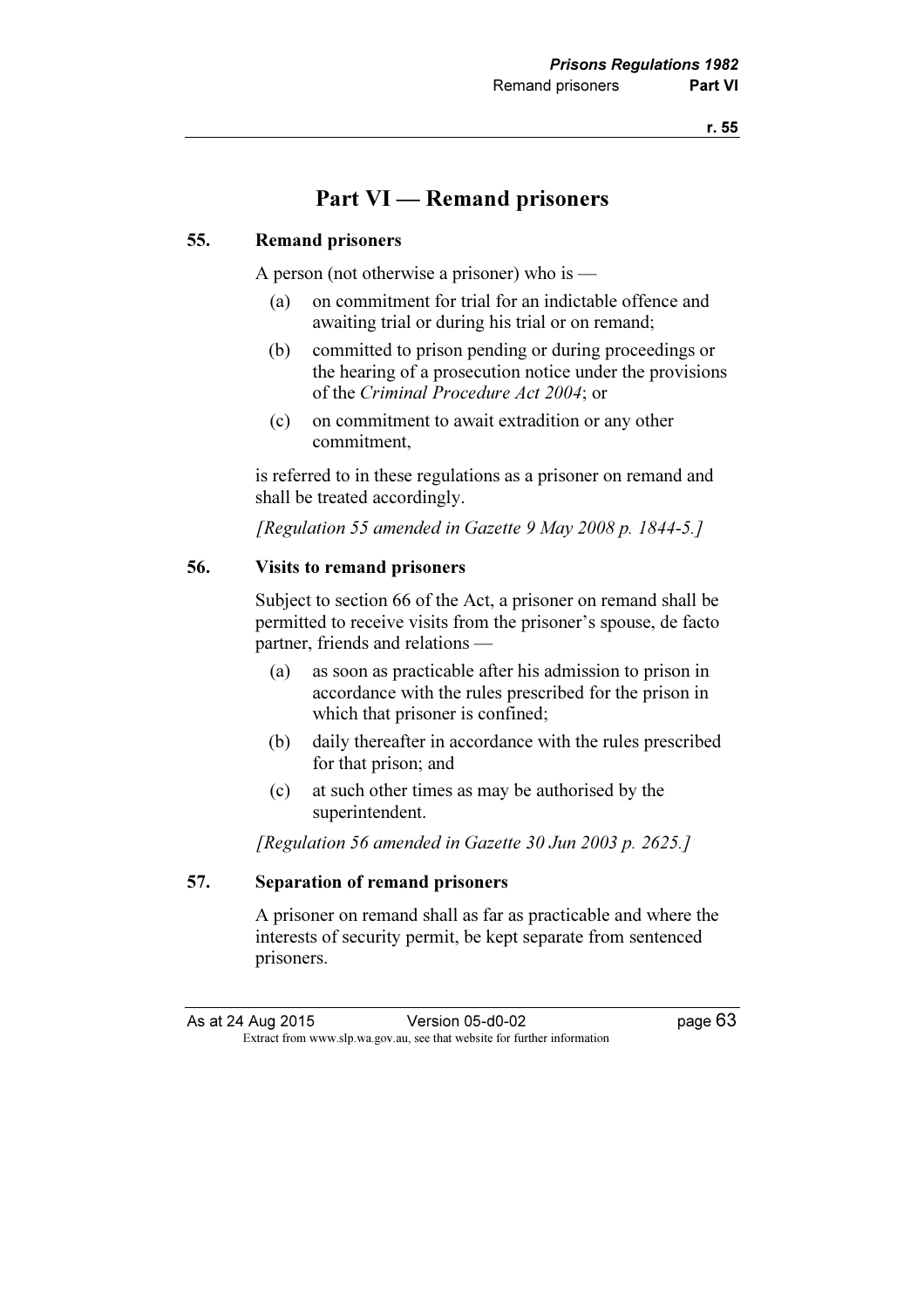# Part VI — Remand prisoners

## 55. Remand prisoners

A person (not otherwise a prisoner) who is —

- (a) on commitment for trial for an indictable offence and awaiting trial or during his trial or on remand;
- (b) committed to prison pending or during proceedings or the hearing of a prosecution notice under the provisions of the *Criminal Procedure Act 2004*; or
- (c) on commitment to await extradition or any other commitment,

is referred to in these regulations as a prisoner on remand and shall be treated accordingly.

*[Regulation 55 amended in Gazette 9 May 2008 p. 1844-5.]*

## 56. Visits to remand prisoners

Subject to section 66 of the Act, a prisoner on remand shall be permitted to receive visits from the prisoner's spouse, de facto partner, friends and relations —

- (a) as soon as practicable after his admission to prison in accordance with the rules prescribed for the prison in which that prisoner is confined;
- (b) daily thereafter in accordance with the rules prescribed for that prison; and
- (c) at such other times as may be authorised by the superintendent.

*[Regulation 56 amended in Gazette 30 Jun 2003 p. 2625.]*

## 57. Separation of remand prisoners

A prisoner on remand shall as far as practicable and where the interests of security permit, be kept separate from sentenced prisoners.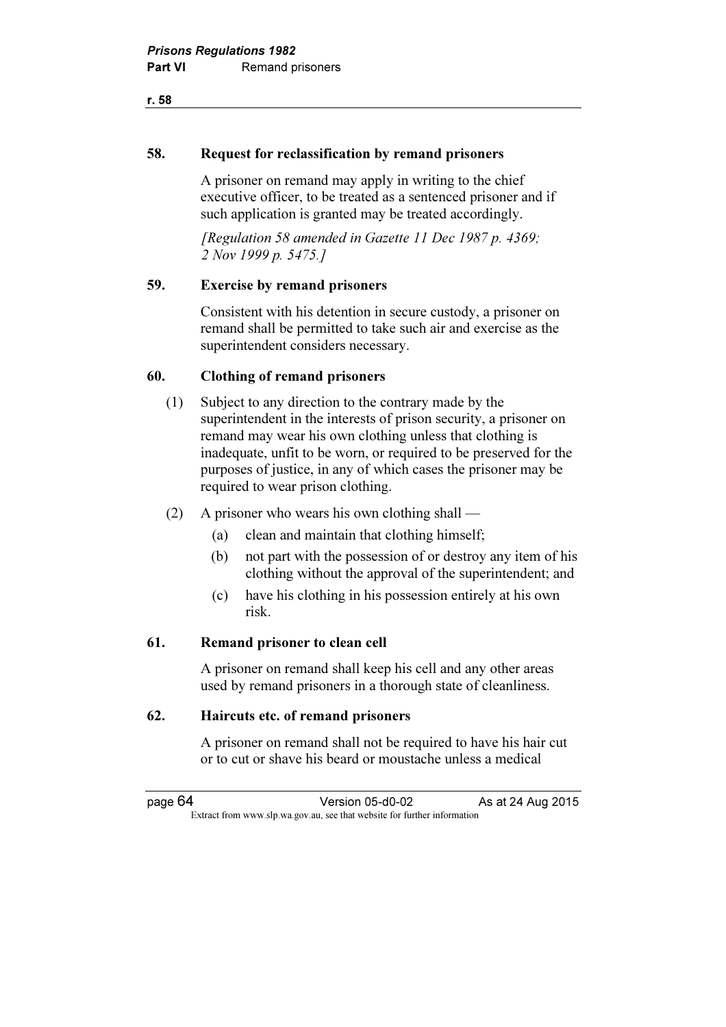### 58. Request for reclassification by remand prisoners

A prisoner on remand may apply in writing to the chief executive officer, to be treated as a sentenced prisoner and if such application is granted may be treated accordingly.

*[Regulation 58 amended in Gazette 11 Dec 1987 p. 4369; 2 Nov 1999 p. 5475.]*

### 59. Exercise by remand prisoners

Consistent with his detention in secure custody, a prisoner on remand shall be permitted to take such air and exercise as the superintendent considers necessary.

### 60. Clothing of remand prisoners

(1) Subject to any direction to the contrary made by the superintendent in the interests of prison security, a prisoner on remand may wear his own clothing unless that clothing is inadequate, unfit to be worn, or required to be preserved for the purposes of justice, in any of which cases the prisoner may be required to wear prison clothing.

(2) A prisoner who wears his own clothing shall —

- (a) clean and maintain that clothing himself;
- (b) not part with the possession of or destroy any item of his clothing without the approval of the superintendent; and
- (c) have his clothing in his possession entirely at his own risk.

### 61. Remand prisoner to clean cell

A prisoner on remand shall keep his cell and any other areas used by remand prisoners in a thorough state of cleanliness.

### 62. Haircuts etc. of remand prisoners

A prisoner on remand shall not be required to have his hair cut or to cut or shave his beard or moustache unless a medical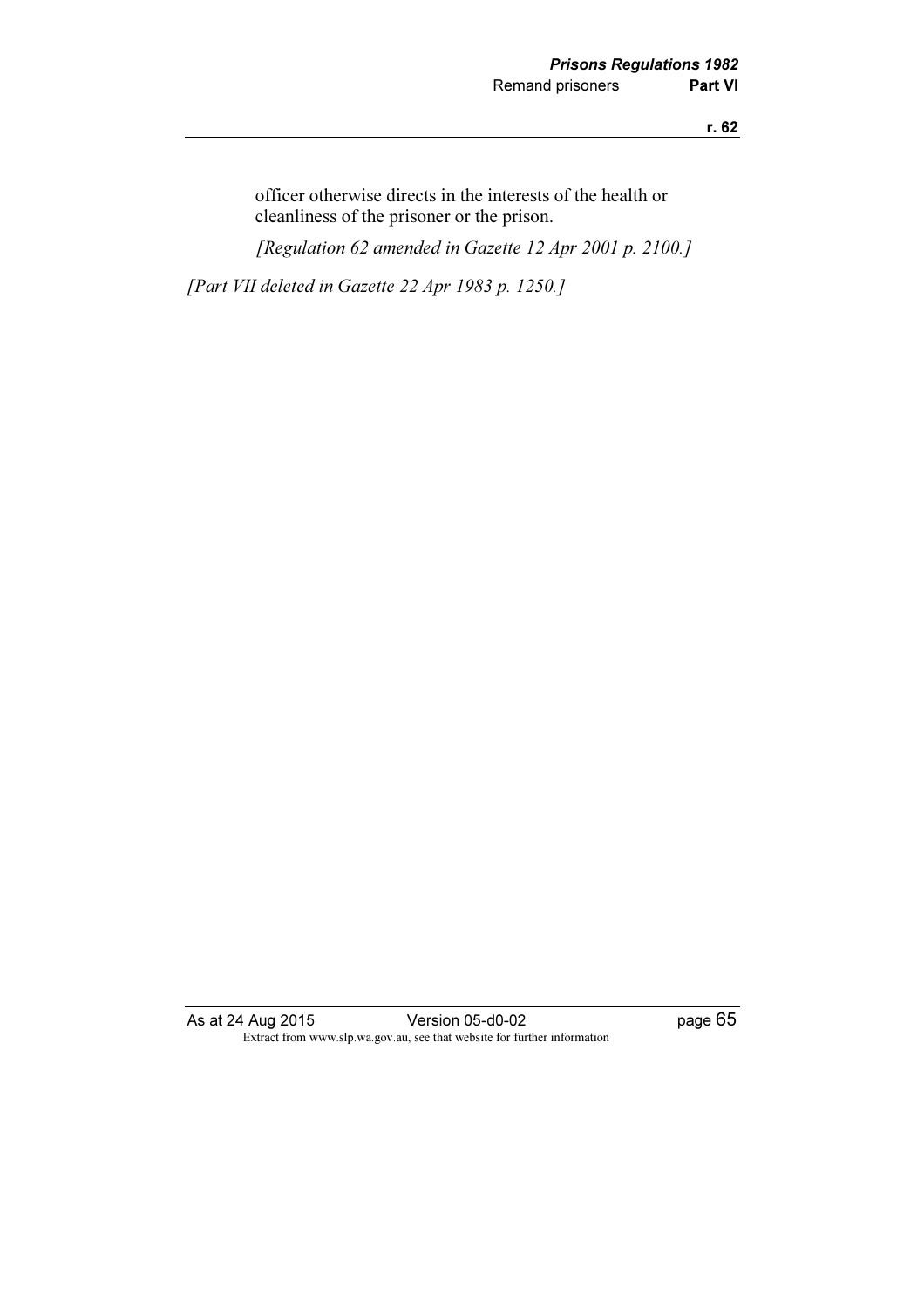officer otherwise directs in the interests of the health or cleanliness of the prisoner or the prison.

*[Regulation 62 amended in Gazette 12 Apr 2001 p. 2100.]*

*[Part VII deleted in Gazette 22 Apr 1983 p. 1250.]*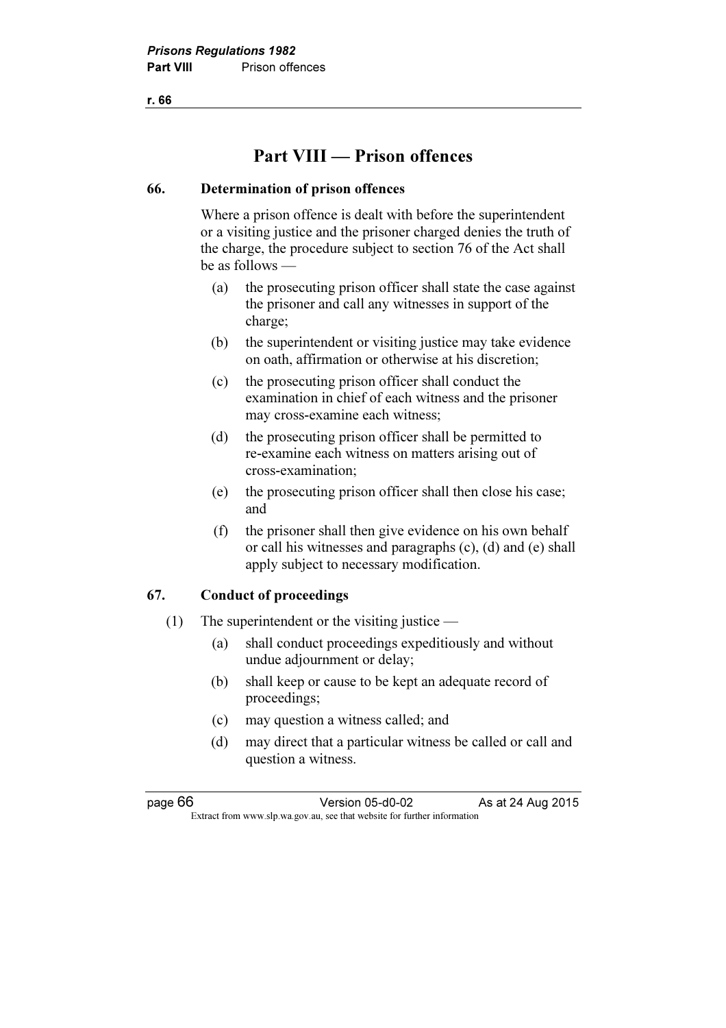# Part VIII — Prison offences

## 66. Determination of prison offences

Where a prison offence is dealt with before the superintendent or a visiting justice and the prisoner charged denies the truth of the charge, the procedure subject to section 76 of the Act shall be as follows —

(a) the prosecuting prison officer shall state the case against the prisoner and call any witnesses in support of the charge;

(b) the superintendent or visiting justice may take evidence on oath, affirmation or otherwise at his discretion;

(c) the prosecuting prison officer shall conduct the examination in chief of each witness and the prisoner may cross-examine each witness;

(d) the prosecuting prison officer shall be permitted to re-examine each witness on matters arising out of cross-examination;

(e) the prosecuting prison officer shall then close his case; and

(f) the prisoner shall then give evidence on his own behalf or call his witnesses and paragraphs (c), (d) and (e) shall apply subject to necessary modification.

## 67. Conduct of proceedings

(1) The superintendent or the visiting justice —

(a) shall conduct proceedings expeditiously and without undue adjournment or delay;

(b) shall keep or cause to be kept an adequate record of proceedings;

(c) may question a witness called; and

(d) may direct that a particular witness be called or call and question a witness.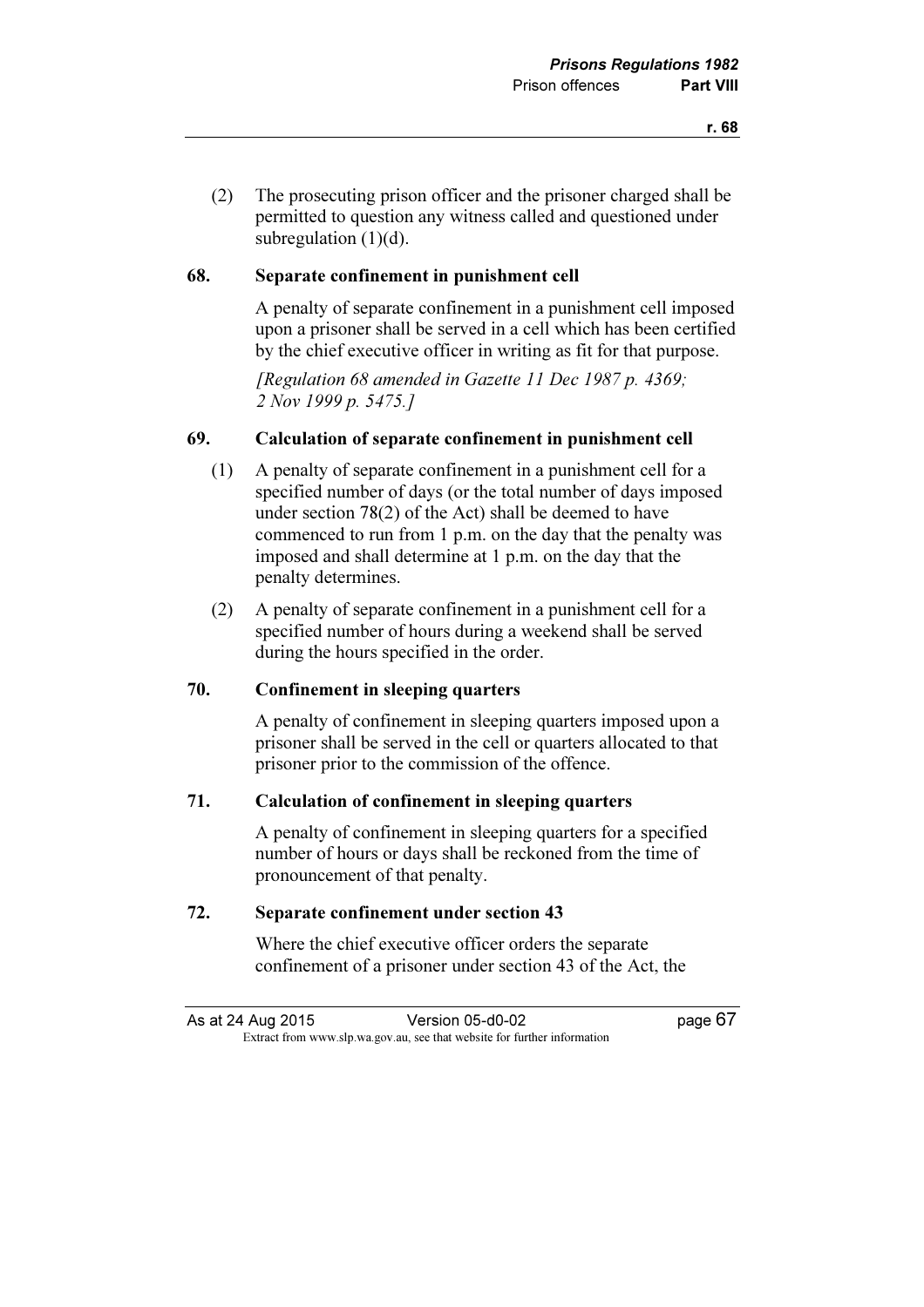(2) The prosecuting prison officer and the prisoner charged shall be permitted to question any witness called and questioned under subregulation (1)(d).

### 68. Separate confinement in punishment cell

A penalty of separate confinement in a punishment cell imposed upon a prisoner shall be served in a cell which has been certified by the chief executive officer in writing as fit for that purpose.

*[Regulation 68 amended in Gazette 11 Dec 1987 p. 4369; 2 Nov 1999 p. 5475.]*

### 69. Calculation of separate confinement in punishment cell

(1) A penalty of separate confinement in a punishment cell for a specified number of days (or the total number of days imposed under section 78(2) of the Act) shall be deemed to have commenced to run from 1 p.m. on the day that the penalty was imposed and shall determine at 1 p.m. on the day that the penalty determines.

(2) A penalty of separate confinement in a punishment cell for a specified number of hours during a weekend shall be served during the hours specified in the order.

### 70. Confinement in sleeping quarters

A penalty of confinement in sleeping quarters imposed upon a prisoner shall be served in the cell or quarters allocated to that prisoner prior to the commission of the offence.

### 71. Calculation of confinement in sleeping quarters

A penalty of confinement in sleeping quarters for a specified number of hours or days shall be reckoned from the time of pronouncement of that penalty.

### 72. Separate confinement under section 43

Where the chief executive officer orders the separate confinement of a prisoner under section 43 of the Act, the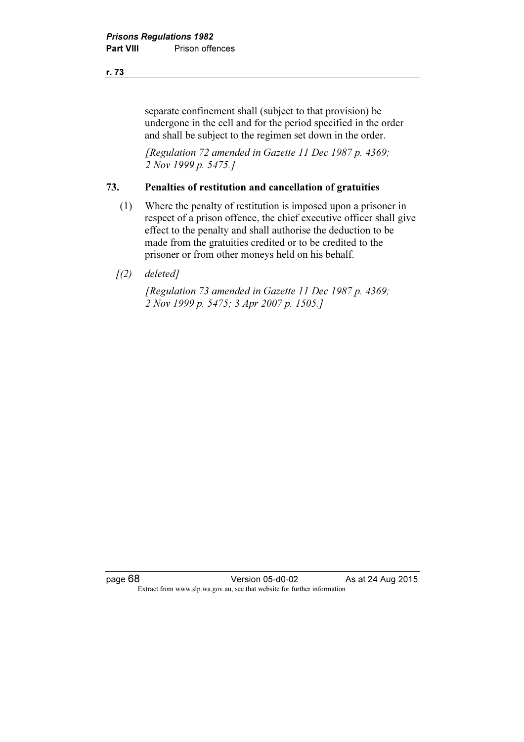separate confinement shall (subject to that provision) be undergone in the cell and for the period specified in the order and shall be subject to the regimen set down in the order.

*[Regulation 72 amended in Gazette 11 Dec 1987 p. 4369; 2 Nov 1999 p. 5475.]*

## 73. Penalties of restitution and cancellation of gratuities

(1) Where the penalty of restitution is imposed upon a prisoner in respect of a prison offence, the chief executive officer shall give effect to the penalty and shall authorise the deduction to be made from the gratuities credited or to be credited to the prisoner or from other moneys held on his behalf.

*[(2) deleted]*

*[Regulation 73 amended in Gazette 11 Dec 1987 p. 4369; 2 Nov 1999 p. 5475; 3 Apr 2007 p. 1505.]*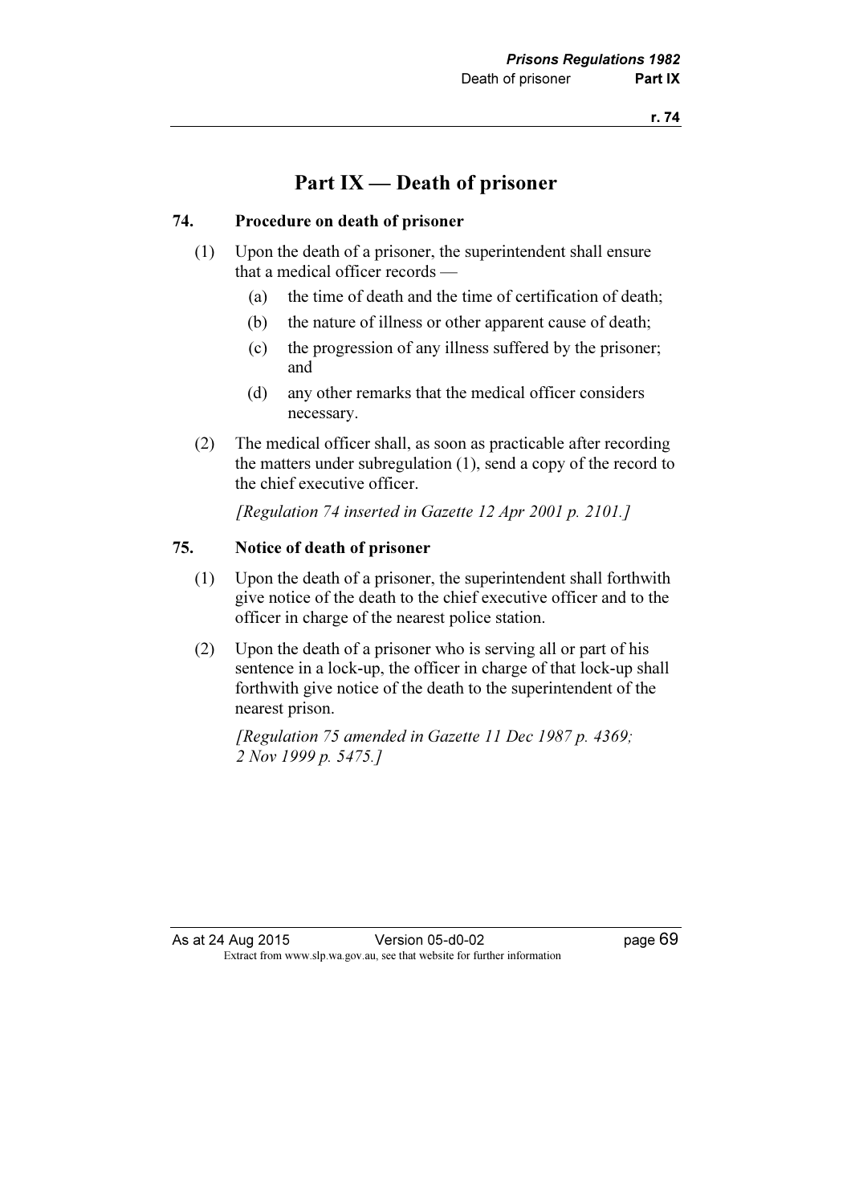# Part IX — Death of prisoner

### 74. Procedure on death of prisoner

(1) Upon the death of a prisoner, the superintendent shall ensure that a medical officer records —

(a) the time of death and the time of certification of death;

(b) the nature of illness or other apparent cause of death;

(c) the progression of any illness suffered by the prisoner; and

(d) any other remarks that the medical officer considers necessary.

(2) The medical officer shall, as soon as practicable after recording the matters under subregulation (1), send a copy of the record to the chief executive officer.

*[Regulation 74 inserted in Gazette 12 Apr 2001 p. 2101.]*

### 75. Notice of death of prisoner

(1) Upon the death of a prisoner, the superintendent shall forthwith give notice of the death to the chief executive officer and to the officer in charge of the nearest police station.

(2) Upon the death of a prisoner who is serving all or part of his sentence in a lock-up, the officer in charge of that lock-up shall forthwith give notice of the death to the superintendent of the nearest prison.

*[Regulation 75 amended in Gazette 11 Dec 1987 p. 4369; 2 Nov 1999 p. 5475.]*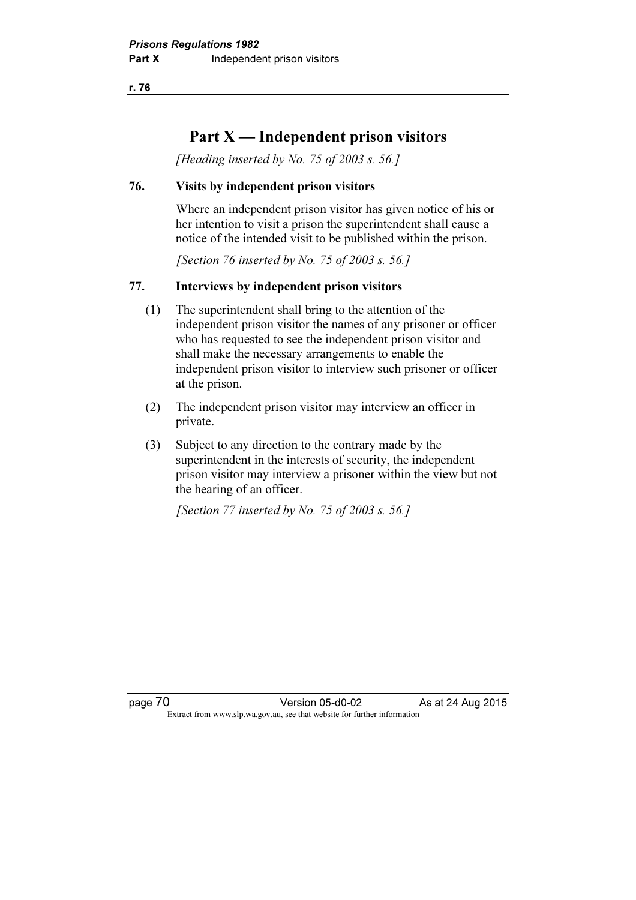# Part X — Independent prison visitors

*[Heading inserted by No. 75 of 2003 s. 56.]*

## 76. Visits by independent prison visitors

Where an independent prison visitor has given notice of his or her intention to visit a prison the superintendent shall cause a notice of the intended visit to be published within the prison.

*[Section 76 inserted by No. 75 of 2003 s. 56.]*

## 77. Interviews by independent prison visitors

(1) The superintendent shall bring to the attention of the independent prison visitor the names of any prisoner or officer who has requested to see the independent prison visitor and shall make the necessary arrangements to enable the independent prison visitor to interview such prisoner or officer at the prison.

(2) The independent prison visitor may interview an officer in private.

(3) Subject to any direction to the contrary made by the superintendent in the interests of security, the independent prison visitor may interview a prisoner within the view but not the hearing of an officer.

*[Section 77 inserted by No. 75 of 2003 s. 56.]*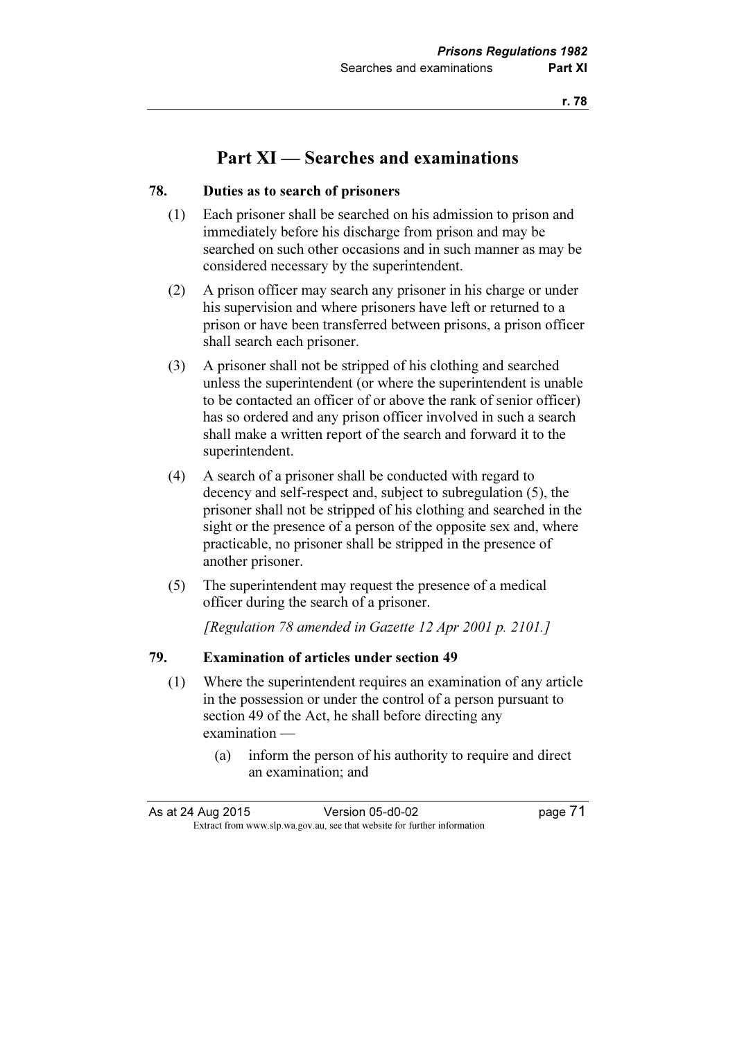# Part XI — Searches and examinations

## 78. Duties as to search of prisoners

(1) Each prisoner shall be searched on his admission to prison and immediately before his discharge from prison and may be searched on such other occasions and in such manner as may be considered necessary by the superintendent.

(2) A prison officer may search any prisoner in his charge or under his supervision and where prisoners have left or returned to a prison or have been transferred between prisons, a prison officer shall search each prisoner.

(3) A prisoner shall not be stripped of his clothing and searched unless the superintendent (or where the superintendent is unable to be contacted an officer of or above the rank of senior officer) has so ordered and any prison officer involved in such a search shall make a written report of the search and forward it to the superintendent.

(4) A search of a prisoner shall be conducted with regard to decency and self-respect and, subject to subregulation (5), the prisoner shall not be stripped of his clothing and searched in the sight or the presence of a person of the opposite sex and, where practicable, no prisoner shall be stripped in the presence of another prisoner.

(5) The superintendent may request the presence of a medical officer during the search of a prisoner.

*[Regulation 78 amended in Gazette 12 Apr 2001 p. 2101.]*

## 79. Examination of articles under section 49

(1) Where the superintendent requires an examination of any article in the possession or under the control of a person pursuant to section 49 of the Act, he shall before directing any examination —

(a) inform the person of his authority to require and direct an examination; and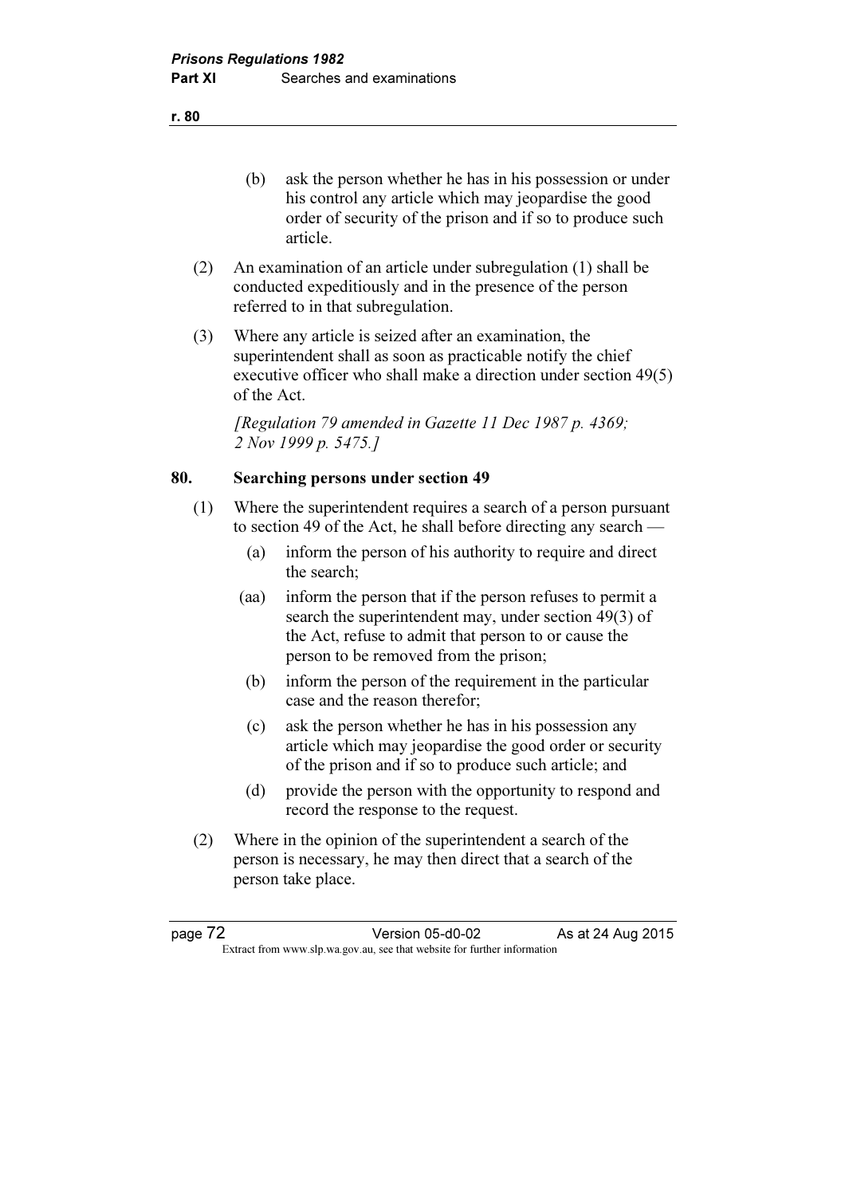(b) ask the person whether he has in his possession or under his control any article which may jeopardise the good order of security of the prison and if so to produce such article.

(2) An examination of an article under subregulation (1) shall be conducted expeditiously and in the presence of the person referred to in that subregulation.

(3) Where any article is seized after an examination, the superintendent shall as soon as practicable notify the chief executive officer who shall make a direction under section 49(5) of the Act.

*[Regulation 79 amended in Gazette 11 Dec 1987 p. 4369; 2 Nov 1999 p. 5475.]*

### 80. Searching persons under section 49

(1) Where the superintendent requires a search of a person pursuant to section 49 of the Act, he shall before directing any search —

(a) inform the person of his authority to require and direct the search;

(aa) inform the person that if the person refuses to permit a search the superintendent may, under section 49(3) of the Act, refuse to admit that person to or cause the person to be removed from the prison;

(b) inform the person of the requirement in the particular case and the reason therefor;

(c) ask the person whether he has in his possession any article which may jeopardise the good order or security of the prison and if so to produce such article; and

(d) provide the person with the opportunity to respond and record the response to the request.

(2) Where in the opinion of the superintendent a search of the person is necessary, he may then direct that a search of the person take place.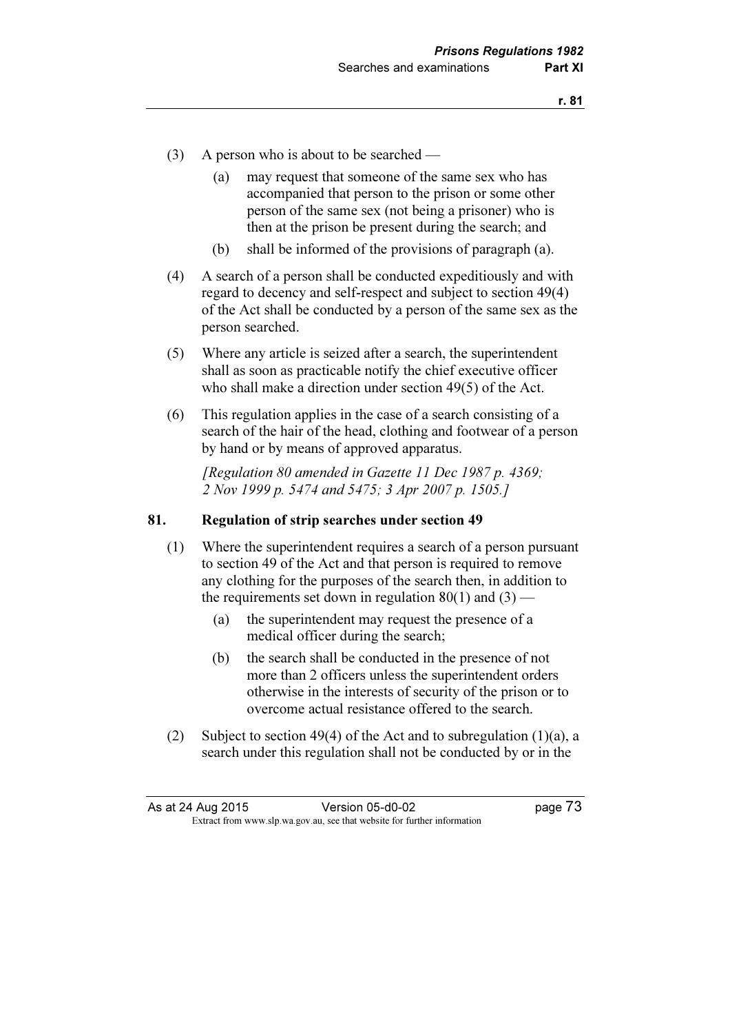(3) A person who is about to be searched —

  (a) may request that someone of the same sex who has accompanied that person to the prison or some other person of the same sex (not being a prisoner) who is then at the prison be present during the search; and

  (b) shall be informed of the provisions of paragraph (a).

(4) A search of a person shall be conducted expeditiously and with regard to decency and self-respect and subject to section 49(4) of the Act shall be conducted by a person of the same sex as the person searched.

(5) Where any article is seized after a search, the superintendent shall as soon as practicable notify the chief executive officer who shall make a direction under section 49(5) of the Act.

(6) This regulation applies in the case of a search consisting of a search of the hair of the head, clothing and footwear of a person by hand or by means of approved apparatus.

*[Regulation 80 amended in Gazette 11 Dec 1987 p. 4369; 2 Nov 1999 p. 5474 and 5475; 3 Apr 2007 p. 1505.]*

### 81. Regulation of strip searches under section 49

(1) Where the superintendent requires a search of a person pursuant to section 49 of the Act and that person is required to remove any clothing for the purposes of the search then, in addition to the requirements set down in regulation 80(1) and (3) —

  (a) the superintendent may request the presence of a medical officer during the search;

  (b) the search shall be conducted in the presence of not more than 2 officers unless the superintendent orders otherwise in the interests of security of the prison or to overcome actual resistance offered to the search.

(2) Subject to section 49(4) of the Act and to subregulation (1)(a), a search under this regulation shall not be conducted by or in the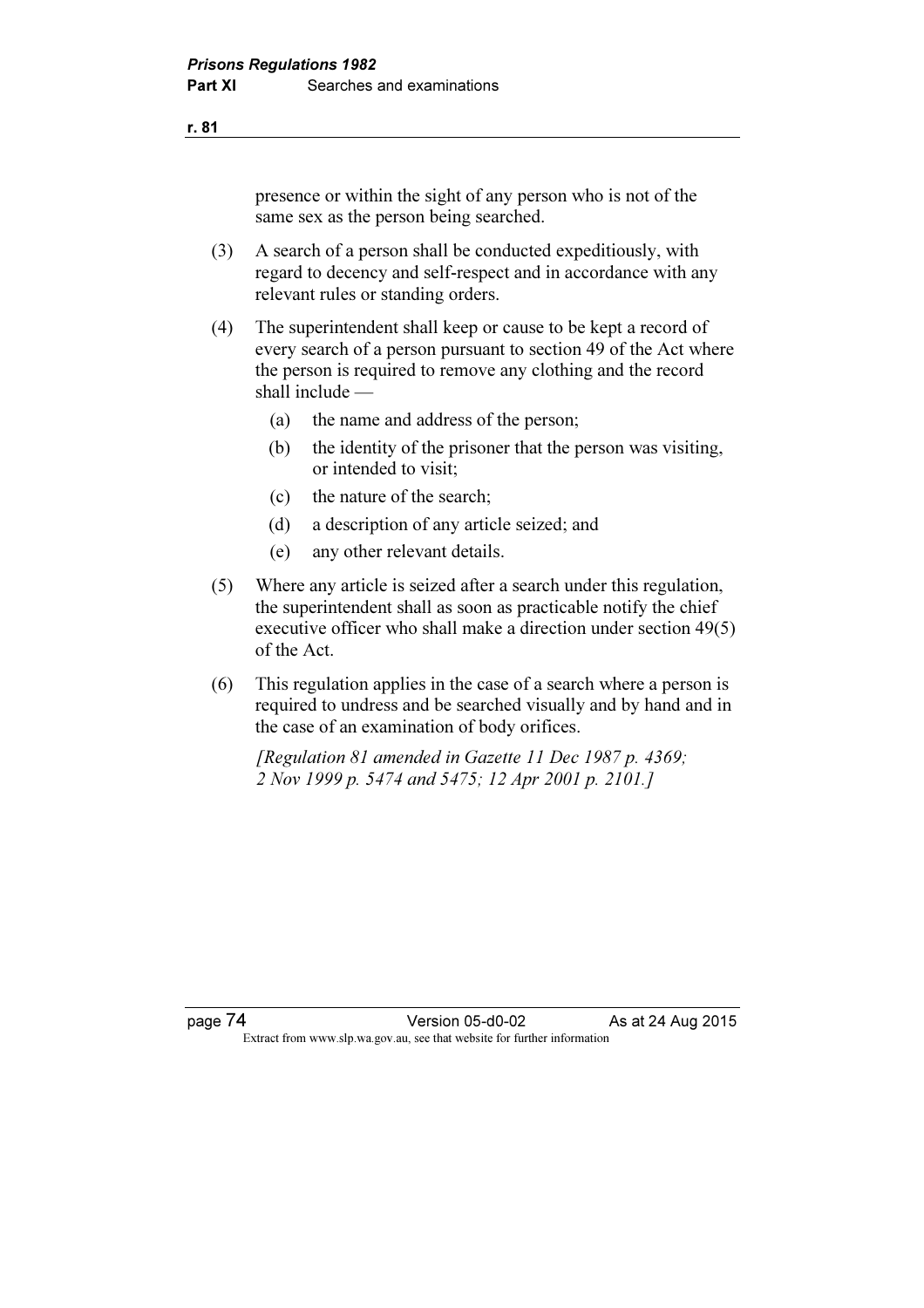presence or within the sight of any person who is not of the same sex as the person being searched.

(3) A search of a person shall be conducted expeditiously, with regard to decency and self-respect and in accordance with any relevant rules or standing orders.

(4) The superintendent shall keep or cause to be kept a record of every search of a person pursuant to section 49 of the Act where the person is required to remove any clothing and the record shall include —

(a) the name and address of the person;

(b) the identity of the prisoner that the person was visiting, or intended to visit;

(c) the nature of the search;

(d) a description of any article seized; and

(e) any other relevant details.

(5) Where any article is seized after a search under this regulation, the superintendent shall as soon as practicable notify the chief executive officer who shall make a direction under section 49(5) of the Act.

(6) This regulation applies in the case of a search where a person is required to undress and be searched visually and by hand and in the case of an examination of body orifices.

*[Regulation 81 amended in Gazette 11 Dec 1987 p. 4369; 2 Nov 1999 p. 5474 and 5475; 12 Apr 2001 p. 2101.]*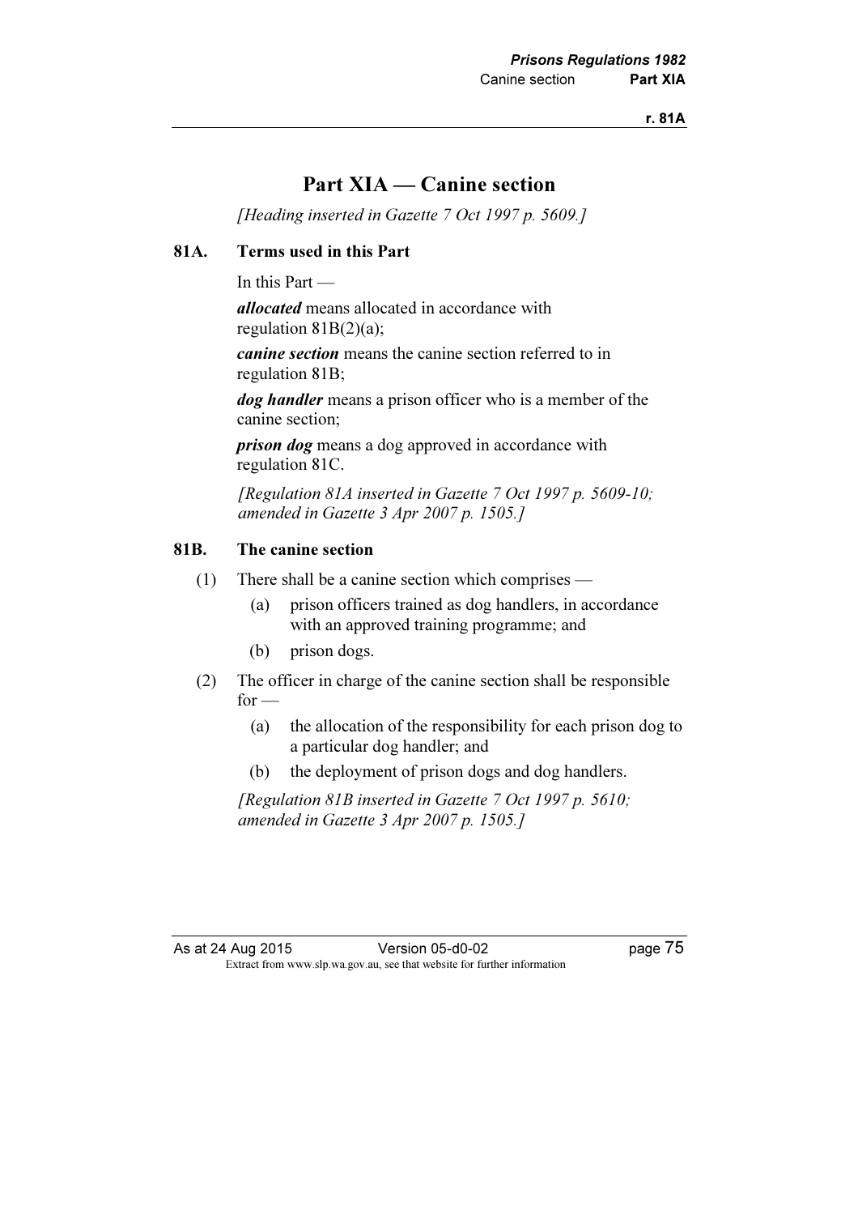# Part XIA — Canine section

*[Heading inserted in Gazette 7 Oct 1997 p. 5609.]*

## 81A. Terms used in this Part

In this Part —

***allocated*** means allocated in accordance with regulation 81B(2)(a);

***canine section*** means the canine section referred to in regulation 81B;

***dog handler*** means a prison officer who is a member of the canine section;

***prison dog*** means a dog approved in accordance with regulation 81C.

*[Regulation 81A inserted in Gazette 7 Oct 1997 p. 5609-10; amended in Gazette 3 Apr 2007 p. 1505.]*

## 81B. The canine section

(1) There shall be a canine section which comprises —

- (a) prison officers trained as dog handlers, in accordance with an approved training programme; and
- (b) prison dogs.

(2) The officer in charge of the canine section shall be responsible for —

- (a) the allocation of the responsibility for each prison dog to a particular dog handler; and
- (b) the deployment of prison dogs and dog handlers.

*[Regulation 81B inserted in Gazette 7 Oct 1997 p. 5610; amended in Gazette 3 Apr 2007 p. 1505.]*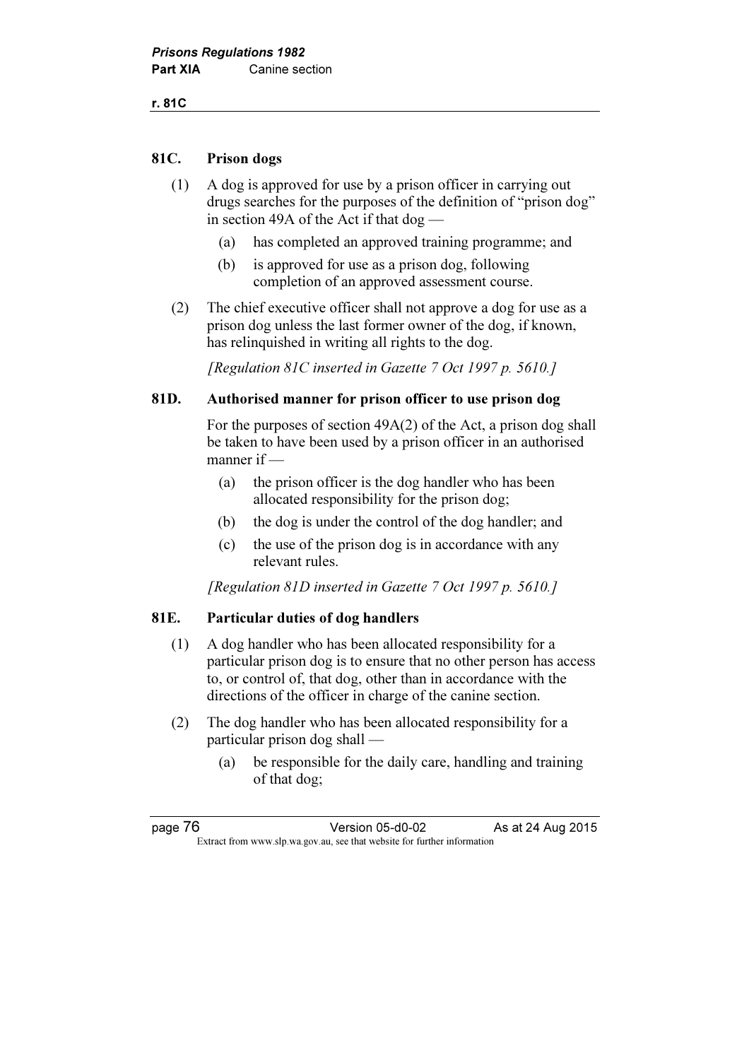## 81C. Prison dogs

(1) A dog is approved for use by a prison officer in carrying out drugs searches for the purposes of the definition of "prison dog" in section 49A of the Act if that dog —

(a) has completed an approved training programme; and

(b) is approved for use as a prison dog, following completion of an approved assessment course.

(2) The chief executive officer shall not approve a dog for use as a prison dog unless the last former owner of the dog, if known, has relinquished in writing all rights to the dog.

*[Regulation 81C inserted in Gazette 7 Oct 1997 p. 5610.]*

## 81D. Authorised manner for prison officer to use prison dog

For the purposes of section 49A(2) of the Act, a prison dog shall be taken to have been used by a prison officer in an authorised manner if —

(a) the prison officer is the dog handler who has been allocated responsibility for the prison dog;

(b) the dog is under the control of the dog handler; and

(c) the use of the prison dog is in accordance with any relevant rules.

*[Regulation 81D inserted in Gazette 7 Oct 1997 p. 5610.]*

## 81E. Particular duties of dog handlers

(1) A dog handler who has been allocated responsibility for a particular prison dog is to ensure that no other person has access to, or control of, that dog, other than in accordance with the directions of the officer in charge of the canine section.

(2) The dog handler who has been allocated responsibility for a particular prison dog shall —

(a) be responsible for the daily care, handling and training of that dog;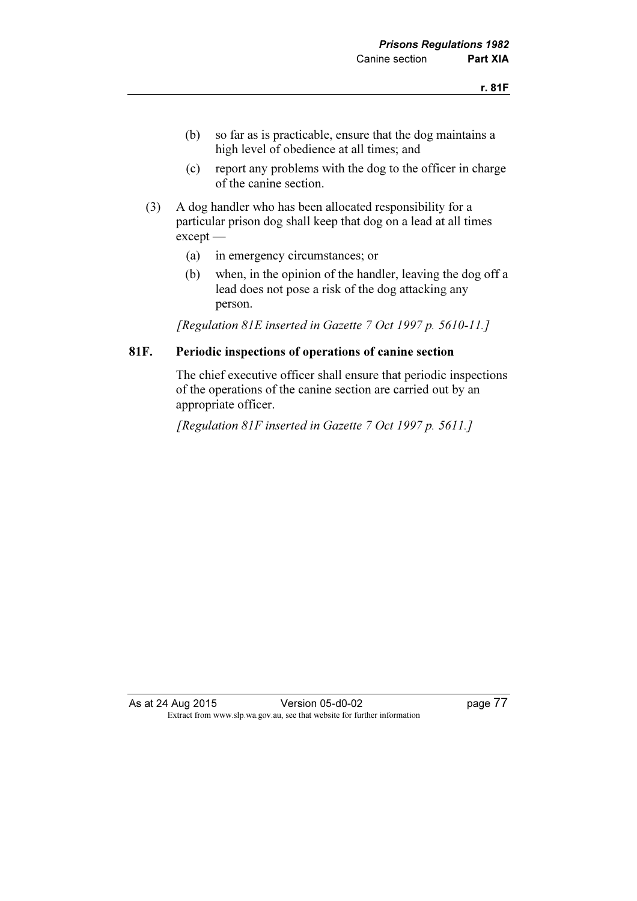(b) so far as is practicable, ensure that the dog maintains a high level of obedience at all times; and

(c) report any problems with the dog to the officer in charge of the canine section.

(3) A dog handler who has been allocated responsibility for a particular prison dog shall keep that dog on a lead at all times except —

(a) in emergency circumstances; or

(b) when, in the opinion of the handler, leaving the dog off a lead does not pose a risk of the dog attacking any person.

*[Regulation 81E inserted in Gazette 7 Oct 1997 p. 5610-11.]*

**81F. Periodic inspections of operations of canine section**

The chief executive officer shall ensure that periodic inspections of the operations of the canine section are carried out by an appropriate officer.

*[Regulation 81F inserted in Gazette 7 Oct 1997 p. 5611.]*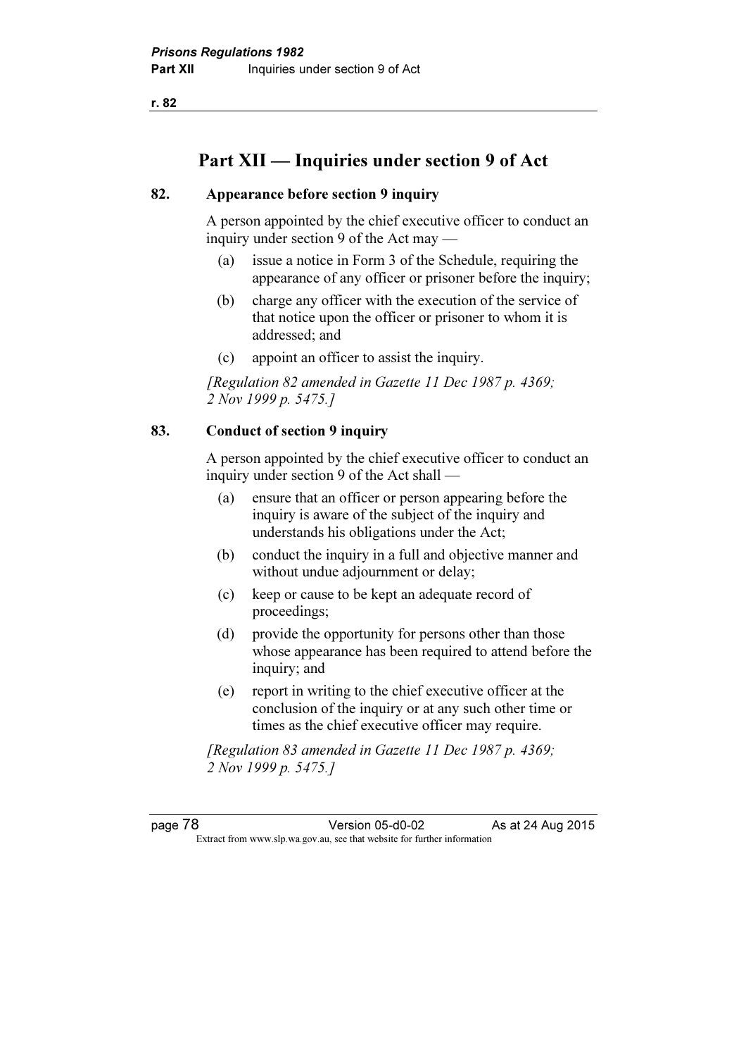## Part XII — Inquiries under section 9 of Act

### 82. Appearance before section 9 inquiry

A person appointed by the chief executive officer to conduct an inquiry under section 9 of the Act may —

(a) issue a notice in Form 3 of the Schedule, requiring the appearance of any officer or prisoner before the inquiry;

(b) charge any officer with the execution of the service of that notice upon the officer or prisoner to whom it is addressed; and

(c) appoint an officer to assist the inquiry.

*[Regulation 82 amended in Gazette 11 Dec 1987 p. 4369; 2 Nov 1999 p. 5475.]*

### 83. Conduct of section 9 inquiry

A person appointed by the chief executive officer to conduct an inquiry under section 9 of the Act shall —

(a) ensure that an officer or person appearing before the inquiry is aware of the subject of the inquiry and understands his obligations under the Act;

(b) conduct the inquiry in a full and objective manner and without undue adjournment or delay;

(c) keep or cause to be kept an adequate record of proceedings;

(d) provide the opportunity for persons other than those whose appearance has been required to attend before the inquiry; and

(e) report in writing to the chief executive officer at the conclusion of the inquiry or at any such other time or times as the chief executive officer may require.

*[Regulation 83 amended in Gazette 11 Dec 1987 p. 4369; 2 Nov 1999 p. 5475.]*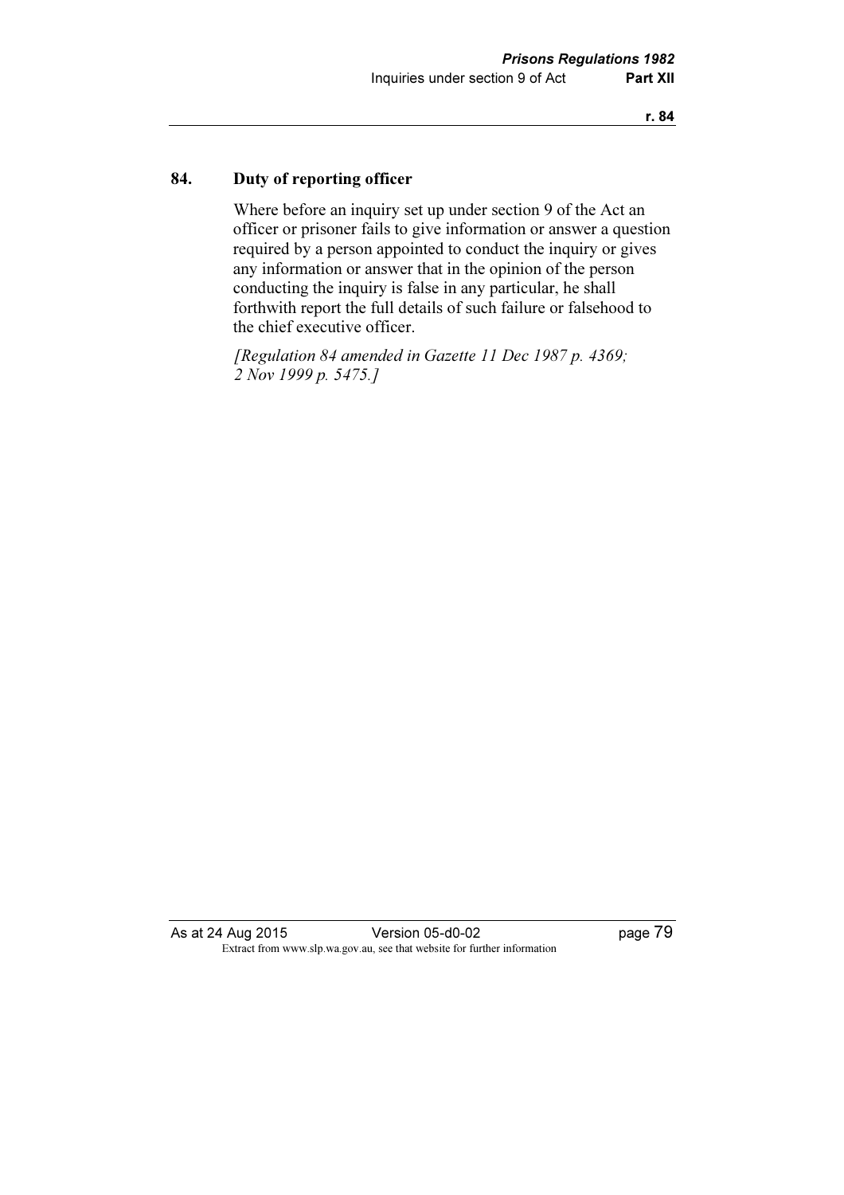## 84. Duty of reporting officer

Where before an inquiry set up under section 9 of the Act an officer or prisoner fails to give information or answer a question required by a person appointed to conduct the inquiry or gives any information or answer that in the opinion of the person conducting the inquiry is false in any particular, he shall forthwith report the full details of such failure or falsehood to the chief executive officer.

*[Regulation 84 amended in Gazette 11 Dec 1987 p. 4369; 2 Nov 1999 p. 5475.]*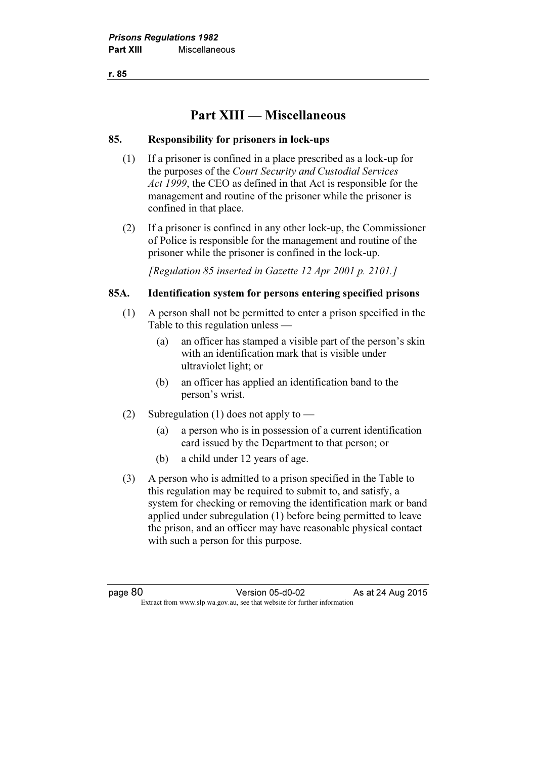# Part XIII — Miscellaneous

## 85. Responsibility for prisoners in lock-ups

(1) If a prisoner is confined in a place prescribed as a lock-up for the purposes of the *Court Security and Custodial Services Act 1999*, the CEO as defined in that Act is responsible for the management and routine of the prisoner while the prisoner is confined in that place.

(2) If a prisoner is confined in any other lock-up, the Commissioner of Police is responsible for the management and routine of the prisoner while the prisoner is confined in the lock-up.

*[Regulation 85 inserted in Gazette 12 Apr 2001 p. 2101.]*

## 85A. Identification system for persons entering specified prisons

(1) A person shall not be permitted to enter a prison specified in the Table to this regulation unless —

- (a) an officer has stamped a visible part of the person's skin with an identification mark that is visible under ultraviolet light; or
- (b) an officer has applied an identification band to the person's wrist.

(2) Subregulation (1) does not apply to —

- (a) a person who is in possession of a current identification card issued by the Department to that person; or
- (b) a child under 12 years of age.

(3) A person who is admitted to a prison specified in the Table to this regulation may be required to submit to, and satisfy, a system for checking or removing the identification mark or band applied under subregulation (1) before being permitted to leave the prison, and an officer may have reasonable physical contact with such a person for this purpose.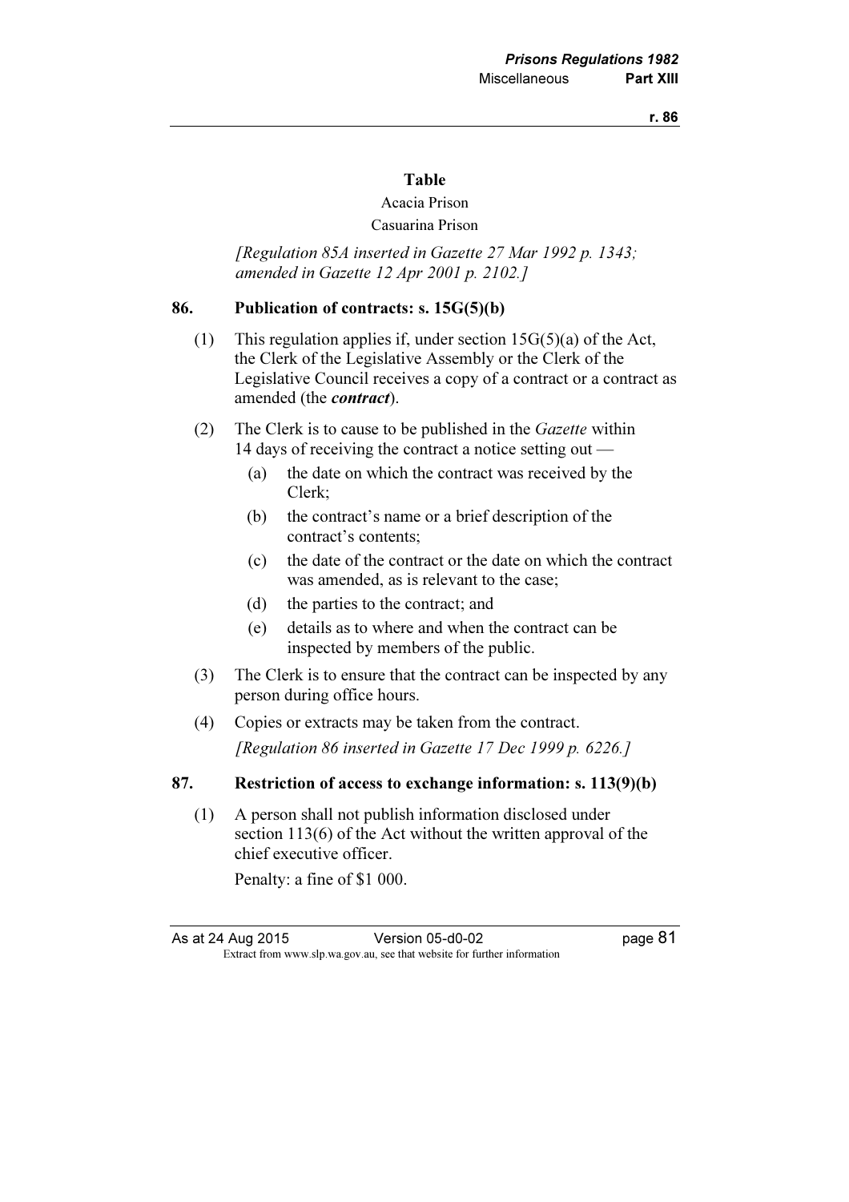**Table**

Acacia Prison

Casuarina Prison

*[Regulation 85A inserted in Gazette 27 Mar 1992 p. 1343; amended in Gazette 12 Apr 2001 p. 2102.]*

## 86. Publication of contracts: s. 15G(5)(b)

(1) This regulation applies if, under section 15G(5)(a) of the Act, the Clerk of the Legislative Assembly or the Clerk of the Legislative Council receives a copy of a contract or a contract as amended (the ***contract***).

(2) The Clerk is to cause to be published in the *Gazette* within 14 days of receiving the contract a notice setting out —

- (a) the date on which the contract was received by the Clerk;
- (b) the contract's name or a brief description of the contract's contents;
- (c) the date of the contract or the date on which the contract was amended, as is relevant to the case;
- (d) the parties to the contract; and
- (e) details as to where and when the contract can be inspected by members of the public.

(3) The Clerk is to ensure that the contract can be inspected by any person during office hours.

(4) Copies or extracts may be taken from the contract.

*[Regulation 86 inserted in Gazette 17 Dec 1999 p. 6226.]*

## 87. Restriction of access to exchange information: s. 113(9)(b)

(1) A person shall not publish information disclosed under section 113(6) of the Act without the written approval of the chief executive officer.

Penalty: a fine of $1 000.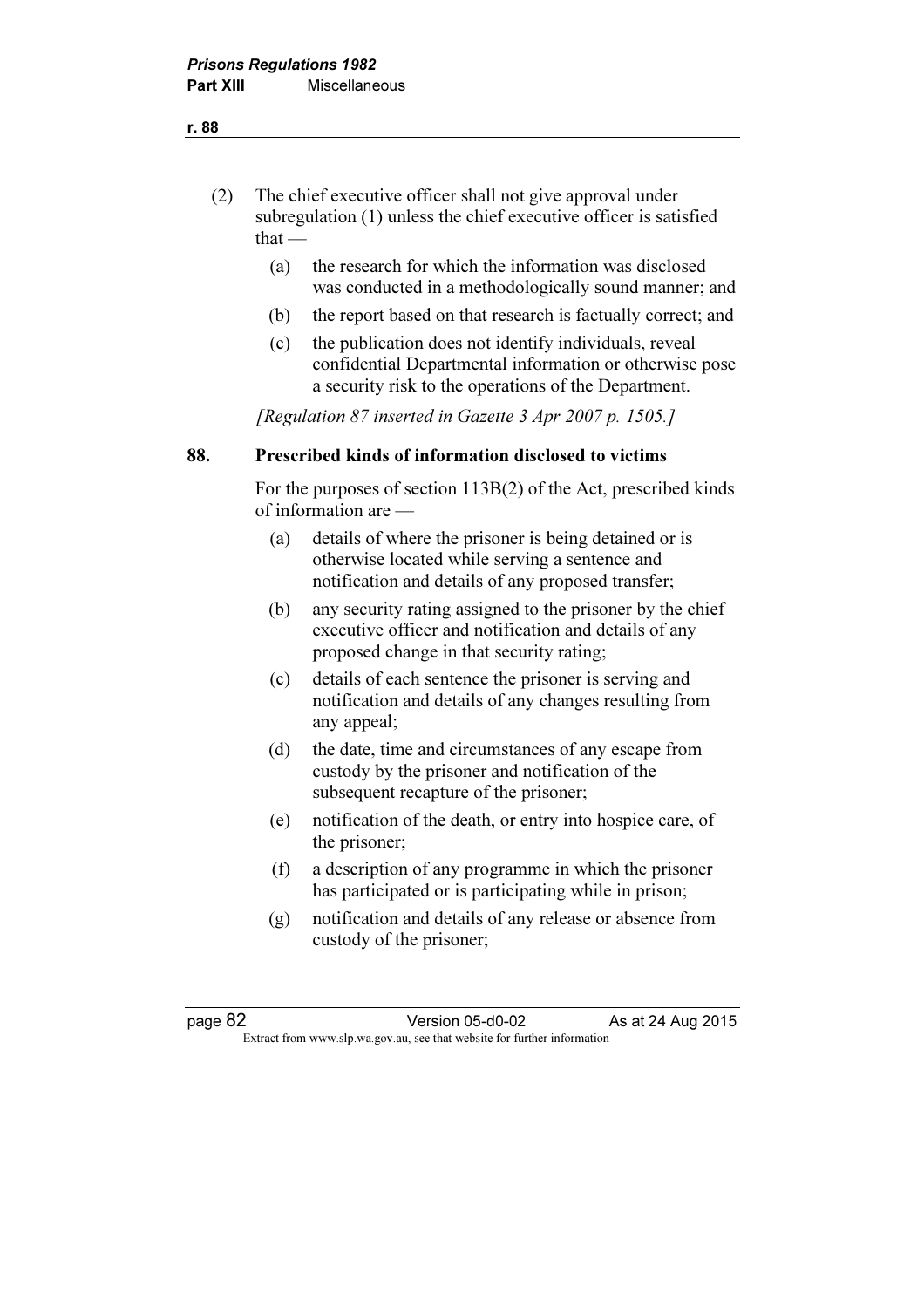(2) The chief executive officer shall not give approval under subregulation (1) unless the chief executive officer is satisfied that —

- (a) the research for which the information was disclosed was conducted in a methodologically sound manner; and
- (b) the report based on that research is factually correct; and
- (c) the publication does not identify individuals, reveal confidential Departmental information or otherwise pose a security risk to the operations of the Department.

*[Regulation 87 inserted in Gazette 3 Apr 2007 p. 1505.]*

## 88. Prescribed kinds of information disclosed to victims

For the purposes of section 113B(2) of the Act, prescribed kinds of information are —

- (a) details of where the prisoner is being detained or is otherwise located while serving a sentence and notification and details of any proposed transfer;
- (b) any security rating assigned to the prisoner by the chief executive officer and notification and details of any proposed change in that security rating;
- (c) details of each sentence the prisoner is serving and notification and details of any changes resulting from any appeal;
- (d) the date, time and circumstances of any escape from custody by the prisoner and notification of the subsequent recapture of the prisoner;
- (e) notification of the death, or entry into hospice care, of the prisoner;
- (f) a description of any programme in which the prisoner has participated or is participating while in prison;
- (g) notification and details of any release or absence from custody of the prisoner;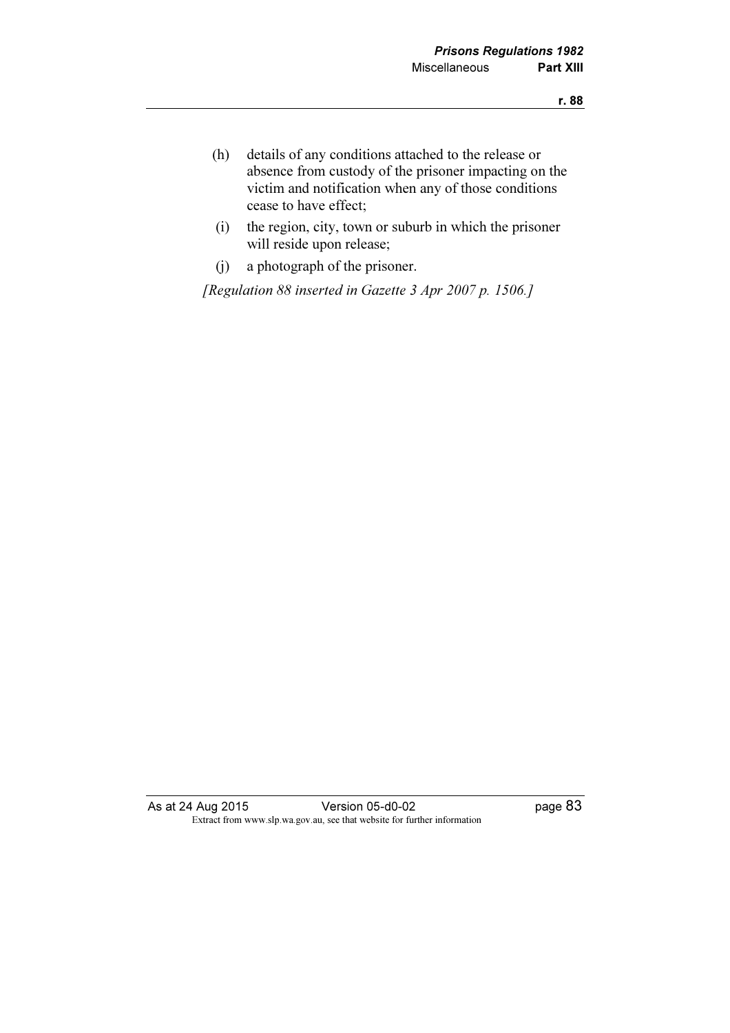(h) details of any conditions attached to the release or absence from custody of the prisoner impacting on the victim and notification when any of those conditions cease to have effect;

(i) the region, city, town or suburb in which the prisoner will reside upon release;

(j) a photograph of the prisoner.

*[Regulation 88 inserted in Gazette 3 Apr 2007 p. 1506.]*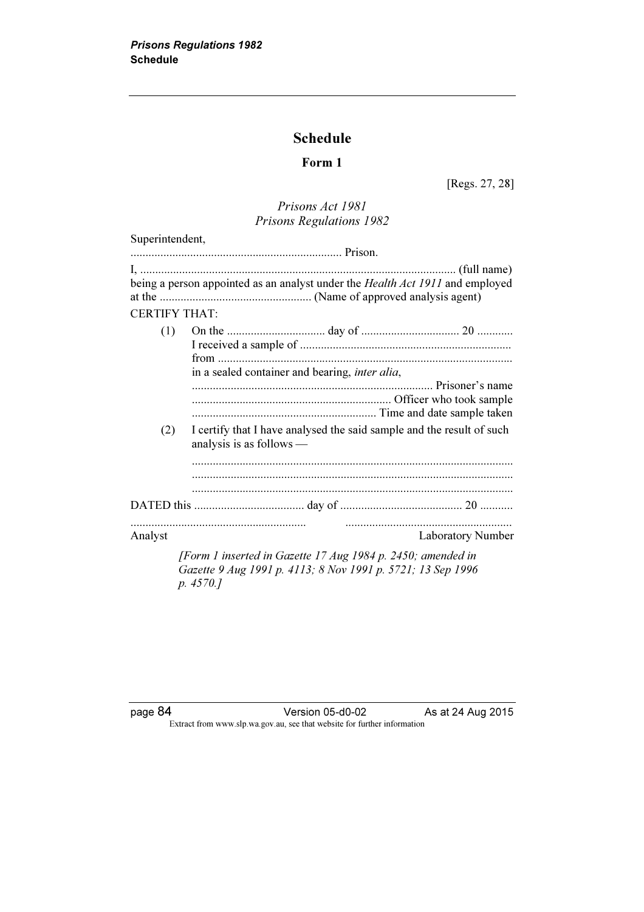# Schedule

## Form 1

[Regs. 27, 28]

*Prisons Act 1981*
*Prisons Regulations 1982*

Superintendent,

...................................................................... Prison.

I, ......................................................................................................... (full name) being a person appointed as an analyst under the *Health Act 1911* and employed at the .................................................. (Name of approved analysis agent)

CERTIFY THAT:

(1) On the ................................ day of ................................ 20 ............ I received a sample of ...................................................................... from .................................................................................................. in a sealed container and bearing, *inter alia*,
................................................................................ Prisoner's name
.................................................................. Officer who took sample
.............................................................. Time and date sample taken

(2) I certify that I have analysed the said sample and the result of such analysis is as follows —
..........................................................................................................
..........................................................................................................
..........................................................................................................

DATED this ..................................... day of ......................................... 20 ...........

..........................................................
Analyst

........................................................
Laboratory Number

*[Form 1 inserted in Gazette 17 Aug 1984 p. 2450; amended in Gazette 9 Aug 1991 p. 4113; 8 Nov 1991 p. 5721; 13 Sep 1996 p. 4570.]*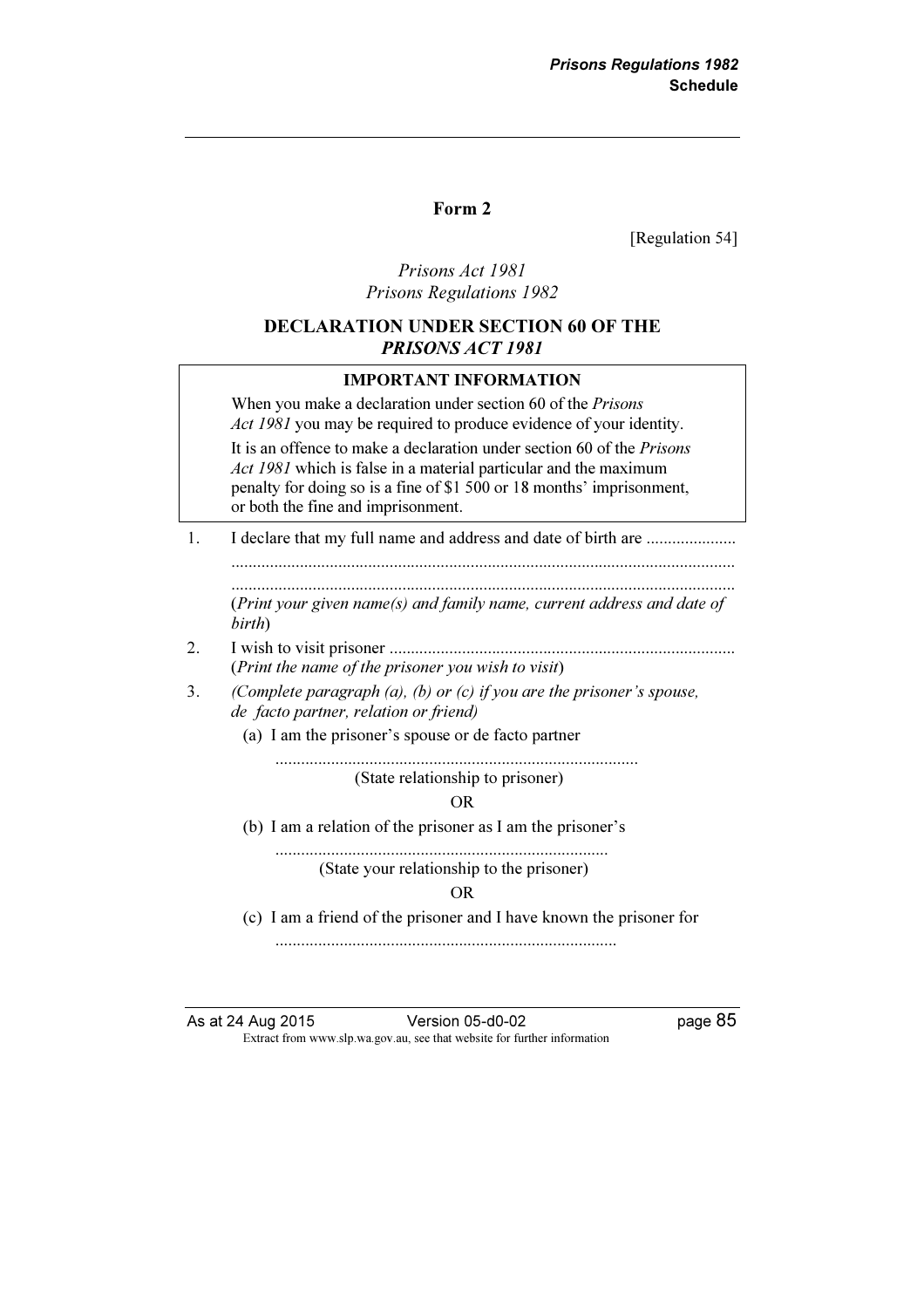## Form 2

[Regulation 54]

*Prisons Act 1981*
*Prisons Regulations 1982*

### DECLARATION UNDER SECTION 60 OF THE *PRISONS ACT 1981*

> **IMPORTANT INFORMATION**
>
> When you make a declaration under section 60 of the *Prisons Act 1981* you may be required to produce evidence of your identity.
>
> It is an offence to make a declaration under section 60 of the *Prisons Act 1981* which is false in a material particular and the maximum penalty for doing so is a fine of $1 500 or 18 months' imprisonment, or both the fine and imprisonment.

1. I declare that my full name and address and date of birth are .....................
.....................................................................................................................
.....................................................................................................................
(*Print your given name(s) and family name, current address and date of birth*)

2. I wish to visit prisoner ................................................................................
(*Print the name of the prisoner you wish to visit*)

3. *(Complete paragraph (a), (b) or (c) if you are the prisoner's spouse, de facto partner, relation or friend)*

   (a) I am the prisoner's spouse or de facto partner

   ....................................................................................
   (State relationship to prisoner)

   OR

   (b) I am a relation of the prisoner as I am the prisoner's

   .............................................................................
   (State your relationship to the prisoner)

   OR

   (c) I am a friend of the prisoner and I have known the prisoner for

   ...............................................................................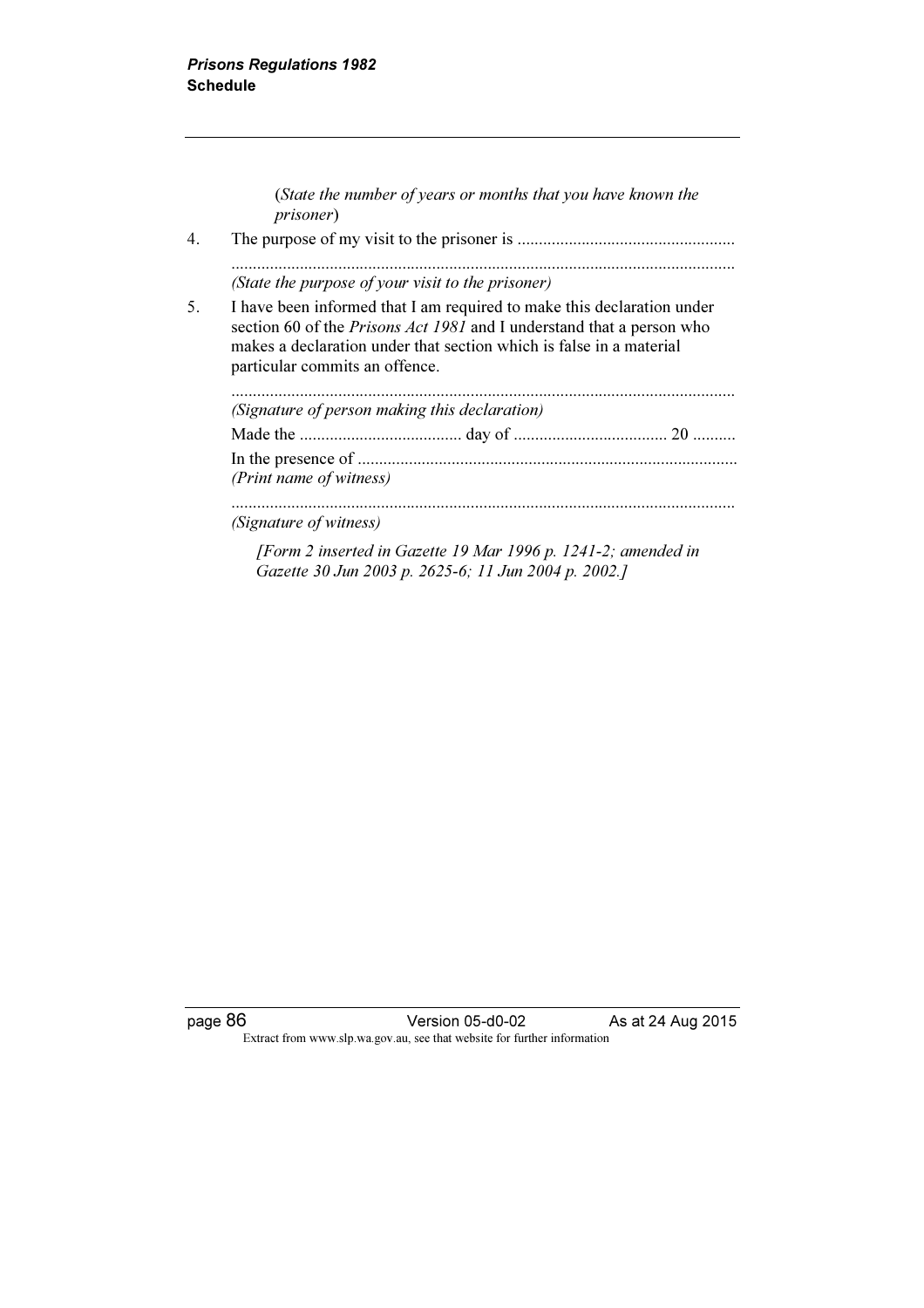(*State the number of years or months that you have known the prisoner*)

4. The purpose of my visit to the prisoner is ..................................................

 ....................................................................................................................

 *(State the purpose of your visit to the prisoner)*

5. I have been informed that I am required to make this declaration under section 60 of the *Prisons Act 1981* and I understand that a person who makes a declaration under that section which is false in a material particular commits an offence.

 ....................................................................................................................

 *(Signature of person making this declaration)*

 Made the ...................................... day of .................................... 20 ..........

 In the presence of .........................................................................................

 *(Print name of witness)*

 ....................................................................................................................

 *(Signature of witness)*

 *[Form 2 inserted in Gazette 19 Mar 1996 p. 1241-2; amended in Gazette 30 Jun 2003 p. 2625-6; 11 Jun 2004 p. 2002.]*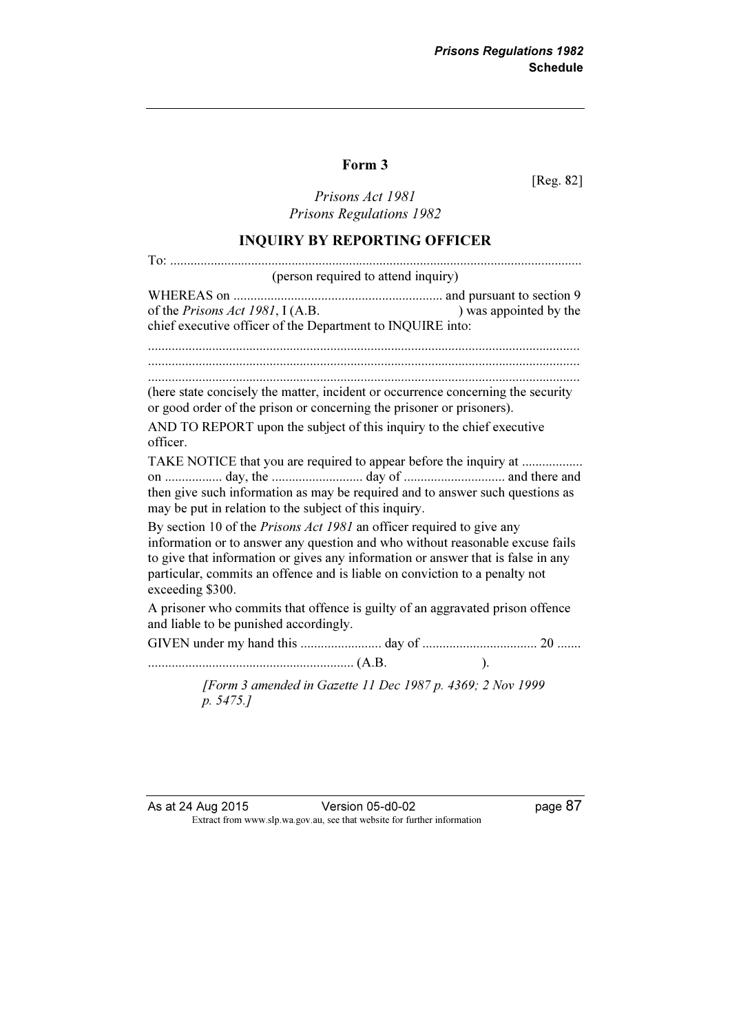## Form 3

[Reg. 82]

*Prisons Act 1981*
*Prisons Regulations 1982*

### INQUIRY BY REPORTING OFFICER

To: ........................................................................................................................
(person required to attend inquiry)

WHEREAS on ............................................................. and pursuant to section 9 of the *Prisons Act 1981*, I (A.B.                                        ) was appointed by the chief executive officer of the Department to INQUIRE into:

.............................................................................................................................
.............................................................................................................................
.............................................................................................................................
(here state concisely the matter, incident or occurrence concerning the security or good order of the prison or concerning the prisoner or prisoners).

AND TO REPORT upon the subject of this inquiry to the chief executive officer.

TAKE NOTICE that you are required to appear before the inquiry at ................. on ................. day, the ........................... day of .............................. and there and then give such information as may be required and to answer such questions as may be put in relation to the subject of this inquiry.

By section 10 of the *Prisons Act 1981* an officer required to give any information or to answer any question and who without reasonable excuse fails to give that information or gives any information or answer that is false in any particular, commits an offence and is liable on conviction to a penalty not exceeding $300.

A prisoner who commits that offence is guilty of an aggravated prison offence and liable to be punished accordingly.

GIVEN under my hand this ........................ day of .................................. 20 .......

............................................................ (A.B.                              ).

*[Form 3 amended in Gazette 11 Dec 1987 p. 4369; 2 Nov 1999 p. 5475.]*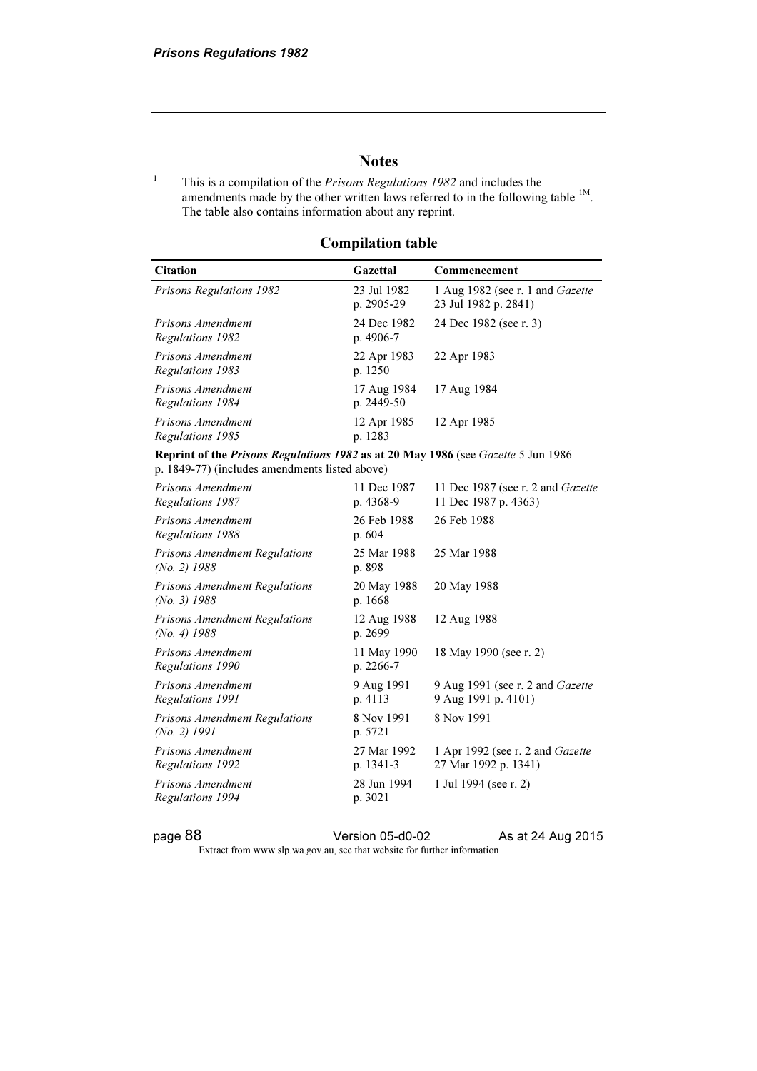## Notes

[1] This is a compilation of the *Prisons Regulations 1982* and includes the amendments made by the other written laws referred to in the following table [1M]. The table also contains information about any reprint.

### Compilation table

| Citation | Gazettal | Commencement |
|---|---|---|
| *Prisons Regulations 1982* | 23 Jul 1982 p. 2905-29 | 1 Aug 1982 (see r. 1 and *Gazette* 23 Jul 1982 p. 2841) |
| *Prisons Amendment Regulations 1982* | 24 Dec 1982 p. 4906-7 | 24 Dec 1982 (see r. 3) |
| *Prisons Amendment Regulations 1983* | 22 Apr 1983 p. 1250 | 22 Apr 1983 |
| *Prisons Amendment Regulations 1984* | 17 Aug 1984 p. 2449-50 | 17 Aug 1984 |
| *Prisons Amendment Regulations 1985* | 12 Apr 1985 p. 1283 | 12 Apr 1985 |
| **Reprint of the *Prisons Regulations 1982* as at 20 May 1986** (see *Gazette* 5 Jun 1986 p. 1849-77) (includes amendments listed above) | | |
| *Prisons Amendment Regulations 1987* | 11 Dec 1987 p. 4368-9 | 11 Dec 1987 (see r. 2 and *Gazette* 11 Dec 1987 p. 4363) |
| *Prisons Amendment Regulations 1988* | 26 Feb 1988 p. 604 | 26 Feb 1988 |
| *Prisons Amendment Regulations (No. 2) 1988* | 25 Mar 1988 p. 898 | 25 Mar 1988 |
| *Prisons Amendment Regulations (No. 3) 1988* | 20 May 1988 p. 1668 | 20 May 1988 |
| *Prisons Amendment Regulations (No. 4) 1988* | 12 Aug 1988 p. 2699 | 12 Aug 1988 |
| *Prisons Amendment Regulations 1990* | 11 May 1990 p. 2266-7 | 18 May 1990 (see r. 2) |
| *Prisons Amendment Regulations 1991* | 9 Aug 1991 p. 4113 | 9 Aug 1991 (see r. 2 and *Gazette* 9 Aug 1991 p. 4101) |
| *Prisons Amendment Regulations (No. 2) 1991* | 8 Nov 1991 p. 5721 | 8 Nov 1991 |
| *Prisons Amendment Regulations 1992* | 27 Mar 1992 p. 1341-3 | 1 Apr 1992 (see r. 2 and *Gazette* 27 Mar 1992 p. 1341) |
| *Prisons Amendment Regulations 1994* | 28 Jun 1994 p. 3021 | 1 Jul 1994 (see r. 2) |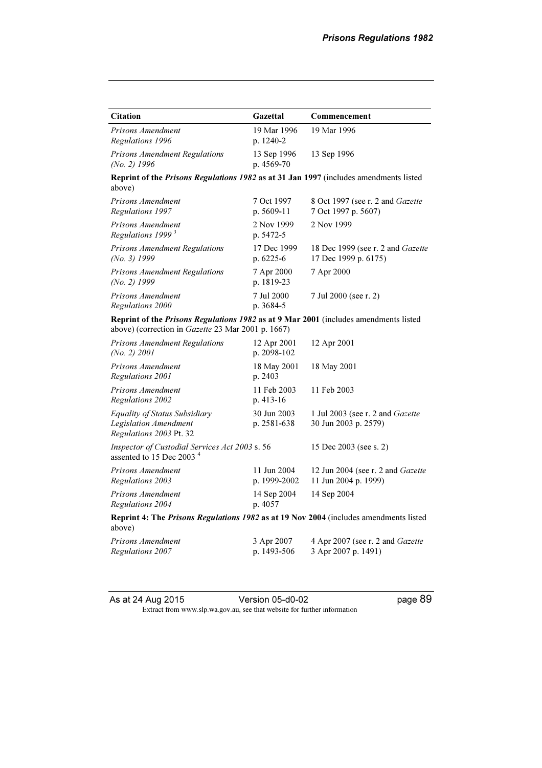| Citation | Gazettal | Commencement |
|---|---|---|
| *Prisons Amendment Regulations 1996* | 19 Mar 1996 p. 1240-2 | 19 Mar 1996 |
| *Prisons Amendment Regulations (No. 2) 1996* | 13 Sep 1996 p. 4569-70 | 13 Sep 1996 |
| **Reprint of the *Prisons Regulations 1982* as at 31 Jan 1997** (includes amendments listed above) | | |
| *Prisons Amendment Regulations 1997* | 7 Oct 1997 p. 5609-11 | 8 Oct 1997 (see r. 2 and *Gazette* 7 Oct 1997 p. 5607) |
| *Prisons Amendment Regulations 1999* [3] | 2 Nov 1999 p. 5472-5 | 2 Nov 1999 |
| *Prisons Amendment Regulations (No. 3) 1999* | 17 Dec 1999 p. 6225-6 | 18 Dec 1999 (see r. 2 and *Gazette* 17 Dec 1999 p. 6175) |
| *Prisons Amendment Regulations (No. 2) 1999* | 7 Apr 2000 p. 1819-23 | 7 Apr 2000 |
| *Prisons Amendment Regulations 2000* | 7 Jul 2000 p. 3684-5 | 7 Jul 2000 (see r. 2) |
| **Reprint of the *Prisons Regulations 1982* as at 9 Mar 2001** (includes amendments listed above) (correction in *Gazette* 23 Mar 2001 p. 1667) | | |
| *Prisons Amendment Regulations (No. 2) 2001* | 12 Apr 2001 p. 2098-102 | 12 Apr 2001 |
| *Prisons Amendment Regulations 2001* | 18 May 2001 p. 2403 | 18 May 2001 |
| *Prisons Amendment Regulations 2002* | 11 Feb 2003 p. 413-16 | 11 Feb 2003 |
| *Equality of Status Subsidiary Legislation Amendment Regulations 2003* Pt. 32 | 30 Jun 2003 p. 2581-638 | 1 Jul 2003 (see r. 2 and *Gazette* 30 Jun 2003 p. 2579) |
| *Inspector of Custodial Services Act 2003* s. 56 assented to 15 Dec 2003 [4] | | 15 Dec 2003 (see s. 2) |
| *Prisons Amendment Regulations 2003* | 11 Jun 2004 p. 1999-2002 | 12 Jun 2004 (see r. 2 and *Gazette* 11 Jun 2004 p. 1999) |
| *Prisons Amendment Regulations 2004* | 14 Sep 2004 p. 4057 | 14 Sep 2004 |
| **Reprint 4: The *Prisons Regulations 1982* as at 19 Nov 2004** (includes amendments listed above) | | |
| *Prisons Amendment Regulations 2007* | 3 Apr 2007 p. 1493-506 | 4 Apr 2007 (see r. 2 and *Gazette* 3 Apr 2007 p. 1491) |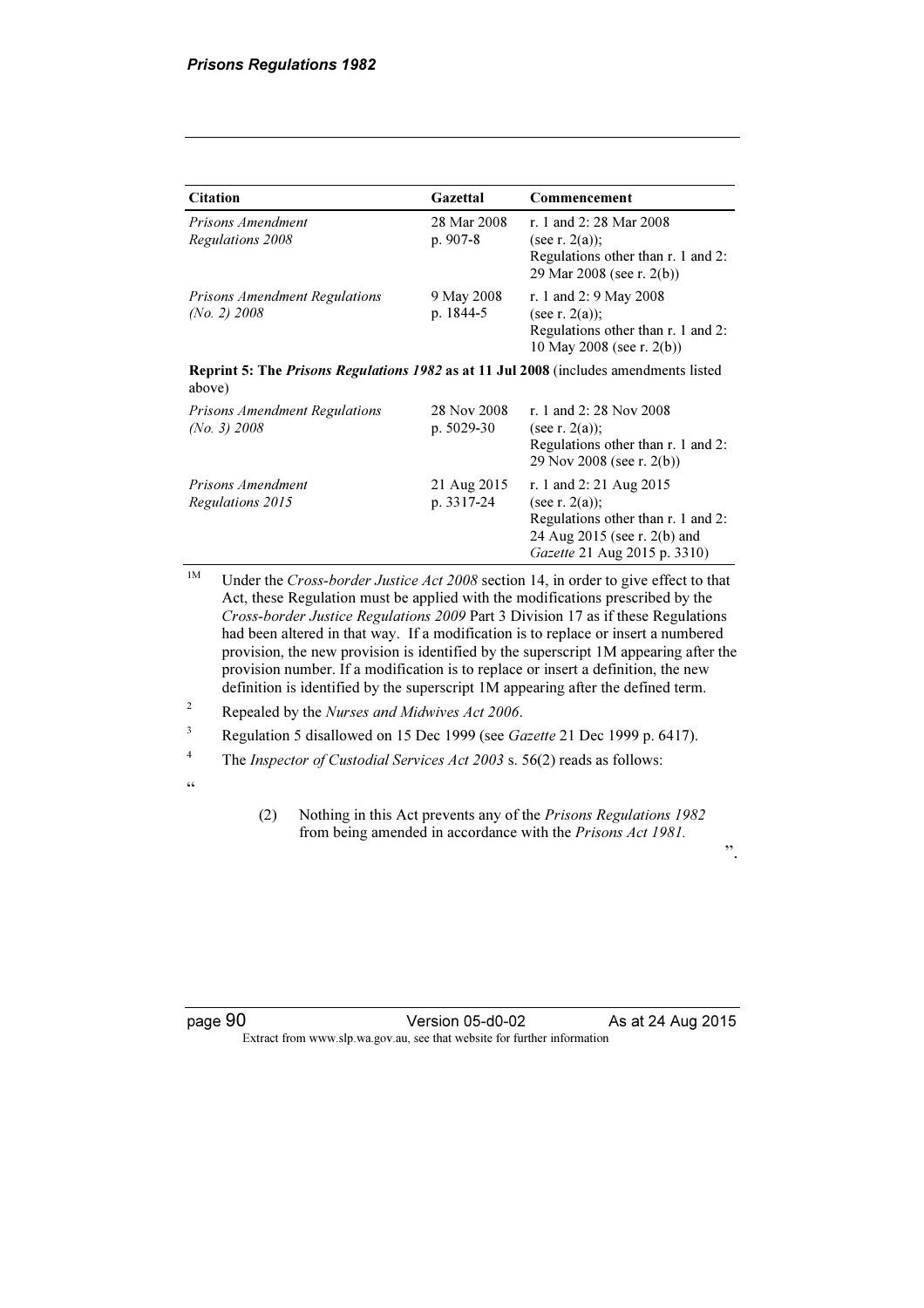| Citation | Gazettal | Commencement |
|---|---|---|
| *Prisons Amendment Regulations 2008* | 28 Mar 2008 p. 907-8 | r. 1 and 2: 28 Mar 2008 (see r. 2(a)); Regulations other than r. 1 and 2: 29 Mar 2008 (see r. 2(b)) |
| *Prisons Amendment Regulations (No. 2) 2008* | 9 May 2008 p. 1844-5 | r. 1 and 2: 9 May 2008 (see r. 2(a)); Regulations other than r. 1 and 2: 10 May 2008 (see r. 2(b)) |
| **Reprint 5: The *Prisons Regulations 1982* as at 11 Jul 2008** (includes amendments listed above) | | |
| *Prisons Amendment Regulations (No. 3) 2008* | 28 Nov 2008 p. 5029-30 | r. 1 and 2: 28 Nov 2008 (see r. 2(a)); Regulations other than r. 1 and 2: 29 Nov 2008 (see r. 2(b)) |
| *Prisons Amendment Regulations 2015* | 21 Aug 2015 p. 3317-24 | r. 1 and 2: 21 Aug 2015 (see r. 2(a)); Regulations other than r. 1 and 2: 24 Aug 2015 (see r. 2(b) and *Gazette* 21 Aug 2015 p. 3310) |

[1M] Under the *Cross-border Justice Act 2008* section 14, in order to give effect to that Act, these Regulation must be applied with the modifications prescribed by the *Cross-border Justice Regulations 2009* Part 3 Division 17 as if these Regulations had been altered in that way. If a modification is to replace or insert a numbered provision, the new provision is identified by the superscript 1M appearing after the provision number. If a modification is to replace or insert a definition, the new definition is identified by the superscript 1M appearing after the defined term.

[2] Repealed by the *Nurses and Midwives Act 2006*.

[3] Regulation 5 disallowed on 15 Dec 1999 (see *Gazette* 21 Dec 1999 p. 6417).

[4] The *Inspector of Custodial Services Act 2003* s. 56(2) reads as follows:

"

> (2) Nothing in this Act prevents any of the *Prisons Regulations 1982* from being amended in accordance with the *Prisons Act 1981.*

".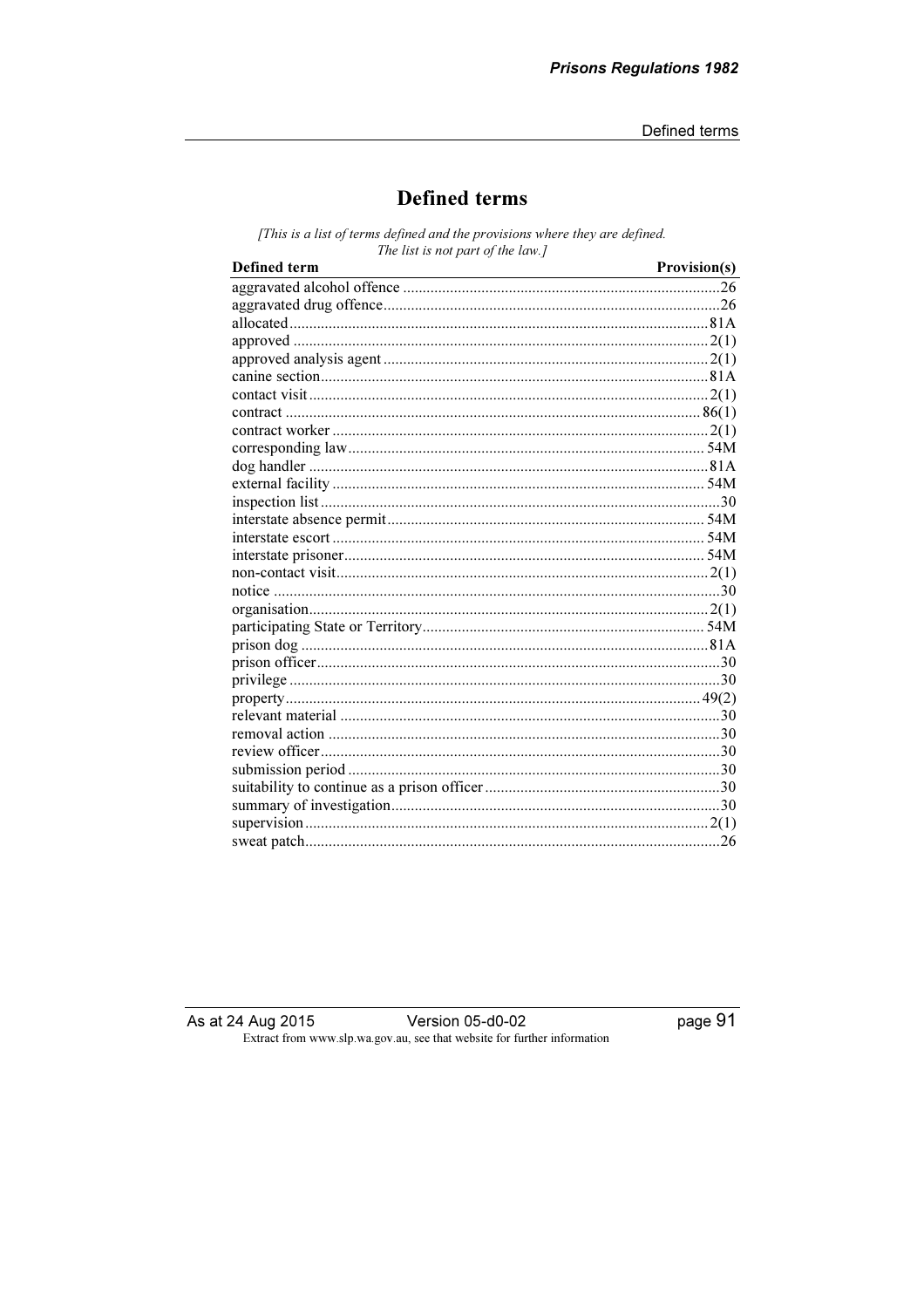# Defined terms

*[This is a list of terms defined and the provisions where they are defined. The list is not part of the law.]*

| Defined term | Provision(s) |
|---|---|
| aggravated alcohol offence | 26 |
| aggravated drug offence | 26 |
| allocated | 81A |
| approved | 2(1) |
| approved analysis agent | 2(1) |
| canine section | 81A |
| contact visit | 2(1) |
| contract | 86(1) |
| contract worker | 2(1) |
| corresponding law | 54M |
| dog handler | 81A |
| external facility | 54M |
| inspection list | 30 |
| interstate absence permit | 54M |
| interstate escort | 54M |
| interstate prisoner | 54M |
| non-contact visit | 2(1) |
| notice | 30 |
| organisation | 2(1) |
| participating State or Territory | 54M |
| prison dog | 81A |
| prison officer | 30 |
| privilege | 30 |
| property | 49(2) |
| relevant material | 30 |
| removal action | 30 |
| review officer | 30 |
| submission period | 30 |
| suitability to continue as a prison officer | 30 |
| summary of investigation | 30 |
| supervision | 2(1) |
| sweat patch | 26 |